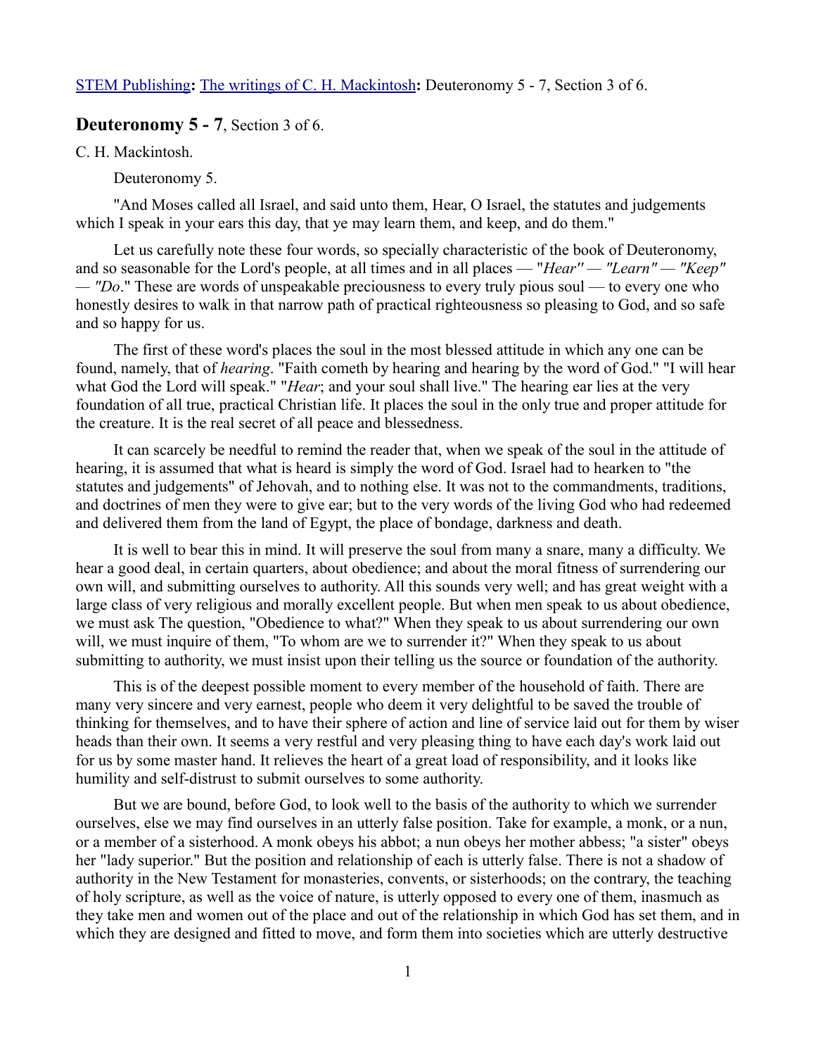[STEM Publishing](#): [The writings of C. H. Mackintosh](#): Deuteronomy 5 - 7, Section 3 of 6.

## **Deuteronomy 5 - 7**, Section 3 of 6.

C. H. Mackintosh.

Deuteronomy 5.

"And Moses called all Israel, and said unto them, Hear, O Israel, the statutes and judgements which I speak in your ears this day, that ye may learn them, and keep, and do them."

Let us carefully note these four words, so specially characteristic of the book of Deuteronomy, and so seasonable for the Lord's people, at all times and in all places — "*Hear" — "Learn" — "Keep" — "Do*." These are words of unspeakable preciousness to every truly pious soul — to every one who honestly desires to walk in that narrow path of practical righteousness so pleasing to God, and so safe and so happy for us.

The first of these word's places the soul in the most blessed attitude in which any one can be found, namely, that of *hearing*. "Faith cometh by hearing and hearing by the word of God." "I will hear what God the Lord will speak." "*Hear*; and your soul shall live." The hearing ear lies at the very foundation of all true, practical Christian life. It places the soul in the only true and proper attitude for the creature. It is the real secret of all peace and blessedness.

It can scarcely be needful to remind the reader that, when we speak of the soul in the attitude of hearing, it is assumed that what is heard is simply the word of God. Israel had to hearken to "the statutes and judgements" of Jehovah, and to nothing else. It was not to the commandments, traditions, and doctrines of men they were to give ear; but to the very words of the living God who had redeemed and delivered them from the land of Egypt, the place of bondage, darkness and death.

It is well to bear this in mind. It will preserve the soul from many a snare, many a difficulty. We hear a good deal, in certain quarters, about obedience; and about the moral fitness of surrendering our own will, and submitting ourselves to authority. All this sounds very well; and has great weight with a large class of very religious and morally excellent people. But when men speak to us about obedience, we must ask The question, "Obedience to what?" When they speak to us about surrendering our own will, we must inquire of them, "To whom are we to surrender it?" When they speak to us about submitting to authority, we must insist upon their telling us the source or foundation of the authority.

This is of the deepest possible moment to every member of the household of faith. There are many very sincere and very earnest, people who deem it very delightful to be saved the trouble of thinking for themselves, and to have their sphere of action and line of service laid out for them by wiser heads than their own. It seems a very restful and very pleasing thing to have each day's work laid out for us by some master hand. It relieves the heart of a great load of responsibility, and it looks like humility and self-distrust to submit ourselves to some authority.

But we are bound, before God, to look well to the basis of the authority to which we surrender ourselves, else we may find ourselves in an utterly false position. Take for example, a monk, or a nun, or a member of a sisterhood. A monk obeys his abbot; a nun obeys her mother abbess; "a sister" obeys her "lady superior." But the position and relationship of each is utterly false. There is not a shadow of authority in the New Testament for monasteries, convents, or sisterhoods; on the contrary, the teaching of holy scripture, as well as the voice of nature, is utterly opposed to every one of them, inasmuch as they take men and women out of the place and out of the relationship in which God has set them, and in which they are designed and fitted to move, and form them into societies which are utterly destructive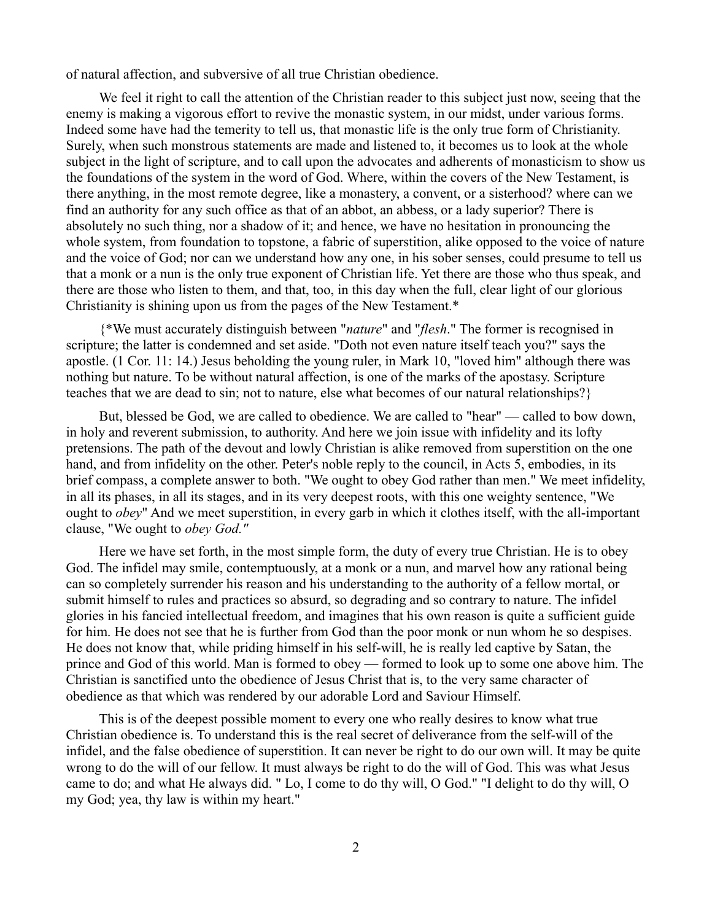of natural affection, and subversive of all true Christian obedience.

We feel it right to call the attention of the Christian reader to this subject just now, seeing that the enemy is making a vigorous effort to revive the monastic system, in our midst, under various forms. Indeed some have had the temerity to tell us, that monastic life is the only true form of Christianity. Surely, when such monstrous statements are made and listened to, it becomes us to look at the whole subject in the light of scripture, and to call upon the advocates and adherents of monasticism to show us the foundations of the system in the word of God. Where, within the covers of the New Testament, is there anything, in the most remote degree, like a monastery, a convent, or a sisterhood? where can we find an authority for any such office as that of an abbot, an abbess, or a lady superior? There is absolutely no such thing, nor a shadow of it; and hence, we have no hesitation in pronouncing the whole system, from foundation to topstone, a fabric of superstition, alike opposed to the voice of nature and the voice of God; nor can we understand how any one, in his sober senses, could presume to tell us that a monk or a nun is the only true exponent of Christian life. Yet there are those who thus speak, and there are those who listen to them, and that, too, in this day when the full, clear light of our glorious Christianity is shining upon us from the pages of the New Testament.*

{*We must accurately distinguish between "*nature*" and "*flesh*." The former is recognised in scripture; the latter is condemned and set aside. "Doth not even nature itself teach you?" says the apostle. (1 Cor. 11: 14.) Jesus beholding the young ruler, in Mark 10, "loved him" although there was nothing but nature. To be without natural affection, is one of the marks of the apostasy. Scripture teaches that we are dead to sin; not to nature, else what becomes of our natural relationships?}

But, blessed be God, we are called to obedience. We are called to "hear" — called to bow down, in holy and reverent submission, to authority. And here we join issue with infidelity and its lofty pretensions. The path of the devout and lowly Christian is alike removed from superstition on the one hand, and from infidelity on the other. Peter's noble reply to the council, in Acts 5, embodies, in its brief compass, a complete answer to both. "We ought to obey God rather than men." We meet infidelity, in all its phases, in all its stages, and in its very deepest roots, with this one weighty sentence, "We ought to *obey*" And we meet superstition, in every garb in which it clothes itself, with the all-important clause, "We ought to *obey God."*

Here we have set forth, in the most simple form, the duty of every true Christian. He is to obey God. The infidel may smile, contemptuously, at a monk or a nun, and marvel how any rational being can so completely surrender his reason and his understanding to the authority of a fellow mortal, or submit himself to rules and practices so absurd, so degrading and so contrary to nature. The infidel glories in his fancied intellectual freedom, and imagines that his own reason is quite a sufficient guide for him. He does not see that he is further from God than the poor monk or nun whom he so despises. He does not know that, while priding himself in his self-will, he is really led captive by Satan, the prince and God of this world. Man is formed to obey — formed to look up to some one above him. The Christian is sanctified unto the obedience of Jesus Christ that is, to the very same character of obedience as that which was rendered by our adorable Lord and Saviour Himself.

This is of the deepest possible moment to every one who really desires to know what true Christian obedience is. To understand this is the real secret of deliverance from the self-will of the infidel, and the false obedience of superstition. It can never be right to do our own will. It may be quite wrong to do the will of our fellow. It must always be right to do the will of God. This was what Jesus came to do; and what He always did. " Lo, I come to do thy will, O God." "I delight to do thy will, O my God; yea, thy law is within my heart."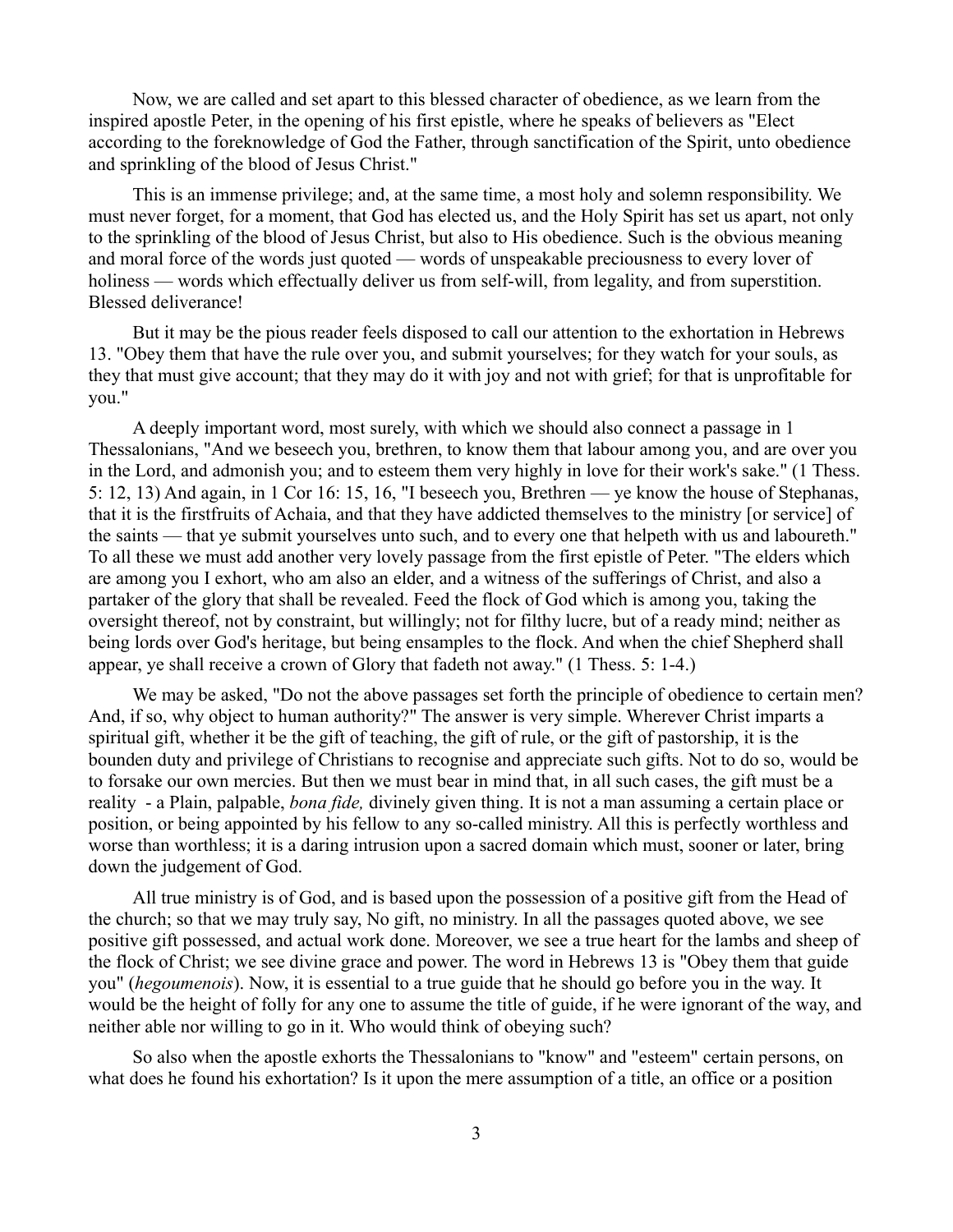Now, we are called and set apart to this blessed character of obedience, as we learn from the inspired apostle Peter, in the opening of his first epistle, where he speaks of believers as "Elect according to the foreknowledge of God the Father, through sanctification of the Spirit, unto obedience and sprinkling of the blood of Jesus Christ."

This is an immense privilege; and, at the same time, a most holy and solemn responsibility. We must never forget, for a moment, that God has elected us, and the Holy Spirit has set us apart, not only to the sprinkling of the blood of Jesus Christ, but also to His obedience. Such is the obvious meaning and moral force of the words just quoted — words of unspeakable preciousness to every lover of holiness — words which effectually deliver us from self-will, from legality, and from superstition. Blessed deliverance!

But it may be the pious reader feels disposed to call our attention to the exhortation in Hebrews 13. "Obey them that have the rule over you, and submit yourselves; for they watch for your souls, as they that must give account; that they may do it with joy and not with grief; for that is unprofitable for you."

A deeply important word, most surely, with which we should also connect a passage in 1 Thessalonians, "And we beseech you, brethren, to know them that labour among you, and are over you in the Lord, and admonish you; and to esteem them very highly in love for their work's sake." (1 Thess. 5: 12, 13) And again, in 1 Cor 16: 15, 16, "I beseech you, Brethren — ye know the house of Stephanas, that it is the firstfruits of Achaia, and that they have addicted themselves to the ministry [or service] of the saints — that ye submit yourselves unto such, and to every one that helpeth with us and laboureth." To all these we must add another very lovely passage from the first epistle of Peter. "The elders which are among you I exhort, who am also an elder, and a witness of the sufferings of Christ, and also a partaker of the glory that shall be revealed. Feed the flock of God which is among you, taking the oversight thereof, not by constraint, but willingly; not for filthy lucre, but of a ready mind; neither as being lords over God's heritage, but being ensamples to the flock. And when the chief Shepherd shall appear, ye shall receive a crown of Glory that fadeth not away." (1 Thess. 5: 1-4.)

We may be asked, "Do not the above passages set forth the principle of obedience to certain men? And, if so, why object to human authority?" The answer is very simple. Wherever Christ imparts a spiritual gift, whether it be the gift of teaching, the gift of rule, or the gift of pastorship, it is the bounden duty and privilege of Christians to recognise and appreciate such gifts. Not to do so, would be to forsake our own mercies. But then we must bear in mind that, in all such cases, the gift must be a reality - a Plain, palpable, *bona fide,* divinely given thing. It is not a man assuming a certain place or position, or being appointed by his fellow to any so-called ministry. All this is perfectly worthless and worse than worthless; it is a daring intrusion upon a sacred domain which must, sooner or later, bring down the judgement of God.

All true ministry is of God, and is based upon the possession of a positive gift from the Head of the church; so that we may truly say, No gift, no ministry. In all the passages quoted above, we see positive gift possessed, and actual work done. Moreover, we see a true heart for the lambs and sheep of the flock of Christ; we see divine grace and power. The word in Hebrews 13 is "Obey them that guide you" (*hegoumenois*). Now, it is essential to a true guide that he should go before you in the way. It would be the height of folly for any one to assume the title of guide, if he were ignorant of the way, and neither able nor willing to go in it. Who would think of obeying such?

So also when the apostle exhorts the Thessalonians to "know" and "esteem" certain persons, on what does he found his exhortation? Is it upon the mere assumption of a title, an office or a position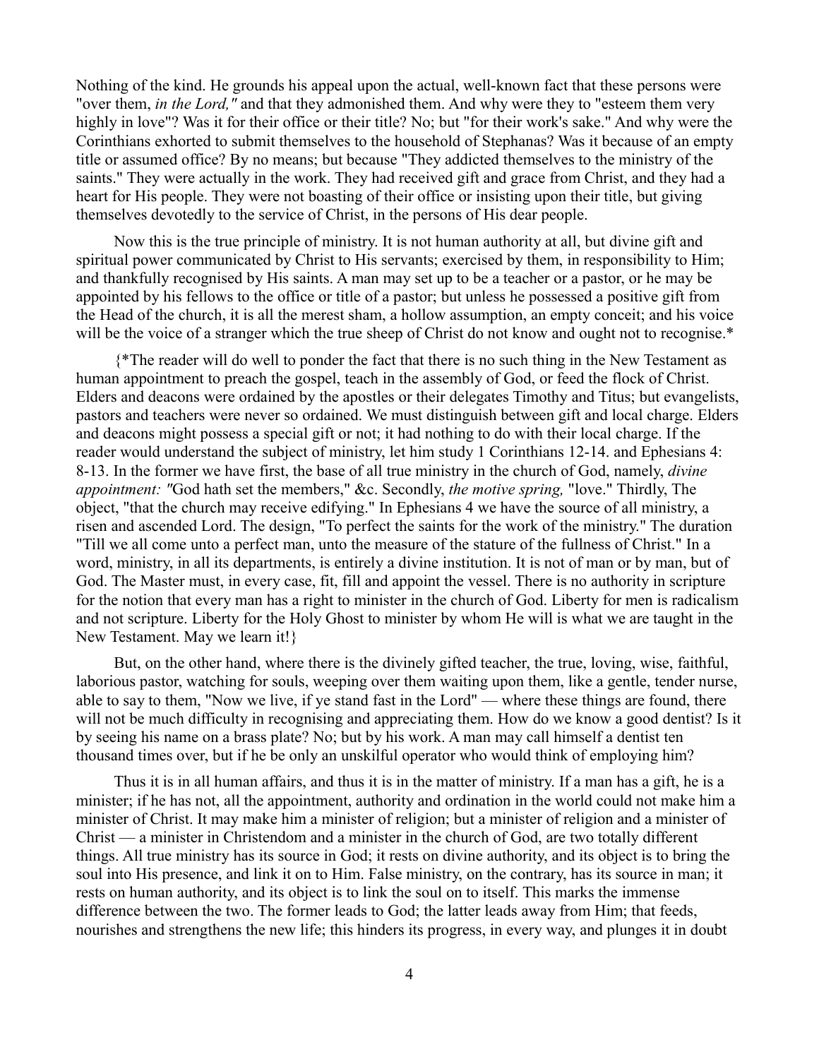Nothing of the kind. He grounds his appeal upon the actual, well-known fact that these persons were "over them, *in the Lord,"* and that they admonished them. And why were they to "esteem them very highly in love"? Was it for their office or their title? No; but "for their work's sake." And why were the Corinthians exhorted to submit themselves to the household of Stephanas? Was it because of an empty title or assumed office? By no means; but because "They addicted themselves to the ministry of the saints." They were actually in the work. They had received gift and grace from Christ, and they had a heart for His people. They were not boasting of their office or insisting upon their title, but giving themselves devotedly to the service of Christ, in the persons of His dear people.

Now this is the true principle of ministry. It is not human authority at all, but divine gift and spiritual power communicated by Christ to His servants; exercised by them, in responsibility to Him; and thankfully recognised by His saints. A man may set up to be a teacher or a pastor, or he may be appointed by his fellows to the office or title of a pastor; but unless he possessed a positive gift from the Head of the church, it is all the merest sham, a hollow assumption, an empty conceit; and his voice will be the voice of a stranger which the true sheep of Christ do not know and ought not to recognise.*

{*The reader will do well to ponder the fact that there is no such thing in the New Testament as human appointment to preach the gospel, teach in the assembly of God, or feed the flock of Christ. Elders and deacons were ordained by the apostles or their delegates Timothy and Titus; but evangelists, pastors and teachers were never so ordained. We must distinguish between gift and local charge. Elders and deacons might possess a special gift or not; it had nothing to do with their local charge. If the reader would understand the subject of ministry, let him study 1 Corinthians 12-14. and Ephesians 4: 8-13. In the former we have first, the base of all true ministry in the church of God, namely, *divine appointment: "*God hath set the members," &c. Secondly, *the motive spring,* "love." Thirdly, The object, "that the church may receive edifying." In Ephesians 4 we have the source of all ministry, a risen and ascended Lord. The design, "To perfect the saints for the work of the ministry." The duration "Till we all come unto a perfect man, unto the measure of the stature of the fullness of Christ." In a word, ministry, in all its departments, is entirely a divine institution. It is not of man or by man, but of God. The Master must, in every case, fit, fill and appoint the vessel. There is no authority in scripture for the notion that every man has a right to minister in the church of God. Liberty for men is radicalism and not scripture. Liberty for the Holy Ghost to minister by whom He will is what we are taught in the New Testament. May we learn it!}

But, on the other hand, where there is the divinely gifted teacher, the true, loving, wise, faithful, laborious pastor, watching for souls, weeping over them waiting upon them, like a gentle, tender nurse, able to say to them, "Now we live, if ye stand fast in the Lord" — where these things are found, there will not be much difficulty in recognising and appreciating them. How do we know a good dentist? Is it by seeing his name on a brass plate? No; but by his work. A man may call himself a dentist ten thousand times over, but if he be only an unskilful operator who would think of employing him?

Thus it is in all human affairs, and thus it is in the matter of ministry. If a man has a gift, he is a minister; if he has not, all the appointment, authority and ordination in the world could not make him a minister of Christ. It may make him a minister of religion; but a minister of religion and a minister of Christ — a minister in Christendom and a minister in the church of God, are two totally different things. All true ministry has its source in God; it rests on divine authority, and its object is to bring the soul into His presence, and link it on to Him. False ministry, on the contrary, has its source in man; it rests on human authority, and its object is to link the soul on to itself. This marks the immense difference between the two. The former leads to God; the latter leads away from Him; that feeds, nourishes and strengthens the new life; this hinders its progress, in every way, and plunges it in doubt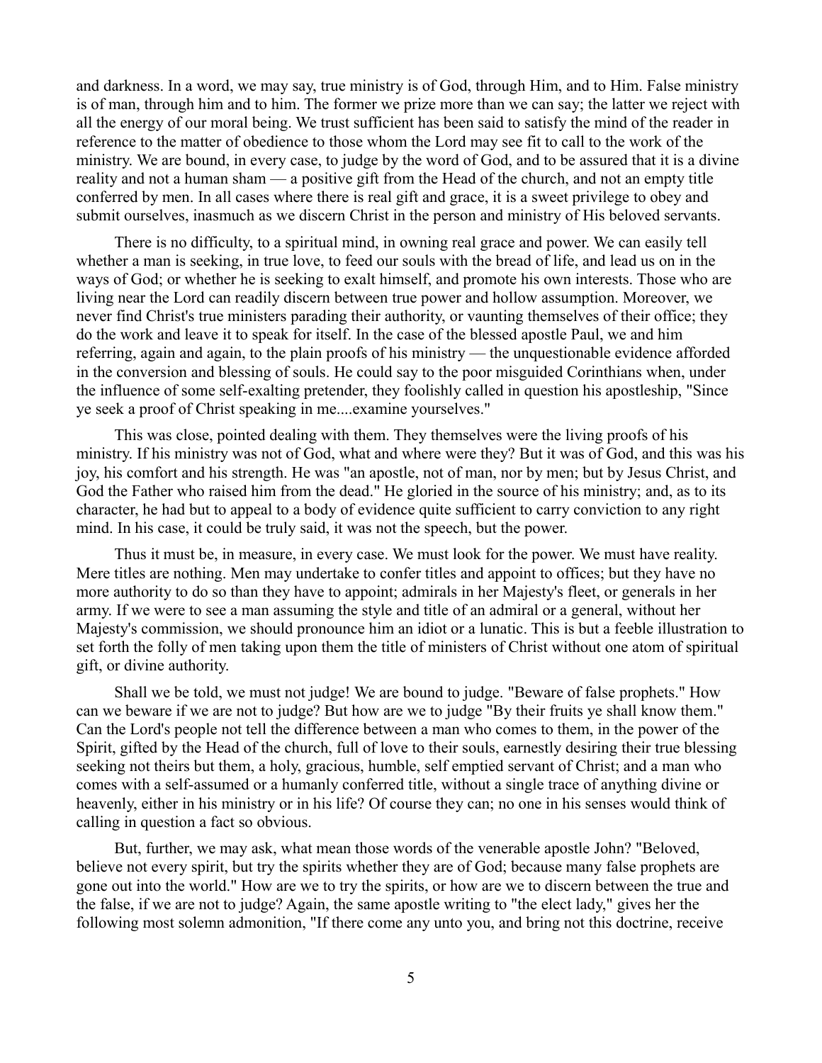and darkness. In a word, we may say, true ministry is of God, through Him, and to Him. False ministry is of man, through him and to him. The former we prize more than we can say; the latter we reject with all the energy of our moral being. We trust sufficient has been said to satisfy the mind of the reader in reference to the matter of obedience to those whom the Lord may see fit to call to the work of the ministry. We are bound, in every case, to judge by the word of God, and to be assured that it is a divine reality and not a human sham — a positive gift from the Head of the church, and not an empty title conferred by men. In all cases where there is real gift and grace, it is a sweet privilege to obey and submit ourselves, inasmuch as we discern Christ in the person and ministry of His beloved servants.

There is no difficulty, to a spiritual mind, in owning real grace and power. We can easily tell whether a man is seeking, in true love, to feed our souls with the bread of life, and lead us on in the ways of God; or whether he is seeking to exalt himself, and promote his own interests. Those who are living near the Lord can readily discern between true power and hollow assumption. Moreover, we never find Christ's true ministers parading their authority, or vaunting themselves of their office; they do the work and leave it to speak for itself. In the case of the blessed apostle Paul, we and him referring, again and again, to the plain proofs of his ministry — the unquestionable evidence afforded in the conversion and blessing of souls. He could say to the poor misguided Corinthians when, under the influence of some self-exalting pretender, they foolishly called in question his apostleship, "Since ye seek a proof of Christ speaking in me....examine yourselves."

This was close, pointed dealing with them. They themselves were the living proofs of his ministry. If his ministry was not of God, what and where were they? But it was of God, and this was his joy, his comfort and his strength. He was "an apostle, not of man, nor by men; but by Jesus Christ, and God the Father who raised him from the dead." He gloried in the source of his ministry; and, as to its character, he had but to appeal to a body of evidence quite sufficient to carry conviction to any right mind. In his case, it could be truly said, it was not the speech, but the power.

Thus it must be, in measure, in every case. We must look for the power. We must have reality. Mere titles are nothing. Men may undertake to confer titles and appoint to offices; but they have no more authority to do so than they have to appoint; admirals in her Majesty's fleet, or generals in her army. If we were to see a man assuming the style and title of an admiral or a general, without her Majesty's commission, we should pronounce him an idiot or a lunatic. This is but a feeble illustration to set forth the folly of men taking upon them the title of ministers of Christ without one atom of spiritual gift, or divine authority.

Shall we be told, we must not judge! We are bound to judge. "Beware of false prophets." How can we beware if we are not to judge? But how are we to judge "By their fruits ye shall know them." Can the Lord's people not tell the difference between a man who comes to them, in the power of the Spirit, gifted by the Head of the church, full of love to their souls, earnestly desiring their true blessing seeking not theirs but them, a holy, gracious, humble, self emptied servant of Christ; and a man who comes with a self-assumed or a humanly conferred title, without a single trace of anything divine or heavenly, either in his ministry or in his life? Of course they can; no one in his senses would think of calling in question a fact so obvious.

But, further, we may ask, what mean those words of the venerable apostle John? "Beloved, believe not every spirit, but try the spirits whether they are of God; because many false prophets are gone out into the world." How are we to try the spirits, or how are we to discern between the true and the false, if we are not to judge? Again, the same apostle writing to "the elect lady," gives her the following most solemn admonition, "If there come any unto you, and bring not this doctrine, receive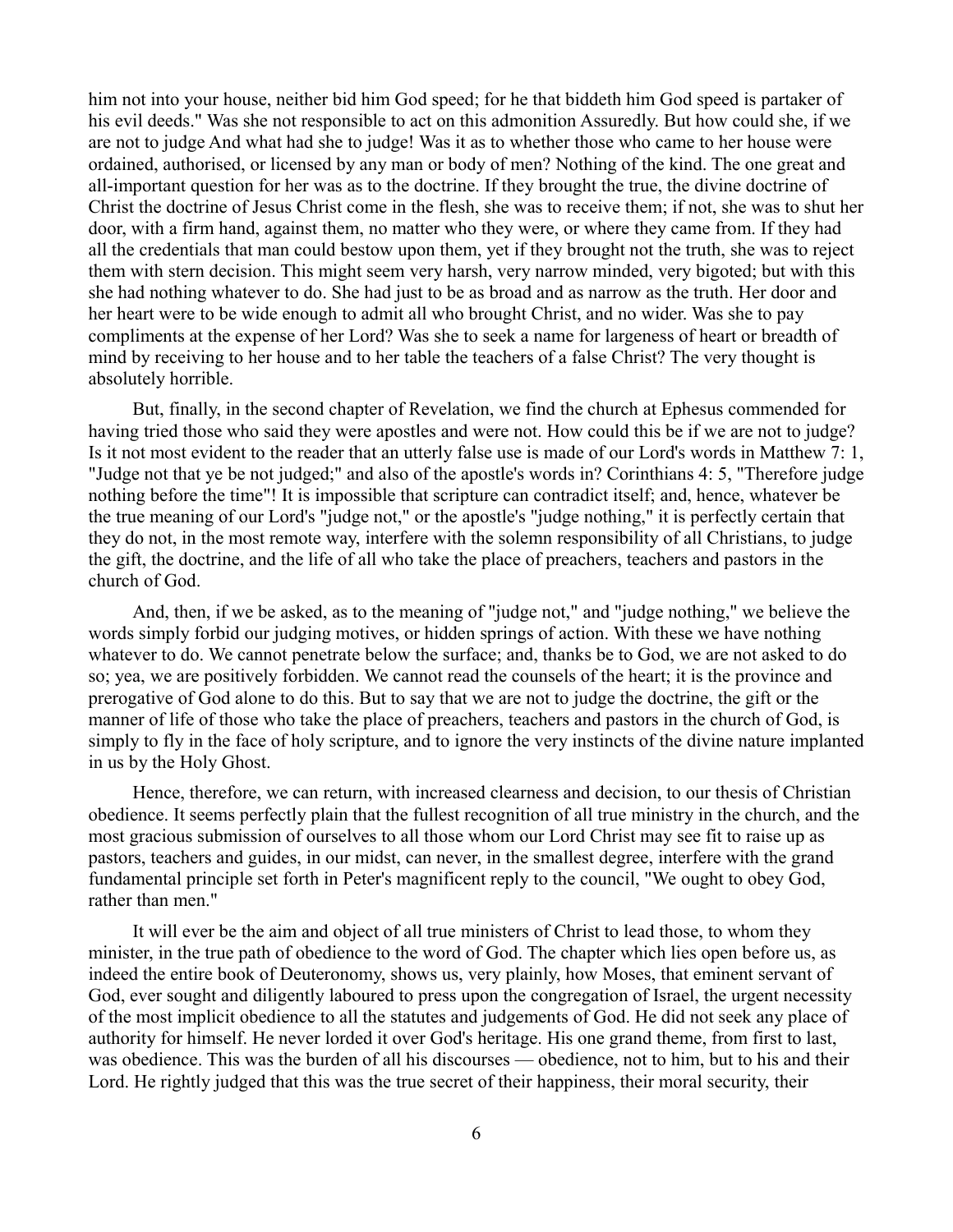him not into your house, neither bid him God speed; for he that biddeth him God speed is partaker of his evil deeds." Was she not responsible to act on this admonition Assuredly. But how could she, if we are not to judge And what had she to judge! Was it as to whether those who came to her house were ordained, authorised, or licensed by any man or body of men? Nothing of the kind. The one great and all-important question for her was as to the doctrine. If they brought the true, the divine doctrine of Christ the doctrine of Jesus Christ come in the flesh, she was to receive them; if not, she was to shut her door, with a firm hand, against them, no matter who they were, or where they came from. If they had all the credentials that man could bestow upon them, yet if they brought not the truth, she was to reject them with stern decision. This might seem very harsh, very narrow minded, very bigoted; but with this she had nothing whatever to do. She had just to be as broad and as narrow as the truth. Her door and her heart were to be wide enough to admit all who brought Christ, and no wider. Was she to pay compliments at the expense of her Lord? Was she to seek a name for largeness of heart or breadth of mind by receiving to her house and to her table the teachers of a false Christ? The very thought is absolutely horrible.

But, finally, in the second chapter of Revelation, we find the church at Ephesus commended for having tried those who said they were apostles and were not. How could this be if we are not to judge? Is it not most evident to the reader that an utterly false use is made of our Lord's words in Matthew 7: 1, "Judge not that ye be not judged;" and also of the apostle's words in? Corinthians 4: 5, "Therefore judge nothing before the time"! It is impossible that scripture can contradict itself; and, hence, whatever be the true meaning of our Lord's "judge not," or the apostle's "judge nothing," it is perfectly certain that they do not, in the most remote way, interfere with the solemn responsibility of all Christians, to judge the gift, the doctrine, and the life of all who take the place of preachers, teachers and pastors in the church of God.

And, then, if we be asked, as to the meaning of "judge not," and "judge nothing," we believe the words simply forbid our judging motives, or hidden springs of action. With these we have nothing whatever to do. We cannot penetrate below the surface; and, thanks be to God, we are not asked to do so; yea, we are positively forbidden. We cannot read the counsels of the heart; it is the province and prerogative of God alone to do this. But to say that we are not to judge the doctrine, the gift or the manner of life of those who take the place of preachers, teachers and pastors in the church of God, is simply to fly in the face of holy scripture, and to ignore the very instincts of the divine nature implanted in us by the Holy Ghost.

Hence, therefore, we can return, with increased clearness and decision, to our thesis of Christian obedience. It seems perfectly plain that the fullest recognition of all true ministry in the church, and the most gracious submission of ourselves to all those whom our Lord Christ may see fit to raise up as pastors, teachers and guides, in our midst, can never, in the smallest degree, interfere with the grand fundamental principle set forth in Peter's magnificent reply to the council, "We ought to obey God, rather than men."

It will ever be the aim and object of all true ministers of Christ to lead those, to whom they minister, in the true path of obedience to the word of God. The chapter which lies open before us, as indeed the entire book of Deuteronomy, shows us, very plainly, how Moses, that eminent servant of God, ever sought and diligently laboured to press upon the congregation of Israel, the urgent necessity of the most implicit obedience to all the statutes and judgements of God. He did not seek any place of authority for himself. He never lorded it over God's heritage. His one grand theme, from first to last, was obedience. This was the burden of all his discourses — obedience, not to him, but to his and their Lord. He rightly judged that this was the true secret of their happiness, their moral security, their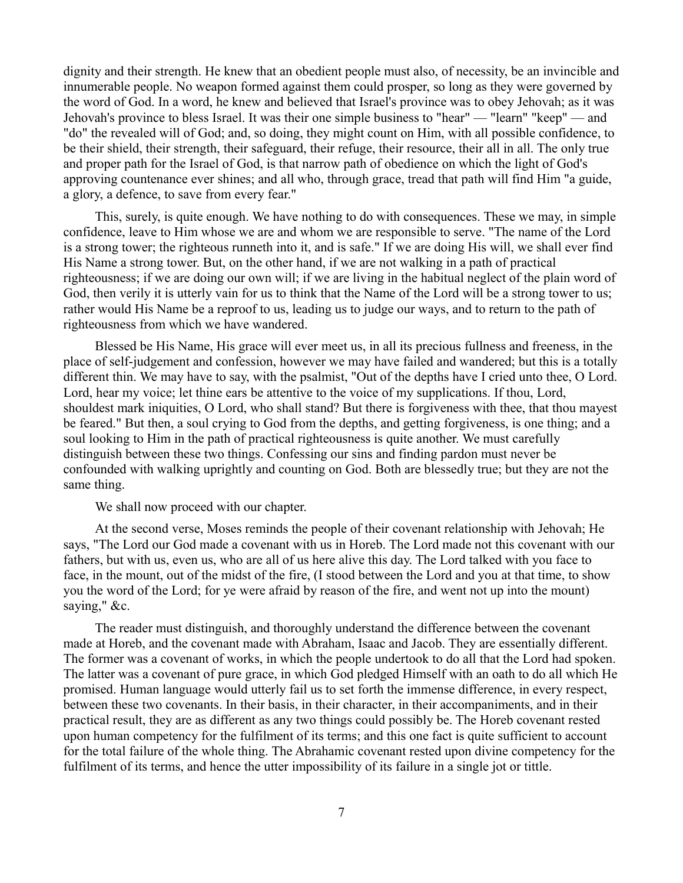dignity and their strength. He knew that an obedient people must also, of necessity, be an invincible and innumerable people. No weapon formed against them could prosper, so long as they were governed by the word of God. In a word, he knew and believed that Israel's province was to obey Jehovah; as it was Jehovah's province to bless Israel. It was their one simple business to "hear" — "learn" "keep" — and "do" the revealed will of God; and, so doing, they might count on Him, with all possible confidence, to be their shield, their strength, their safeguard, their refuge, their resource, their all in all. The only true and proper path for the Israel of God, is that narrow path of obedience on which the light of God's approving countenance ever shines; and all who, through grace, tread that path will find Him "a guide, a glory, a defence, to save from every fear."

This, surely, is quite enough. We have nothing to do with consequences. These we may, in simple confidence, leave to Him whose we are and whom we are responsible to serve. "The name of the Lord is a strong tower; the righteous runneth into it, and is safe." If we are doing His will, we shall ever find His Name a strong tower. But, on the other hand, if we are not walking in a path of practical righteousness; if we are doing our own will; if we are living in the habitual neglect of the plain word of God, then verily it is utterly vain for us to think that the Name of the Lord will be a strong tower to us; rather would His Name be a reproof to us, leading us to judge our ways, and to return to the path of righteousness from which we have wandered.

Blessed be His Name, His grace will ever meet us, in all its precious fullness and freeness, in the place of self-judgement and confession, however we may have failed and wandered; but this is a totally different thin. We may have to say, with the psalmist, "Out of the depths have I cried unto thee, O Lord. Lord, hear my voice; let thine ears be attentive to the voice of my supplications. If thou, Lord, shouldest mark iniquities, O Lord, who shall stand? But there is forgiveness with thee, that thou mayest be feared." But then, a soul crying to God from the depths, and getting forgiveness, is one thing; and a soul looking to Him in the path of practical righteousness is quite another. We must carefully distinguish between these two things. Confessing our sins and finding pardon must never be confounded with walking uprightly and counting on God. Both are blessedly true; but they are not the same thing.

We shall now proceed with our chapter.

At the second verse, Moses reminds the people of their covenant relationship with Jehovah; He says, "The Lord our God made a covenant with us in Horeb. The Lord made not this covenant with our fathers, but with us, even us, who are all of us here alive this day. The Lord talked with you face to face, in the mount, out of the midst of the fire, (I stood between the Lord and you at that time, to show you the word of the Lord; for ye were afraid by reason of the fire, and went not up into the mount) saying," &c.

The reader must distinguish, and thoroughly understand the difference between the covenant made at Horeb, and the covenant made with Abraham, Isaac and Jacob. They are essentially different. The former was a covenant of works, in which the people undertook to do all that the Lord had spoken. The latter was a covenant of pure grace, in which God pledged Himself with an oath to do all which He promised. Human language would utterly fail us to set forth the immense difference, in every respect, between these two covenants. In their basis, in their character, in their accompaniments, and in their practical result, they are as different as any two things could possibly be. The Horeb covenant rested upon human competency for the fulfilment of its terms; and this one fact is quite sufficient to account for the total failure of the whole thing. The Abrahamic covenant rested upon divine competency for the fulfilment of its terms, and hence the utter impossibility of its failure in a single jot or tittle.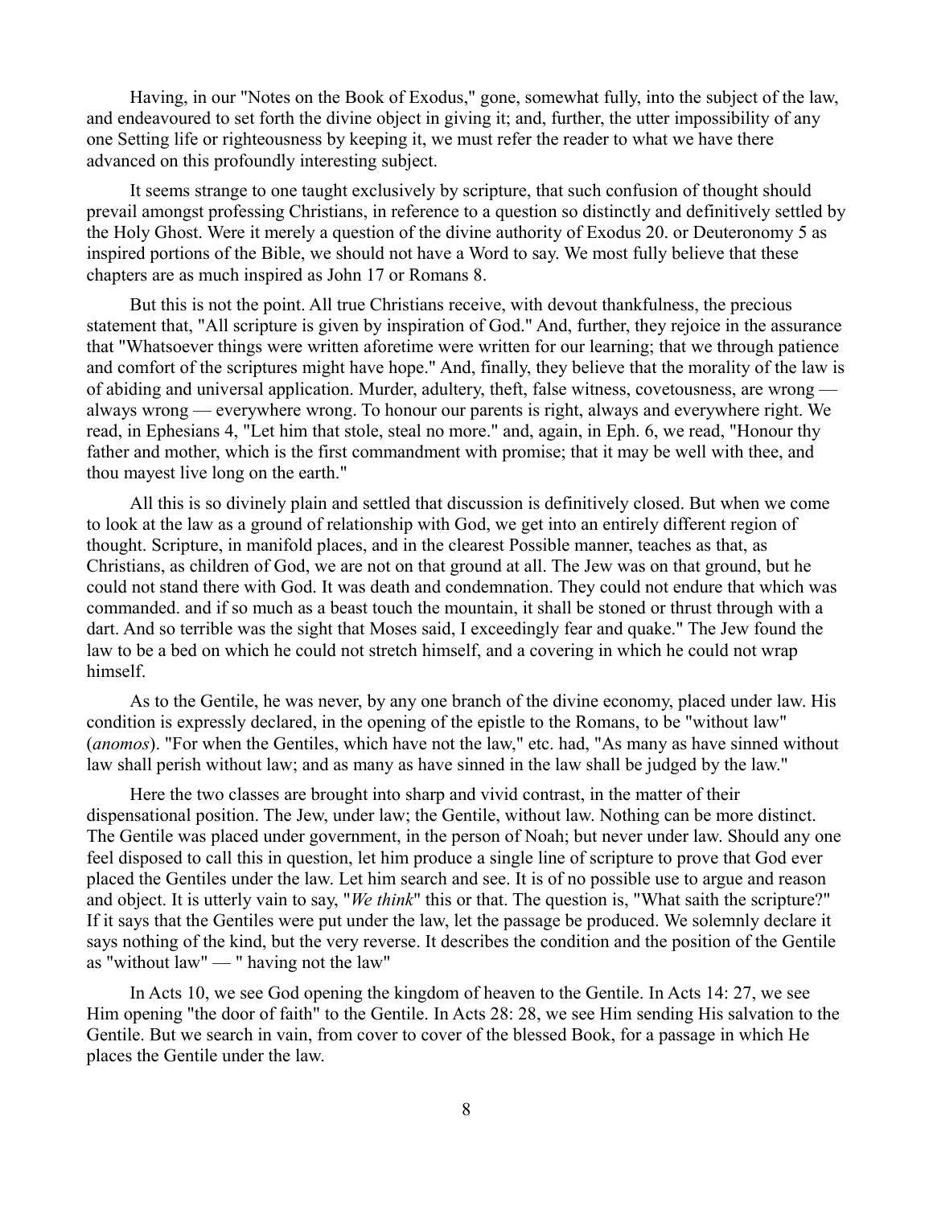Having, in our "Notes on the Book of Exodus," gone, somewhat fully, into the subject of the law, and endeavoured to set forth the divine object in giving it; and, further, the utter impossibility of any one Setting life or righteousness by keeping it, we must refer the reader to what we have there advanced on this profoundly interesting subject.

It seems strange to one taught exclusively by scripture, that such confusion of thought should prevail amongst professing Christians, in reference to a question so distinctly and definitively settled by the Holy Ghost. Were it merely a question of the divine authority of Exodus 20. or Deuteronomy 5 as inspired portions of the Bible, we should not have a Word to say. We most fully believe that these chapters are as much inspired as John 17 or Romans 8.

But this is not the point. All true Christians receive, with devout thankfulness, the precious statement that, "All scripture is given by inspiration of God." And, further, they rejoice in the assurance that "Whatsoever things were written aforetime were written for our learning; that we through patience and comfort of the scriptures might have hope." And, finally, they believe that the morality of the law is of abiding and universal application. Murder, adultery, theft, false witness, covetousness, are wrong — always wrong — everywhere wrong. To honour our parents is right, always and everywhere right. We read, in Ephesians 4, "Let him that stole, steal no more." and, again, in Eph. 6, we read, "Honour thy father and mother, which is the first commandment with promise; that it may be well with thee, and thou mayest live long on the earth."

All this is so divinely plain and settled that discussion is definitively closed. But when we come to look at the law as a ground of relationship with God, we get into an entirely different region of thought. Scripture, in manifold places, and in the clearest Possible manner, teaches as that, as Christians, as children of God, we are not on that ground at all. The Jew was on that ground, but he could not stand there with God. It was death and condemnation. They could not endure that which was commanded. and if so much as a beast touch the mountain, it shall be stoned or thrust through with a dart. And so terrible was the sight that Moses said, I exceedingly fear and quake." The Jew found the law to be a bed on which he could not stretch himself, and a covering in which he could not wrap himself.

As to the Gentile, he was never, by any one branch of the divine economy, placed under law. His condition is expressly declared, in the opening of the epistle to the Romans, to be "without law" (*anomos*). "For when the Gentiles, which have not the law," etc. had, "As many as have sinned without law shall perish without law; and as many as have sinned in the law shall be judged by the law."

Here the two classes are brought into sharp and vivid contrast, in the matter of their dispensational position. The Jew, under law; the Gentile, without law. Nothing can be more distinct. The Gentile was placed under government, in the person of Noah; but never under law. Should any one feel disposed to call this in question, let him produce a single line of scripture to prove that God ever placed the Gentiles under the law. Let him search and see. It is of no possible use to argue and reason and object. It is utterly vain to say, "*We think*" this or that. The question is, "What saith the scripture?" If it says that the Gentiles were put under the law, let the passage be produced. We solemnly declare it says nothing of the kind, but the very reverse. It describes the condition and the position of the Gentile as "without law" — " having not the law"

In Acts 10, we see God opening the kingdom of heaven to the Gentile. In Acts 14: 27, we see Him opening "the door of faith" to the Gentile. In Acts 28: 28, we see Him sending His salvation to the Gentile. But we search in vain, from cover to cover of the blessed Book, for a passage in which He places the Gentile under the law.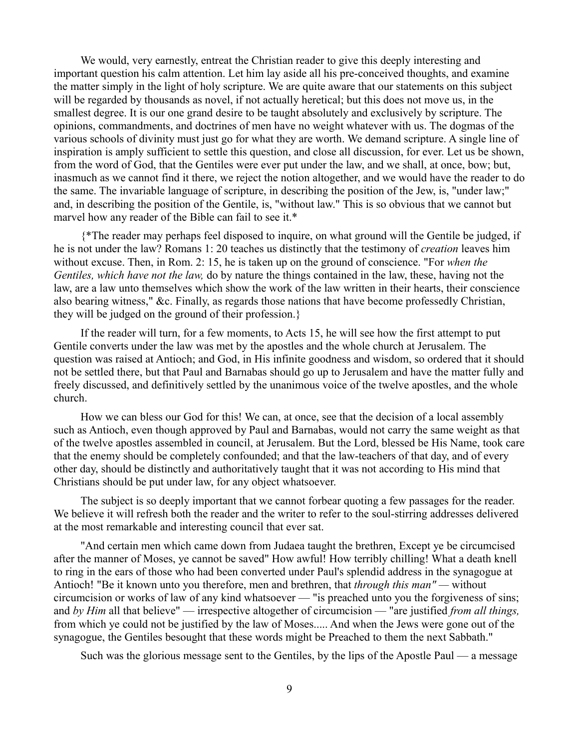We would, very earnestly, entreat the Christian reader to give this deeply interesting and important question his calm attention. Let him lay aside all his pre-conceived thoughts, and examine the matter simply in the light of holy scripture. We are quite aware that our statements on this subject will be regarded by thousands as novel, if not actually heretical; but this does not move us, in the smallest degree. It is our one grand desire to be taught absolutely and exclusively by scripture. The opinions, commandments, and doctrines of men have no weight whatever with us. The dogmas of the various schools of divinity must just go for what they are worth. We demand scripture. A single line of inspiration is amply sufficient to settle this question, and close all discussion, for ever. Let us be shown, from the word of God, that the Gentiles were ever put under the law, and we shall, at once, bow; but, inasmuch as we cannot find it there, we reject the notion altogether, and we would have the reader to do the same. The invariable language of scripture, in describing the position of the Jew, is, "under law;" and, in describing the position of the Gentile, is, "without law." This is so obvious that we cannot but marvel how any reader of the Bible can fail to see it.*

{*The reader may perhaps feel disposed to inquire, on what ground will the Gentile be judged, if he is not under the law? Romans 1: 20 teaches us distinctly that the testimony of *creation* leaves him without excuse. Then, in Rom. 2: 15, he is taken up on the ground of conscience. "For *when the Gentiles, which have not the law,* do by nature the things contained in the law, these, having not the law, are a law unto themselves which show the work of the law written in their hearts, their conscience also bearing witness," &c. Finally, as regards those nations that have become professedly Christian, they will be judged on the ground of their profession.}

If the reader will turn, for a few moments, to Acts 15, he will see how the first attempt to put Gentile converts under the law was met by the apostles and the whole church at Jerusalem. The question was raised at Antioch; and God, in His infinite goodness and wisdom, so ordered that it should not be settled there, but that Paul and Barnabas should go up to Jerusalem and have the matter fully and freely discussed, and definitively settled by the unanimous voice of the twelve apostles, and the whole church.

How we can bless our God for this! We can, at once, see that the decision of a local assembly such as Antioch, even though approved by Paul and Barnabas, would not carry the same weight as that of the twelve apostles assembled in council, at Jerusalem. But the Lord, blessed be His Name, took care that the enemy should be completely confounded; and that the law-teachers of that day, and of every other day, should be distinctly and authoritatively taught that it was not according to His mind that Christians should be put under law, for any object whatsoever.

The subject is so deeply important that we cannot forbear quoting a few passages for the reader. We believe it will refresh both the reader and the writer to refer to the soul-stirring addresses delivered at the most remarkable and interesting council that ever sat.

"And certain men which came down from Judaea taught the brethren, Except ye be circumcised after the manner of Moses, ye cannot be saved" How awful! How terribly chilling! What a death knell to ring in the ears of those who had been converted under Paul's splendid address in the synagogue at Antioch! "Be it known unto you therefore, men and brethren, that *through this man"* — without circumcision or works of law of any kind whatsoever — "is preached unto you the forgiveness of sins; and *by Him* all that believe" — irrespective altogether of circumcision — "are justified *from all things,* from which ye could not be justified by the law of Moses..... And when the Jews were gone out of the synagogue, the Gentiles besought that these words might be Preached to them the next Sabbath."

Such was the glorious message sent to the Gentiles, by the lips of the Apostle Paul — a message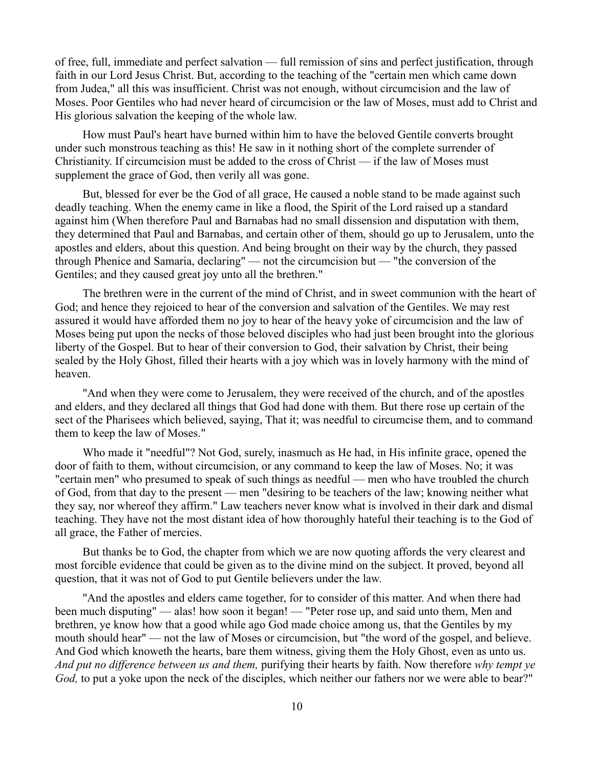of free, full, immediate and perfect salvation — full remission of sins and perfect justification, through faith in our Lord Jesus Christ. But, according to the teaching of the "certain men which came down from Judea," all this was insufficient. Christ was not enough, without circumcision and the law of Moses. Poor Gentiles who had never heard of circumcision or the law of Moses, must add to Christ and His glorious salvation the keeping of the whole law.

How must Paul's heart have burned within him to have the beloved Gentile converts brought under such monstrous teaching as this! He saw in it nothing short of the complete surrender of Christianity. If circumcision must be added to the cross of Christ — if the law of Moses must supplement the grace of God, then verily all was gone.

But, blessed for ever be the God of all grace, He caused a noble stand to be made against such deadly teaching. When the enemy came in like a flood, the Spirit of the Lord raised up a standard against him (When therefore Paul and Barnabas had no small dissension and disputation with them, they determined that Paul and Barnabas, and certain other of them, should go up to Jerusalem, unto the apostles and elders, about this question. And being brought on their way by the church, they passed through Phenice and Samaria, declaring" — not the circumcision but — "the conversion of the Gentiles; and they caused great joy unto all the brethren."

The brethren were in the current of the mind of Christ, and in sweet communion with the heart of God; and hence they rejoiced to hear of the conversion and salvation of the Gentiles. We may rest assured it would have afforded them no joy to hear of the heavy yoke of circumcision and the law of Moses being put upon the necks of those beloved disciples who had just been brought into the glorious liberty of the Gospel. But to hear of their conversion to God, their salvation by Christ, their being sealed by the Holy Ghost, filled their hearts with a joy which was in lovely harmony with the mind of heaven.

"And when they were come to Jerusalem, they were received of the church, and of the apostles and elders, and they declared all things that God had done with them. But there rose up certain of the sect of the Pharisees which believed, saying, That it; was needful to circumcise them, and to command them to keep the law of Moses."

Who made it "needful"? Not God, surely, inasmuch as He had, in His infinite grace, opened the door of faith to them, without circumcision, or any command to keep the law of Moses. No; it was "certain men" who presumed to speak of such things as needful — men who have troubled the church of God, from that day to the present — men "desiring to be teachers of the law; knowing neither what they say, nor whereof they affirm." Law teachers never know what is involved in their dark and dismal teaching. They have not the most distant idea of how thoroughly hateful their teaching is to the God of all grace, the Father of mercies.

But thanks be to God, the chapter from which we are now quoting affords the very clearest and most forcible evidence that could be given as to the divine mind on the subject. It proved, beyond all question, that it was not of God to put Gentile believers under the law.

"And the apostles and elders came together, for to consider of this matter. And when there had been much disputing" — alas! how soon it began! — "Peter rose up, and said unto them, Men and brethren, ye know how that a good while ago God made choice among us, that the Gentiles by my mouth should hear" — not the law of Moses or circumcision, but "the word of the gospel, and believe. And God which knoweth the hearts, bare them witness, giving them the Holy Ghost, even as unto us. *And put no difference between us and them,* purifying their hearts by faith. Now therefore *why tempt ye God,* to put a yoke upon the neck of the disciples, which neither our fathers nor we were able to bear?"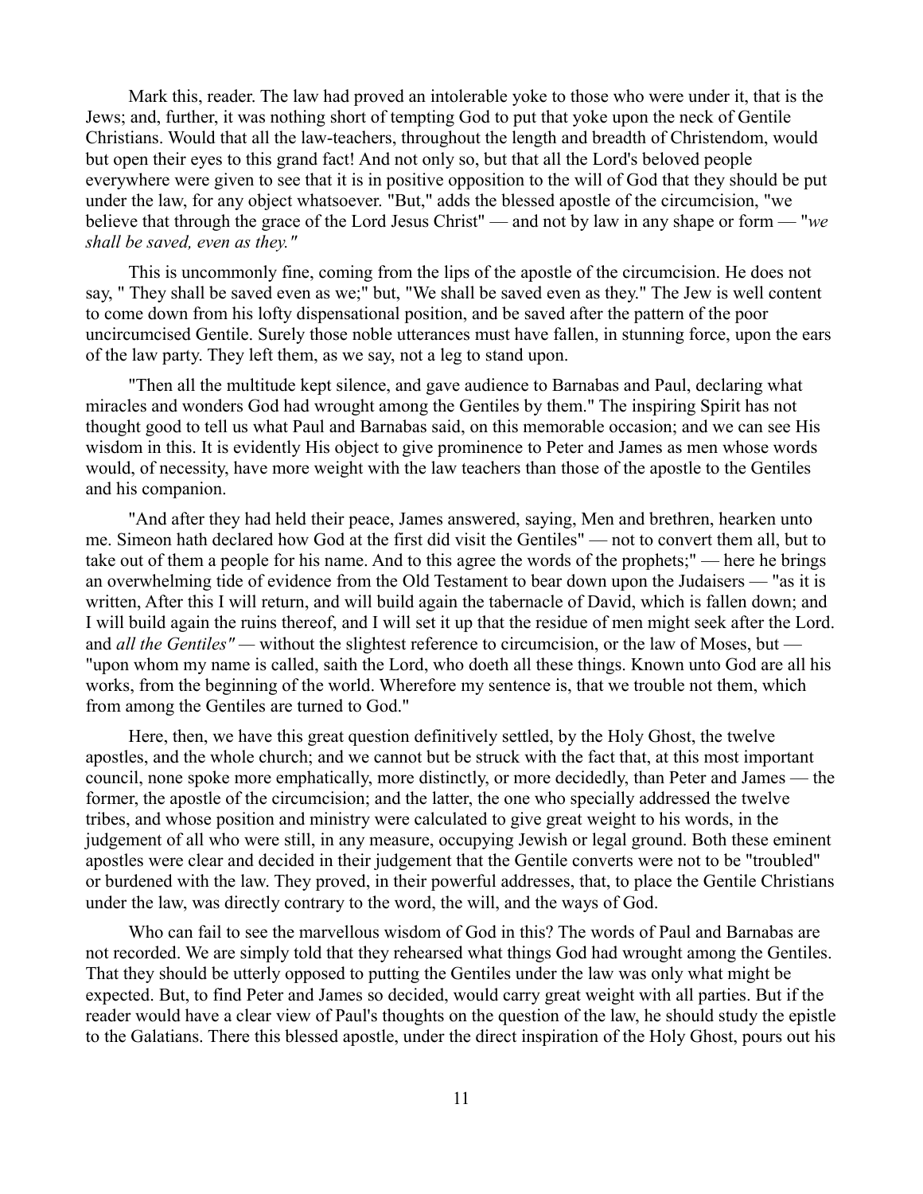Mark this, reader. The law had proved an intolerable yoke to those who were under it, that is the Jews; and, further, it was nothing short of tempting God to put that yoke upon the neck of Gentile Christians. Would that all the law-teachers, throughout the length and breadth of Christendom, would but open their eyes to this grand fact! And not only so, but that all the Lord's beloved people everywhere were given to see that it is in positive opposition to the will of God that they should be put under the law, for any object whatsoever. "But," adds the blessed apostle of the circumcision, "we believe that through the grace of the Lord Jesus Christ" — and not by law in any shape or form — "*we shall be saved, even as they."*

This is uncommonly fine, coming from the lips of the apostle of the circumcision. He does not say, " They shall be saved even as we;" but, "We shall be saved even as they." The Jew is well content to come down from his lofty dispensational position, and be saved after the pattern of the poor uncircumcised Gentile. Surely those noble utterances must have fallen, in stunning force, upon the ears of the law party. They left them, as we say, not a leg to stand upon.

"Then all the multitude kept silence, and gave audience to Barnabas and Paul, declaring what miracles and wonders God had wrought among the Gentiles by them." The inspiring Spirit has not thought good to tell us what Paul and Barnabas said, on this memorable occasion; and we can see His wisdom in this. It is evidently His object to give prominence to Peter and James as men whose words would, of necessity, have more weight with the law teachers than those of the apostle to the Gentiles and his companion.

"And after they had held their peace, James answered, saying, Men and brethren, hearken unto me. Simeon hath declared how God at the first did visit the Gentiles" — not to convert them all, but to take out of them a people for his name. And to this agree the words of the prophets;" — here he brings an overwhelming tide of evidence from the Old Testament to bear down upon the Judaisers — "as it is written, After this I will return, and will build again the tabernacle of David, which is fallen down; and I will build again the ruins thereof, and I will set it up that the residue of men might seek after the Lord. and *all the Gentiles"* — without the slightest reference to circumcision, or the law of Moses, but — "upon whom my name is called, saith the Lord, who doeth all these things. Known unto God are all his works, from the beginning of the world. Wherefore my sentence is, that we trouble not them, which from among the Gentiles are turned to God."

Here, then, we have this great question definitively settled, by the Holy Ghost, the twelve apostles, and the whole church; and we cannot but be struck with the fact that, at this most important council, none spoke more emphatically, more distinctly, or more decidedly, than Peter and James — the former, the apostle of the circumcision; and the latter, the one who specially addressed the twelve tribes, and whose position and ministry were calculated to give great weight to his words, in the judgement of all who were still, in any measure, occupying Jewish or legal ground. Both these eminent apostles were clear and decided in their judgement that the Gentile converts were not to be "troubled" or burdened with the law. They proved, in their powerful addresses, that, to place the Gentile Christians under the law, was directly contrary to the word, the will, and the ways of God.

Who can fail to see the marvellous wisdom of God in this? The words of Paul and Barnabas are not recorded. We are simply told that they rehearsed what things God had wrought among the Gentiles. That they should be utterly opposed to putting the Gentiles under the law was only what might be expected. But, to find Peter and James so decided, would carry great weight with all parties. But if the reader would have a clear view of Paul's thoughts on the question of the law, he should study the epistle to the Galatians. There this blessed apostle, under the direct inspiration of the Holy Ghost, pours out his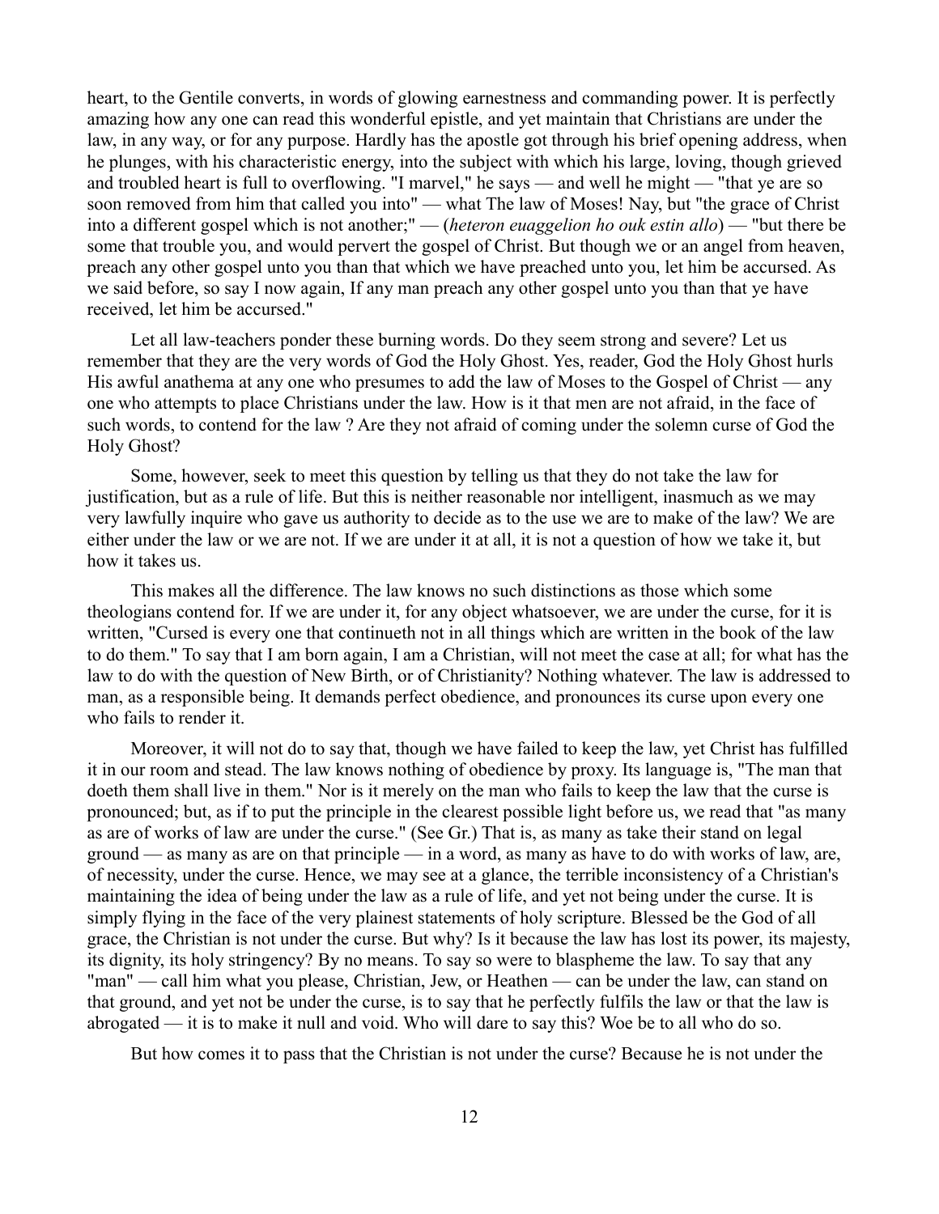heart, to the Gentile converts, in words of glowing earnestness and commanding power. It is perfectly amazing how any one can read this wonderful epistle, and yet maintain that Christians are under the law, in any way, or for any purpose. Hardly has the apostle got through his brief opening address, when he plunges, with his characteristic energy, into the subject with which his large, loving, though grieved and troubled heart is full to overflowing. "I marvel," he says — and well he might — "that ye are so soon removed from him that called you into" — what The law of Moses! Nay, but "the grace of Christ into a different gospel which is not another;" — (*heteron euaggelion ho ouk estin allo*) — "but there be some that trouble you, and would pervert the gospel of Christ. But though we or an angel from heaven, preach any other gospel unto you than that which we have preached unto you, let him be accursed. As we said before, so say I now again, If any man preach any other gospel unto you than that ye have received, let him be accursed."

Let all law-teachers ponder these burning words. Do they seem strong and severe? Let us remember that they are the very words of God the Holy Ghost. Yes, reader, God the Holy Ghost hurls His awful anathema at any one who presumes to add the law of Moses to the Gospel of Christ — any one who attempts to place Christians under the law. How is it that men are not afraid, in the face of such words, to contend for the law ? Are they not afraid of coming under the solemn curse of God the Holy Ghost?

Some, however, seek to meet this question by telling us that they do not take the law for justification, but as a rule of life. But this is neither reasonable nor intelligent, inasmuch as we may very lawfully inquire who gave us authority to decide as to the use we are to make of the law? We are either under the law or we are not. If we are under it at all, it is not a question of how we take it, but how it takes us.

This makes all the difference. The law knows no such distinctions as those which some theologians contend for. If we are under it, for any object whatsoever, we are under the curse, for it is written, "Cursed is every one that continueth not in all things which are written in the book of the law to do them." To say that I am born again, I am a Christian, will not meet the case at all; for what has the law to do with the question of New Birth, or of Christianity? Nothing whatever. The law is addressed to man, as a responsible being. It demands perfect obedience, and pronounces its curse upon every one who fails to render it.

Moreover, it will not do to say that, though we have failed to keep the law, yet Christ has fulfilled it in our room and stead. The law knows nothing of obedience by proxy. Its language is, "The man that doeth them shall live in them." Nor is it merely on the man who fails to keep the law that the curse is pronounced; but, as if to put the principle in the clearest possible light before us, we read that "as many as are of works of law are under the curse." (See Gr.) That is, as many as take their stand on legal ground — as many as are on that principle — in a word, as many as have to do with works of law, are, of necessity, under the curse. Hence, we may see at a glance, the terrible inconsistency of a Christian's maintaining the idea of being under the law as a rule of life, and yet not being under the curse. It is simply flying in the face of the very plainest statements of holy scripture. Blessed be the God of all grace, the Christian is not under the curse. But why? Is it because the law has lost its power, its majesty, its dignity, its holy stringency? By no means. To say so were to blaspheme the law. To say that any "man" — call him what you please, Christian, Jew, or Heathen — can be under the law, can stand on that ground, and yet not be under the curse, is to say that he perfectly fulfils the law or that the law is abrogated — it is to make it null and void. Who will dare to say this? Woe be to all who do so.

But how comes it to pass that the Christian is not under the curse? Because he is not under the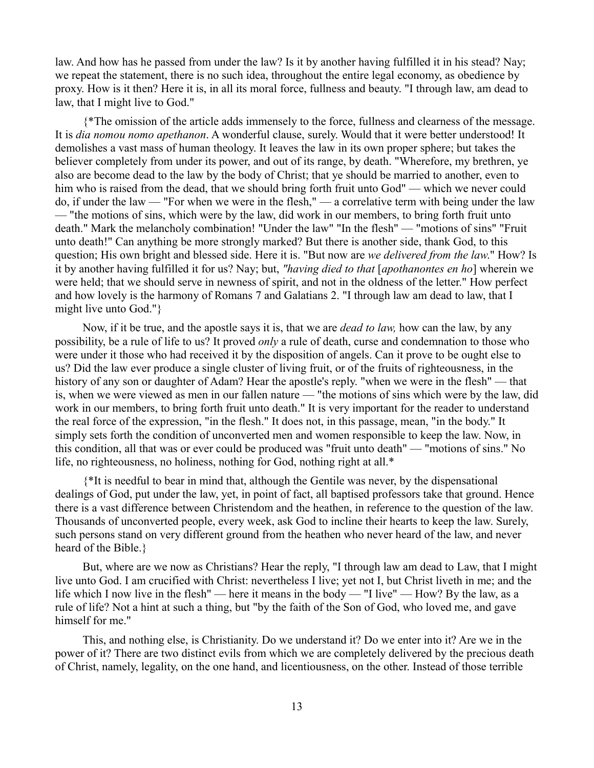law. And how has he passed from under the law? Is it by another having fulfilled it in his stead? Nay; we repeat the statement, there is no such idea, throughout the entire legal economy, as obedience by proxy. How is it then? Here it is, in all its moral force, fullness and beauty. "I through law, am dead to law, that I might live to God."

{*The omission of the article adds immensely to the force, fullness and clearness of the message. It is *dia nomou nomo apethanon*. A wonderful clause, surely. Would that it were better understood! It demolishes a vast mass of human theology. It leaves the law in its own proper sphere; but takes the believer completely from under its power, and out of its range, by death. "Wherefore, my brethren, ye also are become dead to the law by the body of Christ; that ye should be married to another, even to him who is raised from the dead, that we should bring forth fruit unto God" — which we never could do, if under the law — "For when we were in the flesh," — a correlative term with being under the law — "the motions of sins, which were by the law, did work in our members, to bring forth fruit unto death." Mark the melancholy combination! "Under the law" "In the flesh" — "motions of sins" "Fruit unto death!" Can anything be more strongly marked? But there is another side, thank God, to this question; His own bright and blessed side. Here it is. "But now are *we delivered from the law*." How? Is it by another having fulfilled it for us? Nay; but, *"having died to that* [*apothanontes en ho*] wherein we were held; that we should serve in newness of spirit, and not in the oldness of the letter." How perfect and how lovely is the harmony of Romans 7 and Galatians 2. "I through law am dead to law, that I might live unto God."}

Now, if it be true, and the apostle says it is, that we are *dead to law,* how can the law, by any possibility, be a rule of life to us? It proved *only* a rule of death, curse and condemnation to those who were under it those who had received it by the disposition of angels. Can it prove to be ought else to us? Did the law ever produce a single cluster of living fruit, or of the fruits of righteousness, in the history of any son or daughter of Adam? Hear the apostle's reply. "when we were in the flesh" — that is, when we were viewed as men in our fallen nature — "the motions of sins which were by the law, did work in our members, to bring forth fruit unto death." It is very important for the reader to understand the real force of the expression, "in the flesh." It does not, in this passage, mean, "in the body." It simply sets forth the condition of unconverted men and women responsible to keep the law. Now, in this condition, all that was or ever could be produced was "fruit unto death" — "motions of sins." No life, no righteousness, no holiness, nothing for God, nothing right at all.*

{*It is needful to bear in mind that, although the Gentile was never, by the dispensational dealings of God, put under the law, yet, in point of fact, all baptised professors take that ground. Hence there is a vast difference between Christendom and the heathen, in reference to the question of the law. Thousands of unconverted people, every week, ask God to incline their hearts to keep the law. Surely, such persons stand on very different ground from the heathen who never heard of the law, and never heard of the Bible.}

But, where are we now as Christians? Hear the reply, "I through law am dead to Law, that I might live unto God. I am crucified with Christ: nevertheless I live; yet not I, but Christ liveth in me; and the life which I now live in the flesh" — here it means in the body — "I live" — How? By the law, as a rule of life? Not a hint at such a thing, but "by the faith of the Son of God, who loved me, and gave himself for me."

This, and nothing else, is Christianity. Do we understand it? Do we enter into it? Are we in the power of it? There are two distinct evils from which we are completely delivered by the precious death of Christ, namely, legality, on the one hand, and licentiousness, on the other. Instead of those terrible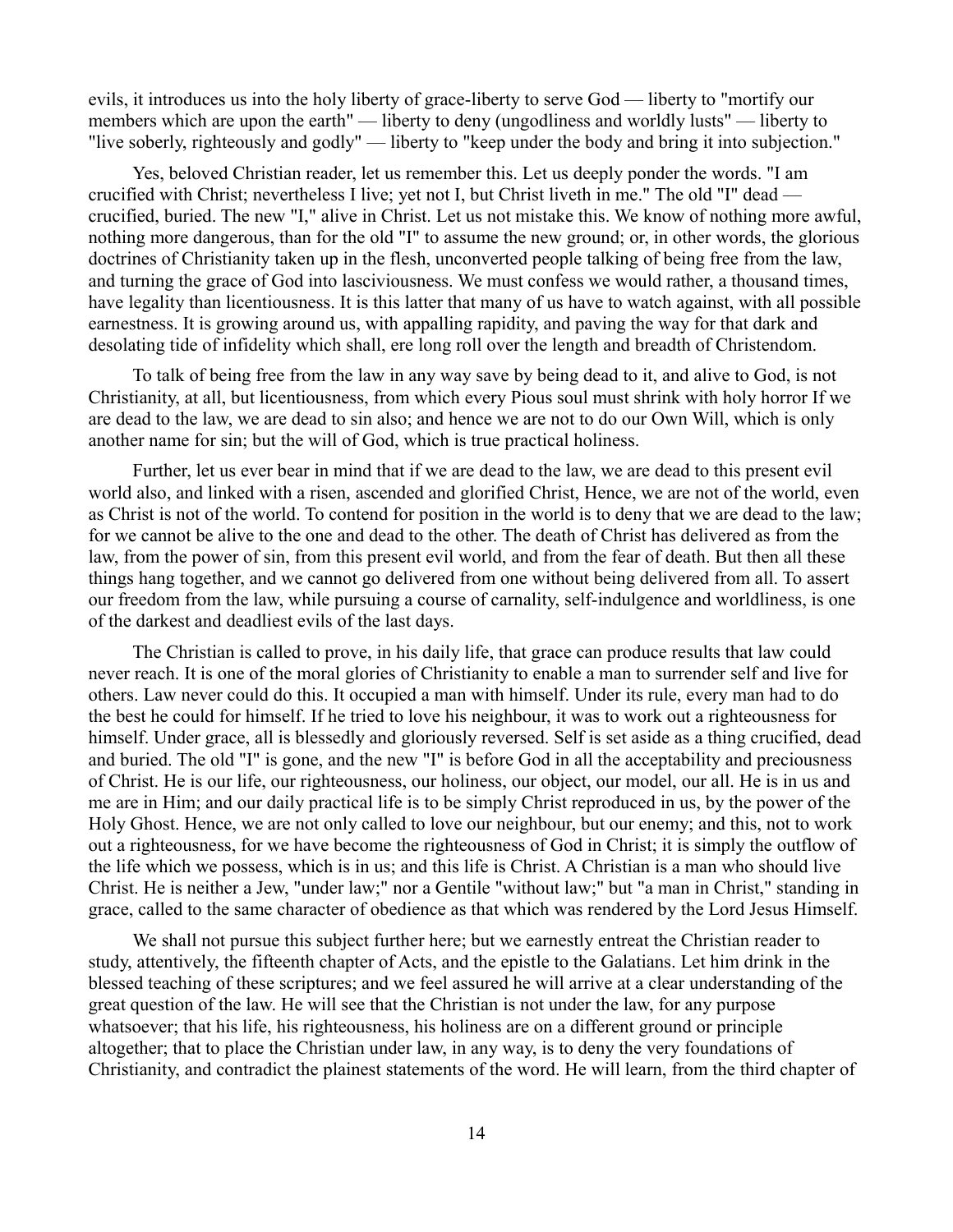evils, it introduces us into the holy liberty of grace-liberty to serve God — liberty to "mortify our members which are upon the earth" — liberty to deny (ungodliness and worldly lusts" — liberty to "live soberly, righteously and godly" — liberty to "keep under the body and bring it into subjection."

Yes, beloved Christian reader, let us remember this. Let us deeply ponder the words. "I am crucified with Christ; nevertheless I live; yet not I, but Christ liveth in me." The old "I" dead — crucified, buried. The new "I," alive in Christ. Let us not mistake this. We know of nothing more awful, nothing more dangerous, than for the old "I" to assume the new ground; or, in other words, the glorious doctrines of Christianity taken up in the flesh, unconverted people talking of being free from the law, and turning the grace of God into lasciviousness. We must confess we would rather, a thousand times, have legality than licentiousness. It is this latter that many of us have to watch against, with all possible earnestness. It is growing around us, with appalling rapidity, and paving the way for that dark and desolating tide of infidelity which shall, ere long roll over the length and breadth of Christendom.

To talk of being free from the law in any way save by being dead to it, and alive to God, is not Christianity, at all, but licentiousness, from which every Pious soul must shrink with holy horror If we are dead to the law, we are dead to sin also; and hence we are not to do our Own Will, which is only another name for sin; but the will of God, which is true practical holiness.

Further, let us ever bear in mind that if we are dead to the law, we are dead to this present evil world also, and linked with a risen, ascended and glorified Christ, Hence, we are not of the world, even as Christ is not of the world. To contend for position in the world is to deny that we are dead to the law; for we cannot be alive to the one and dead to the other. The death of Christ has delivered as from the law, from the power of sin, from this present evil world, and from the fear of death. But then all these things hang together, and we cannot go delivered from one without being delivered from all. To assert our freedom from the law, while pursuing a course of carnality, self-indulgence and worldliness, is one of the darkest and deadliest evils of the last days.

The Christian is called to prove, in his daily life, that grace can produce results that law could never reach. It is one of the moral glories of Christianity to enable a man to surrender self and live for others. Law never could do this. It occupied a man with himself. Under its rule, every man had to do the best he could for himself. If he tried to love his neighbour, it was to work out a righteousness for himself. Under grace, all is blessedly and gloriously reversed. Self is set aside as a thing crucified, dead and buried. The old "I" is gone, and the new "I" is before God in all the acceptability and preciousness of Christ. He is our life, our righteousness, our holiness, our object, our model, our all. He is in us and me are in Him; and our daily practical life is to be simply Christ reproduced in us, by the power of the Holy Ghost. Hence, we are not only called to love our neighbour, but our enemy; and this, not to work out a righteousness, for we have become the righteousness of God in Christ; it is simply the outflow of the life which we possess, which is in us; and this life is Christ. A Christian is a man who should live Christ. He is neither a Jew, "under law;" nor a Gentile "without law;" but "a man in Christ," standing in grace, called to the same character of obedience as that which was rendered by the Lord Jesus Himself.

We shall not pursue this subject further here; but we earnestly entreat the Christian reader to study, attentively, the fifteenth chapter of Acts, and the epistle to the Galatians. Let him drink in the blessed teaching of these scriptures; and we feel assured he will arrive at a clear understanding of the great question of the law. He will see that the Christian is not under the law, for any purpose whatsoever; that his life, his righteousness, his holiness are on a different ground or principle altogether; that to place the Christian under law, in any way, is to deny the very foundations of Christianity, and contradict the plainest statements of the word. He will learn, from the third chapter of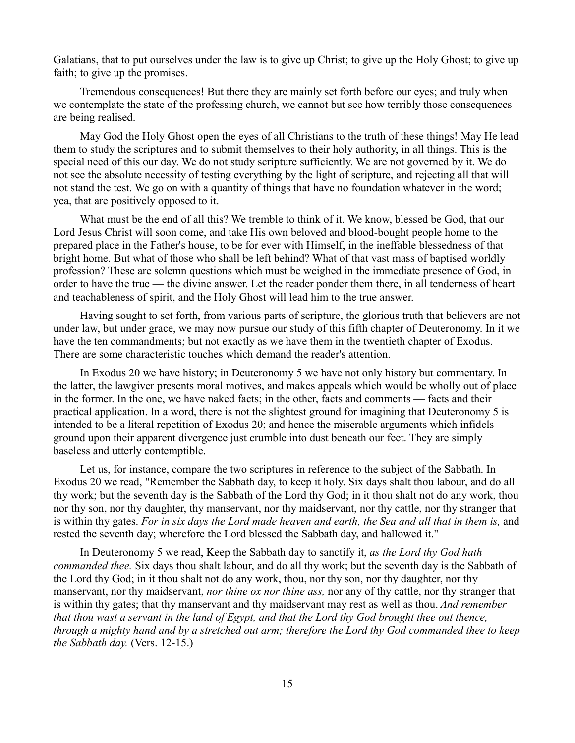Galatians, that to put ourselves under the law is to give up Christ; to give up the Holy Ghost; to give up faith; to give up the promises.

Tremendous consequences! But there they are mainly set forth before our eyes; and truly when we contemplate the state of the professing church, we cannot but see how terribly those consequences are being realised.

May God the Holy Ghost open the eyes of all Christians to the truth of these things! May He lead them to study the scriptures and to submit themselves to their holy authority, in all things. This is the special need of this our day. We do not study scripture sufficiently. We are not governed by it. We do not see the absolute necessity of testing everything by the light of scripture, and rejecting all that will not stand the test. We go on with a quantity of things that have no foundation whatever in the word; yea, that are positively opposed to it.

What must be the end of all this? We tremble to think of it. We know, blessed be God, that our Lord Jesus Christ will soon come, and take His own beloved and blood-bought people home to the prepared place in the Father's house, to be for ever with Himself, in the ineffable blessedness of that bright home. But what of those who shall be left behind? What of that vast mass of baptised worldly profession? These are solemn questions which must be weighed in the immediate presence of God, in order to have the true — the divine answer. Let the reader ponder them there, in all tenderness of heart and teachableness of spirit, and the Holy Ghost will lead him to the true answer.

Having sought to set forth, from various parts of scripture, the glorious truth that believers are not under law, but under grace, we may now pursue our study of this fifth chapter of Deuteronomy. In it we have the ten commandments; but not exactly as we have them in the twentieth chapter of Exodus. There are some characteristic touches which demand the reader's attention.

In Exodus 20 we have history; in Deuteronomy 5 we have not only history but commentary. In the latter, the lawgiver presents moral motives, and makes appeals which would be wholly out of place in the former. In the one, we have naked facts; in the other, facts and comments — facts and their practical application. In a word, there is not the slightest ground for imagining that Deuteronomy 5 is intended to be a literal repetition of Exodus 20; and hence the miserable arguments which infidels ground upon their apparent divergence just crumble into dust beneath our feet. They are simply baseless and utterly contemptible.

Let us, for instance, compare the two scriptures in reference to the subject of the Sabbath. In Exodus 20 we read, "Remember the Sabbath day, to keep it holy. Six days shalt thou labour, and do all thy work; but the seventh day is the Sabbath of the Lord thy God; in it thou shalt not do any work, thou nor thy son, nor thy daughter, thy manservant, nor thy maidservant, nor thy cattle, nor thy stranger that is within thy gates. *For in six days the Lord made heaven and earth, the Sea and all that in them is,* and rested the seventh day; wherefore the Lord blessed the Sabbath day, and hallowed it."

In Deuteronomy 5 we read, Keep the Sabbath day to sanctify it, *as the Lord thy God hath commanded thee.* Six days thou shalt labour, and do all thy work; but the seventh day is the Sabbath of the Lord thy God; in it thou shalt not do any work, thou, nor thy son, nor thy daughter, nor thy manservant, nor thy maidservant, *nor thine ox nor thine ass,* nor any of thy cattle, nor thy stranger that is within thy gates; that thy manservant and thy maidservant may rest as well as thou. *And remember that thou wast a servant in the land of Egypt, and that the Lord thy God brought thee out thence, through a mighty hand and by a stretched out arm; therefore the Lord thy God commanded thee to keep the Sabbath day.* (Vers. 12-15.)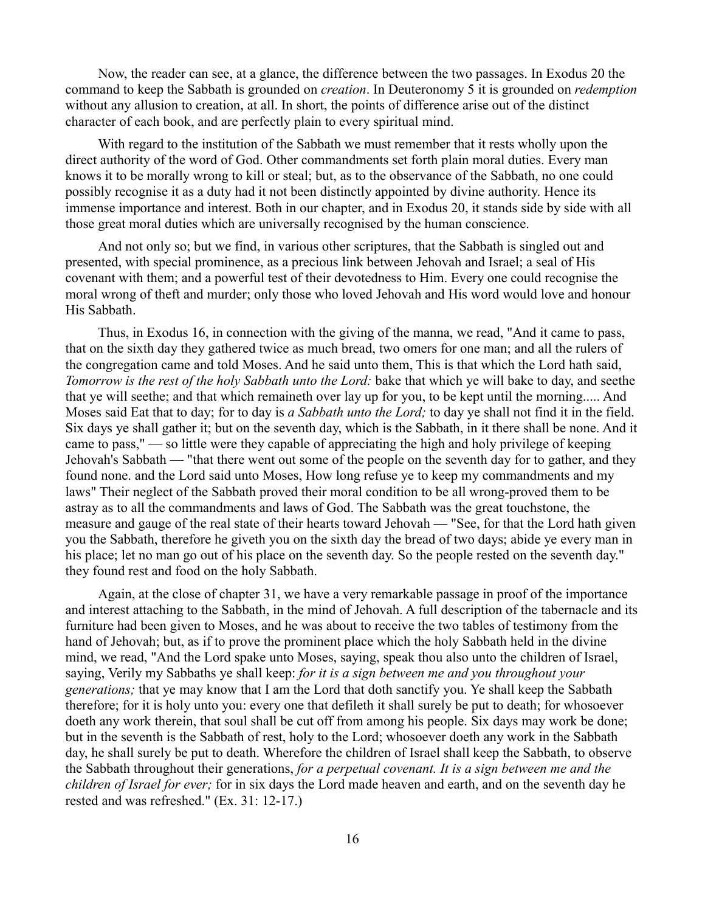Now, the reader can see, at a glance, the difference between the two passages. In Exodus 20 the command to keep the Sabbath is grounded on *creation*. In Deuteronomy 5 it is grounded on *redemption* without any allusion to creation, at all. In short, the points of difference arise out of the distinct character of each book, and are perfectly plain to every spiritual mind.

With regard to the institution of the Sabbath we must remember that it rests wholly upon the direct authority of the word of God. Other commandments set forth plain moral duties. Every man knows it to be morally wrong to kill or steal; but, as to the observance of the Sabbath, no one could possibly recognise it as a duty had it not been distinctly appointed by divine authority. Hence its immense importance and interest. Both in our chapter, and in Exodus 20, it stands side by side with all those great moral duties which are universally recognised by the human conscience.

And not only so; but we find, in various other scriptures, that the Sabbath is singled out and presented, with special prominence, as a precious link between Jehovah and Israel; a seal of His covenant with them; and a powerful test of their devotedness to Him. Every one could recognise the moral wrong of theft and murder; only those who loved Jehovah and His word would love and honour His Sabbath.

Thus, in Exodus 16, in connection with the giving of the manna, we read, "And it came to pass, that on the sixth day they gathered twice as much bread, two omers for one man; and all the rulers of the congregation came and told Moses. And he said unto them, This is that which the Lord hath said, *Tomorrow is the rest of the holy Sabbath unto the Lord:* bake that which ye will bake to day, and seethe that ye will seethe; and that which remaineth over lay up for you, to be kept until the morning..... And Moses said Eat that to day; for to day is *a Sabbath unto the Lord;* to day ye shall not find it in the field. Six days ye shall gather it; but on the seventh day, which is the Sabbath, in it there shall be none. And it came to pass," — so little were they capable of appreciating the high and holy privilege of keeping Jehovah's Sabbath — "that there went out some of the people on the seventh day for to gather, and they found none. and the Lord said unto Moses, How long refuse ye to keep my commandments and my laws" Their neglect of the Sabbath proved their moral condition to be all wrong-proved them to be astray as to all the commandments and laws of God. The Sabbath was the great touchstone, the measure and gauge of the real state of their hearts toward Jehovah — "See, for that the Lord hath given you the Sabbath, therefore he giveth you on the sixth day the bread of two days; abide ye every man in his place; let no man go out of his place on the seventh day. So the people rested on the seventh day." they found rest and food on the holy Sabbath.

Again, at the close of chapter 31, we have a very remarkable passage in proof of the importance and interest attaching to the Sabbath, in the mind of Jehovah. A full description of the tabernacle and its furniture had been given to Moses, and he was about to receive the two tables of testimony from the hand of Jehovah; but, as if to prove the prominent place which the holy Sabbath held in the divine mind, we read, "And the Lord spake unto Moses, saying, speak thou also unto the children of Israel, saying, Verily my Sabbaths ye shall keep: *for it is a sign between me and you throughout your generations;* that ye may know that I am the Lord that doth sanctify you. Ye shall keep the Sabbath therefore; for it is holy unto you: every one that defileth it shall surely be put to death; for whosoever doeth any work therein, that soul shall be cut off from among his people. Six days may work be done; but in the seventh is the Sabbath of rest, holy to the Lord; whosoever doeth any work in the Sabbath day, he shall surely be put to death. Wherefore the children of Israel shall keep the Sabbath, to observe the Sabbath throughout their generations, *for a perpetual covenant. It is a sign between me and the children of Israel for ever;* for in six days the Lord made heaven and earth, and on the seventh day he rested and was refreshed." (Ex. 31: 12-17.)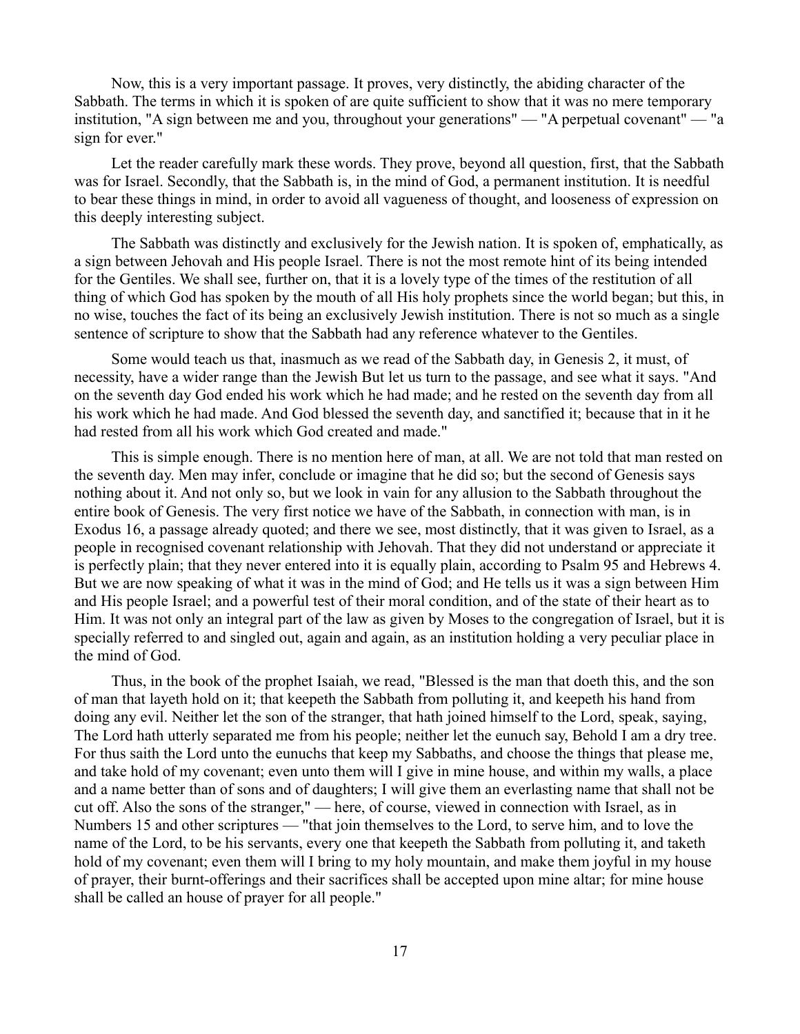Now, this is a very important passage. It proves, very distinctly, the abiding character of the Sabbath. The terms in which it is spoken of are quite sufficient to show that it was no mere temporary institution, "A sign between me and you, throughout your generations" — "A perpetual covenant" — "a sign for ever."

Let the reader carefully mark these words. They prove, beyond all question, first, that the Sabbath was for Israel. Secondly, that the Sabbath is, in the mind of God, a permanent institution. It is needful to bear these things in mind, in order to avoid all vagueness of thought, and looseness of expression on this deeply interesting subject.

The Sabbath was distinctly and exclusively for the Jewish nation. It is spoken of, emphatically, as a sign between Jehovah and His people Israel. There is not the most remote hint of its being intended for the Gentiles. We shall see, further on, that it is a lovely type of the times of the restitution of all thing of which God has spoken by the mouth of all His holy prophets since the world began; but this, in no wise, touches the fact of its being an exclusively Jewish institution. There is not so much as a single sentence of scripture to show that the Sabbath had any reference whatever to the Gentiles.

Some would teach us that, inasmuch as we read of the Sabbath day, in Genesis 2, it must, of necessity, have a wider range than the Jewish But let us turn to the passage, and see what it says. "And on the seventh day God ended his work which he had made; and he rested on the seventh day from all his work which he had made. And God blessed the seventh day, and sanctified it; because that in it he had rested from all his work which God created and made."

This is simple enough. There is no mention here of man, at all. We are not told that man rested on the seventh day. Men may infer, conclude or imagine that he did so; but the second of Genesis says nothing about it. And not only so, but we look in vain for any allusion to the Sabbath throughout the entire book of Genesis. The very first notice we have of the Sabbath, in connection with man, is in Exodus 16, a passage already quoted; and there we see, most distinctly, that it was given to Israel, as a people in recognised covenant relationship with Jehovah. That they did not understand or appreciate it is perfectly plain; that they never entered into it is equally plain, according to Psalm 95 and Hebrews 4. But we are now speaking of what it was in the mind of God; and He tells us it was a sign between Him and His people Israel; and a powerful test of their moral condition, and of the state of their heart as to Him. It was not only an integral part of the law as given by Moses to the congregation of Israel, but it is specially referred to and singled out, again and again, as an institution holding a very peculiar place in the mind of God.

Thus, in the book of the prophet Isaiah, we read, "Blessed is the man that doeth this, and the son of man that layeth hold on it; that keepeth the Sabbath from polluting it, and keepeth his hand from doing any evil. Neither let the son of the stranger, that hath joined himself to the Lord, speak, saying, The Lord hath utterly separated me from his people; neither let the eunuch say, Behold I am a dry tree. For thus saith the Lord unto the eunuchs that keep my Sabbaths, and choose the things that please me, and take hold of my covenant; even unto them will I give in mine house, and within my walls, a place and a name better than of sons and of daughters; I will give them an everlasting name that shall not be cut off. Also the sons of the stranger," — here, of course, viewed in connection with Israel, as in Numbers 15 and other scriptures — "that join themselves to the Lord, to serve him, and to love the name of the Lord, to be his servants, every one that keepeth the Sabbath from polluting it, and taketh hold of my covenant; even them will I bring to my holy mountain, and make them joyful in my house of prayer, their burnt-offerings and their sacrifices shall be accepted upon mine altar; for mine house shall be called an house of prayer for all people."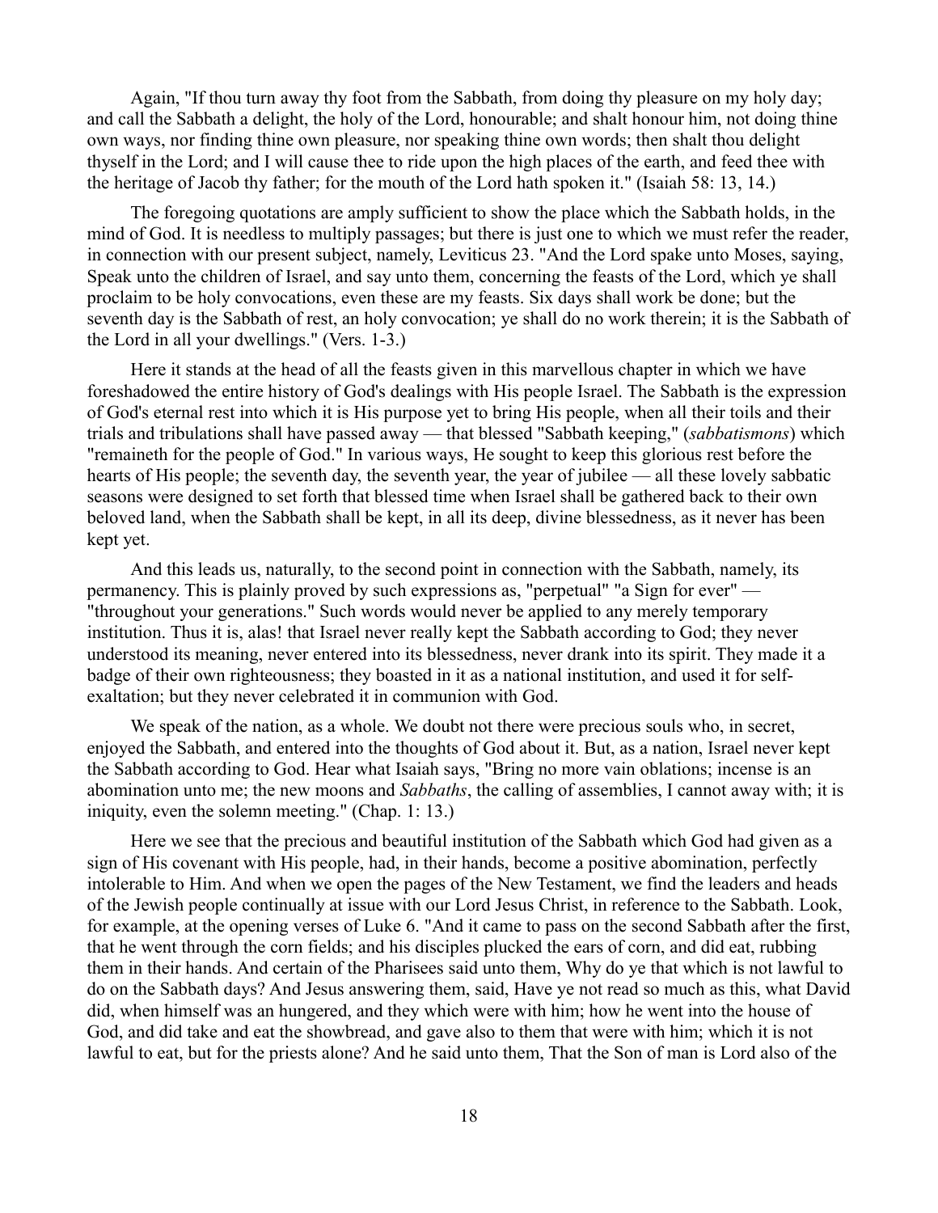Again, "If thou turn away thy foot from the Sabbath, from doing thy pleasure on my holy day; and call the Sabbath a delight, the holy of the Lord, honourable; and shalt honour him, not doing thine own ways, nor finding thine own pleasure, nor speaking thine own words; then shalt thou delight thyself in the Lord; and I will cause thee to ride upon the high places of the earth, and feed thee with the heritage of Jacob thy father; for the mouth of the Lord hath spoken it." (Isaiah 58: 13, 14.)

The foregoing quotations are amply sufficient to show the place which the Sabbath holds, in the mind of God. It is needless to multiply passages; but there is just one to which we must refer the reader, in connection with our present subject, namely, Leviticus 23. "And the Lord spake unto Moses, saying, Speak unto the children of Israel, and say unto them, concerning the feasts of the Lord, which ye shall proclaim to be holy convocations, even these are my feasts. Six days shall work be done; but the seventh day is the Sabbath of rest, an holy convocation; ye shall do no work therein; it is the Sabbath of the Lord in all your dwellings." (Vers. 1-3.)

Here it stands at the head of all the feasts given in this marvellous chapter in which we have foreshadowed the entire history of God's dealings with His people Israel. The Sabbath is the expression of God's eternal rest into which it is His purpose yet to bring His people, when all their toils and their trials and tribulations shall have passed away — that blessed "Sabbath keeping," (*sabbatismons*) which "remaineth for the people of God." In various ways, He sought to keep this glorious rest before the hearts of His people; the seventh day, the seventh year, the year of jubilee — all these lovely sabbatic seasons were designed to set forth that blessed time when Israel shall be gathered back to their own beloved land, when the Sabbath shall be kept, in all its deep, divine blessedness, as it never has been kept yet.

And this leads us, naturally, to the second point in connection with the Sabbath, namely, its permanency. This is plainly proved by such expressions as, "perpetual" "a Sign for ever" — "throughout your generations." Such words would never be applied to any merely temporary institution. Thus it is, alas! that Israel never really kept the Sabbath according to God; they never understood its meaning, never entered into its blessedness, never drank into its spirit. They made it a badge of their own righteousness; they boasted in it as a national institution, and used it for self-exaltation; but they never celebrated it in communion with God.

We speak of the nation, as a whole. We doubt not there were precious souls who, in secret, enjoyed the Sabbath, and entered into the thoughts of God about it. But, as a nation, Israel never kept the Sabbath according to God. Hear what Isaiah says, "Bring no more vain oblations; incense is an abomination unto me; the new moons and *Sabbaths*, the calling of assemblies, I cannot away with; it is iniquity, even the solemn meeting." (Chap. 1: 13.)

Here we see that the precious and beautiful institution of the Sabbath which God had given as a sign of His covenant with His people, had, in their hands, become a positive abomination, perfectly intolerable to Him. And when we open the pages of the New Testament, we find the leaders and heads of the Jewish people continually at issue with our Lord Jesus Christ, in reference to the Sabbath. Look, for example, at the opening verses of Luke 6. "And it came to pass on the second Sabbath after the first, that he went through the corn fields; and his disciples plucked the ears of corn, and did eat, rubbing them in their hands. And certain of the Pharisees said unto them, Why do ye that which is not lawful to do on the Sabbath days? And Jesus answering them, said, Have ye not read so much as this, what David did, when himself was an hungered, and they which were with him; how he went into the house of God, and did take and eat the showbread, and gave also to them that were with him; which it is not lawful to eat, but for the priests alone? And he said unto them, That the Son of man is Lord also of the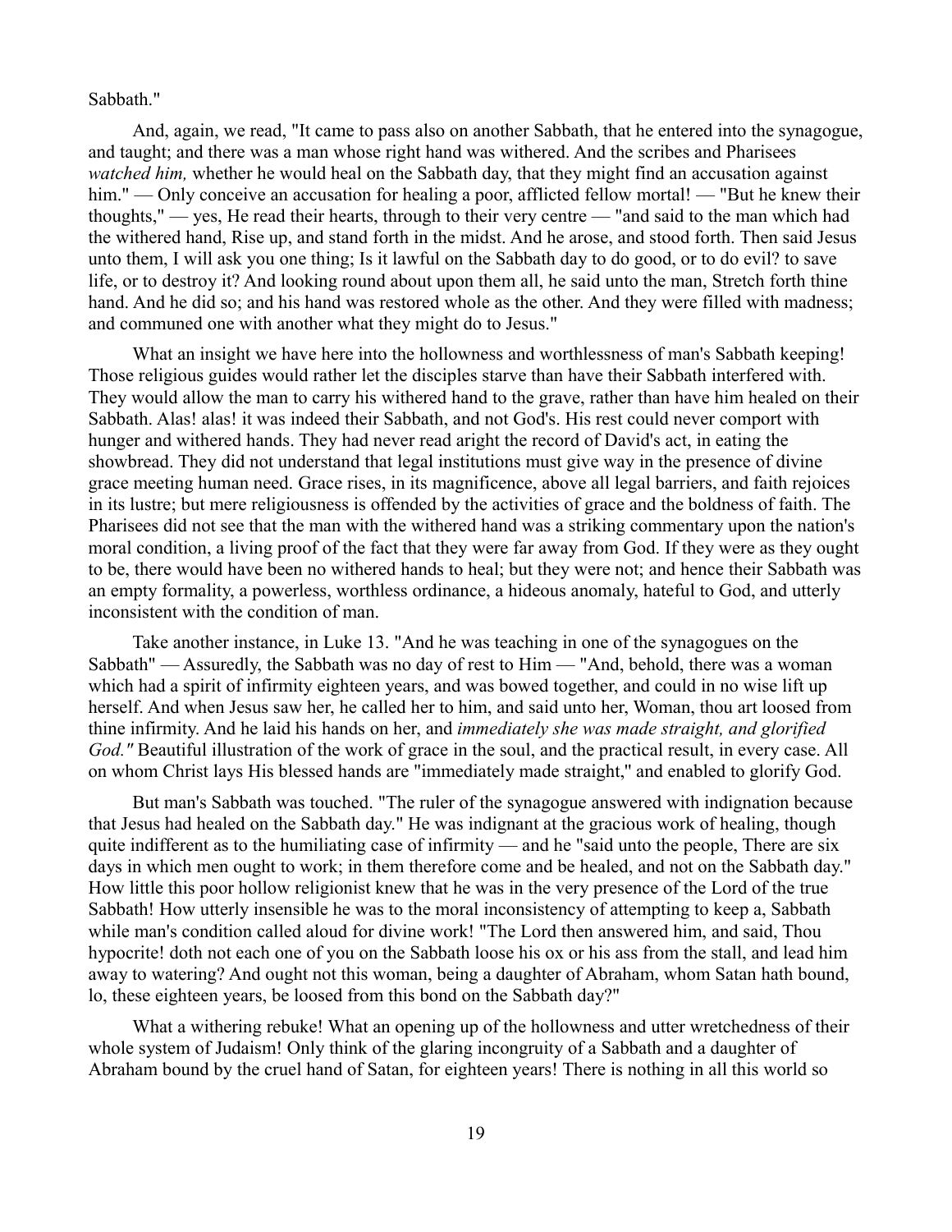Sabbath."

And, again, we read, "It came to pass also on another Sabbath, that he entered into the synagogue, and taught; and there was a man whose right hand was withered. And the scribes and Pharisees *watched him,* whether he would heal on the Sabbath day, that they might find an accusation against him." — Only conceive an accusation for healing a poor, afflicted fellow mortal! — "But he knew their thoughts," — yes, He read their hearts, through to their very centre — "and said to the man which had the withered hand, Rise up, and stand forth in the midst. And he arose, and stood forth. Then said Jesus unto them, I will ask you one thing; Is it lawful on the Sabbath day to do good, or to do evil? to save life, or to destroy it? And looking round about upon them all, he said unto the man, Stretch forth thine hand. And he did so; and his hand was restored whole as the other. And they were filled with madness; and communed one with another what they might do to Jesus."

What an insight we have here into the hollowness and worthlessness of man's Sabbath keeping! Those religious guides would rather let the disciples starve than have their Sabbath interfered with. They would allow the man to carry his withered hand to the grave, rather than have him healed on their Sabbath. Alas! alas! it was indeed their Sabbath, and not God's. His rest could never comport with hunger and withered hands. They had never read aright the record of David's act, in eating the showbread. They did not understand that legal institutions must give way in the presence of divine grace meeting human need. Grace rises, in its magnificence, above all legal barriers, and faith rejoices in its lustre; but mere religiousness is offended by the activities of grace and the boldness of faith. The Pharisees did not see that the man with the withered hand was a striking commentary upon the nation's moral condition, a living proof of the fact that they were far away from God. If they were as they ought to be, there would have been no withered hands to heal; but they were not; and hence their Sabbath was an empty formality, a powerless, worthless ordinance, a hideous anomaly, hateful to God, and utterly inconsistent with the condition of man.

Take another instance, in Luke 13. "And he was teaching in one of the synagogues on the Sabbath" — Assuredly, the Sabbath was no day of rest to Him — "And, behold, there was a woman which had a spirit of infirmity eighteen years, and was bowed together, and could in no wise lift up herself. And when Jesus saw her, he called her to him, and said unto her, Woman, thou art loosed from thine infirmity. And he laid his hands on her, and *immediately she was made straight, and glorified God."* Beautiful illustration of the work of grace in the soul, and the practical result, in every case. All on whom Christ lays His blessed hands are "immediately made straight," and enabled to glorify God.

But man's Sabbath was touched. "The ruler of the synagogue answered with indignation because that Jesus had healed on the Sabbath day." He was indignant at the gracious work of healing, though quite indifferent as to the humiliating case of infirmity — and he "said unto the people, There are six days in which men ought to work; in them therefore come and be healed, and not on the Sabbath day." How little this poor hollow religionist knew that he was in the very presence of the Lord of the true Sabbath! How utterly insensible he was to the moral inconsistency of attempting to keep a, Sabbath while man's condition called aloud for divine work! "The Lord then answered him, and said, Thou hypocrite! doth not each one of you on the Sabbath loose his ox or his ass from the stall, and lead him away to watering? And ought not this woman, being a daughter of Abraham, whom Satan hath bound, lo, these eighteen years, be loosed from this bond on the Sabbath day?"

What a withering rebuke! What an opening up of the hollowness and utter wretchedness of their whole system of Judaism! Only think of the glaring incongruity of a Sabbath and a daughter of Abraham bound by the cruel hand of Satan, for eighteen years! There is nothing in all this world so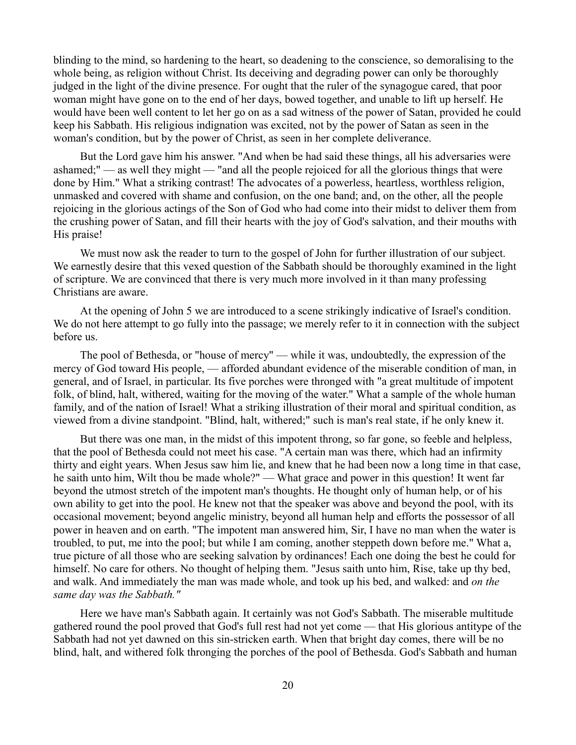blinding to the mind, so hardening to the heart, so deadening to the conscience, so demoralising to the whole being, as religion without Christ. Its deceiving and degrading power can only be thoroughly judged in the light of the divine presence. For ought that the ruler of the synagogue cared, that poor woman might have gone on to the end of her days, bowed together, and unable to lift up herself. He would have been well content to let her go on as a sad witness of the power of Satan, provided he could keep his Sabbath. His religious indignation was excited, not by the power of Satan as seen in the woman's condition, but by the power of Christ, as seen in her complete deliverance.

But the Lord gave him his answer. "And when be had said these things, all his adversaries were ashamed;" — as well they might — "and all the people rejoiced for all the glorious things that were done by Him." What a striking contrast! The advocates of a powerless, heartless, worthless religion, unmasked and covered with shame and confusion, on the one band; and, on the other, all the people rejoicing in the glorious actings of the Son of God who had come into their midst to deliver them from the crushing power of Satan, and fill their hearts with the joy of God's salvation, and their mouths with His praise!

We must now ask the reader to turn to the gospel of John for further illustration of our subject. We earnestly desire that this vexed question of the Sabbath should be thoroughly examined in the light of scripture. We are convinced that there is very much more involved in it than many professing Christians are aware.

At the opening of John 5 we are introduced to a scene strikingly indicative of Israel's condition. We do not here attempt to go fully into the passage; we merely refer to it in connection with the subject before us.

The pool of Bethesda, or "house of mercy" — while it was, undoubtedly, the expression of the mercy of God toward His people, — afforded abundant evidence of the miserable condition of man, in general, and of Israel, in particular. Its five porches were thronged with "a great multitude of impotent folk, of blind, halt, withered, waiting for the moving of the water." What a sample of the whole human family, and of the nation of Israel! What a striking illustration of their moral and spiritual condition, as viewed from a divine standpoint. "Blind, halt, withered;" such is man's real state, if he only knew it.

But there was one man, in the midst of this impotent throng, so far gone, so feeble and helpless, that the pool of Bethesda could not meet his case. "A certain man was there, which had an infirmity thirty and eight years. When Jesus saw him lie, and knew that he had been now a long time in that case, he saith unto him, Wilt thou be made whole?" — What grace and power in this question! It went far beyond the utmost stretch of the impotent man's thoughts. He thought only of human help, or of his own ability to get into the pool. He knew not that the speaker was above and beyond the pool, with its occasional movement; beyond angelic ministry, beyond all human help and efforts the possessor of all power in heaven and on earth. "The impotent man answered him, Sir, I have no man when the water is troubled, to put, me into the pool; but while I am coming, another steppeth down before me." What a, true picture of all those who are seeking salvation by ordinances! Each one doing the best he could for himself. No care for others. No thought of helping them. "Jesus saith unto him, Rise, take up thy bed, and walk. And immediately the man was made whole, and took up his bed, and walked: and *on the same day was the Sabbath."*

Here we have man's Sabbath again. It certainly was not God's Sabbath. The miserable multitude gathered round the pool proved that God's full rest had not yet come — that His glorious antitype of the Sabbath had not yet dawned on this sin-stricken earth. When that bright day comes, there will be no blind, halt, and withered folk thronging the porches of the pool of Bethesda. God's Sabbath and human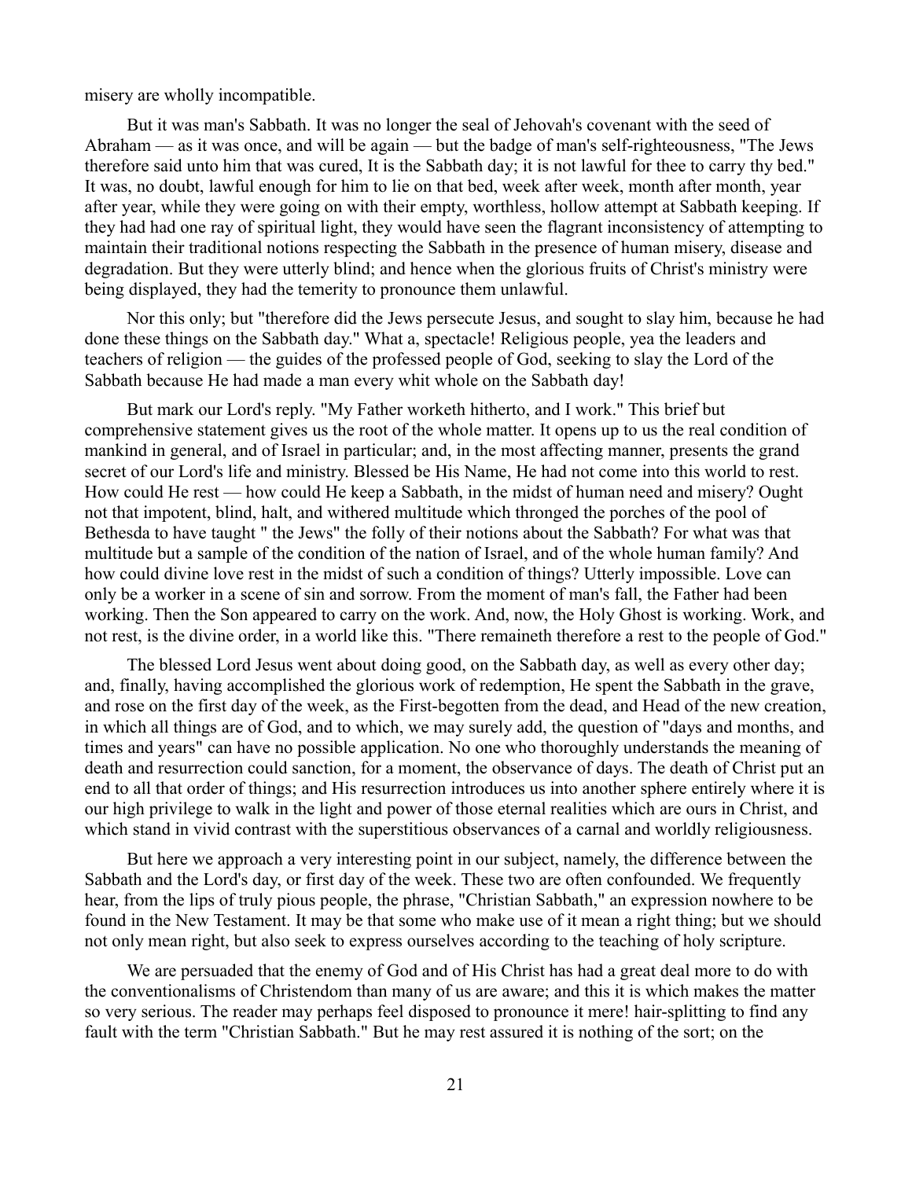misery are wholly incompatible.

But it was man's Sabbath. It was no longer the seal of Jehovah's covenant with the seed of Abraham — as it was once, and will be again — but the badge of man's self-righteousness, "The Jews therefore said unto him that was cured, It is the Sabbath day; it is not lawful for thee to carry thy bed." It was, no doubt, lawful enough for him to lie on that bed, week after week, month after month, year after year, while they were going on with their empty, worthless, hollow attempt at Sabbath keeping. If they had had one ray of spiritual light, they would have seen the flagrant inconsistency of attempting to maintain their traditional notions respecting the Sabbath in the presence of human misery, disease and degradation. But they were utterly blind; and hence when the glorious fruits of Christ's ministry were being displayed, they had the temerity to pronounce them unlawful.

Nor this only; but "therefore did the Jews persecute Jesus, and sought to slay him, because he had done these things on the Sabbath day." What a, spectacle! Religious people, yea the leaders and teachers of religion — the guides of the professed people of God, seeking to slay the Lord of the Sabbath because He had made a man every whit whole on the Sabbath day!

But mark our Lord's reply. "My Father worketh hitherto, and I work." This brief but comprehensive statement gives us the root of the whole matter. It opens up to us the real condition of mankind in general, and of Israel in particular; and, in the most affecting manner, presents the grand secret of our Lord's life and ministry. Blessed be His Name, He had not come into this world to rest. How could He rest — how could He keep a Sabbath, in the midst of human need and misery? Ought not that impotent, blind, halt, and withered multitude which thronged the porches of the pool of Bethesda to have taught " the Jews" the folly of their notions about the Sabbath? For what was that multitude but a sample of the condition of the nation of Israel, and of the whole human family? And how could divine love rest in the midst of such a condition of things? Utterly impossible. Love can only be a worker in a scene of sin and sorrow. From the moment of man's fall, the Father had been working. Then the Son appeared to carry on the work. And, now, the Holy Ghost is working. Work, and not rest, is the divine order, in a world like this. "There remaineth therefore a rest to the people of God."

The blessed Lord Jesus went about doing good, on the Sabbath day, as well as every other day; and, finally, having accomplished the glorious work of redemption, He spent the Sabbath in the grave, and rose on the first day of the week, as the First-begotten from the dead, and Head of the new creation, in which all things are of God, and to which, we may surely add, the question of "days and months, and times and years" can have no possible application. No one who thoroughly understands the meaning of death and resurrection could sanction, for a moment, the observance of days. The death of Christ put an end to all that order of things; and His resurrection introduces us into another sphere entirely where it is our high privilege to walk in the light and power of those eternal realities which are ours in Christ, and which stand in vivid contrast with the superstitious observances of a carnal and worldly religiousness.

But here we approach a very interesting point in our subject, namely, the difference between the Sabbath and the Lord's day, or first day of the week. These two are often confounded. We frequently hear, from the lips of truly pious people, the phrase, "Christian Sabbath," an expression nowhere to be found in the New Testament. It may be that some who make use of it mean a right thing; but we should not only mean right, but also seek to express ourselves according to the teaching of holy scripture.

We are persuaded that the enemy of God and of His Christ has had a great deal more to do with the conventionalisms of Christendom than many of us are aware; and this it is which makes the matter so very serious. The reader may perhaps feel disposed to pronounce it mere! hair-splitting to find any fault with the term "Christian Sabbath." But he may rest assured it is nothing of the sort; on the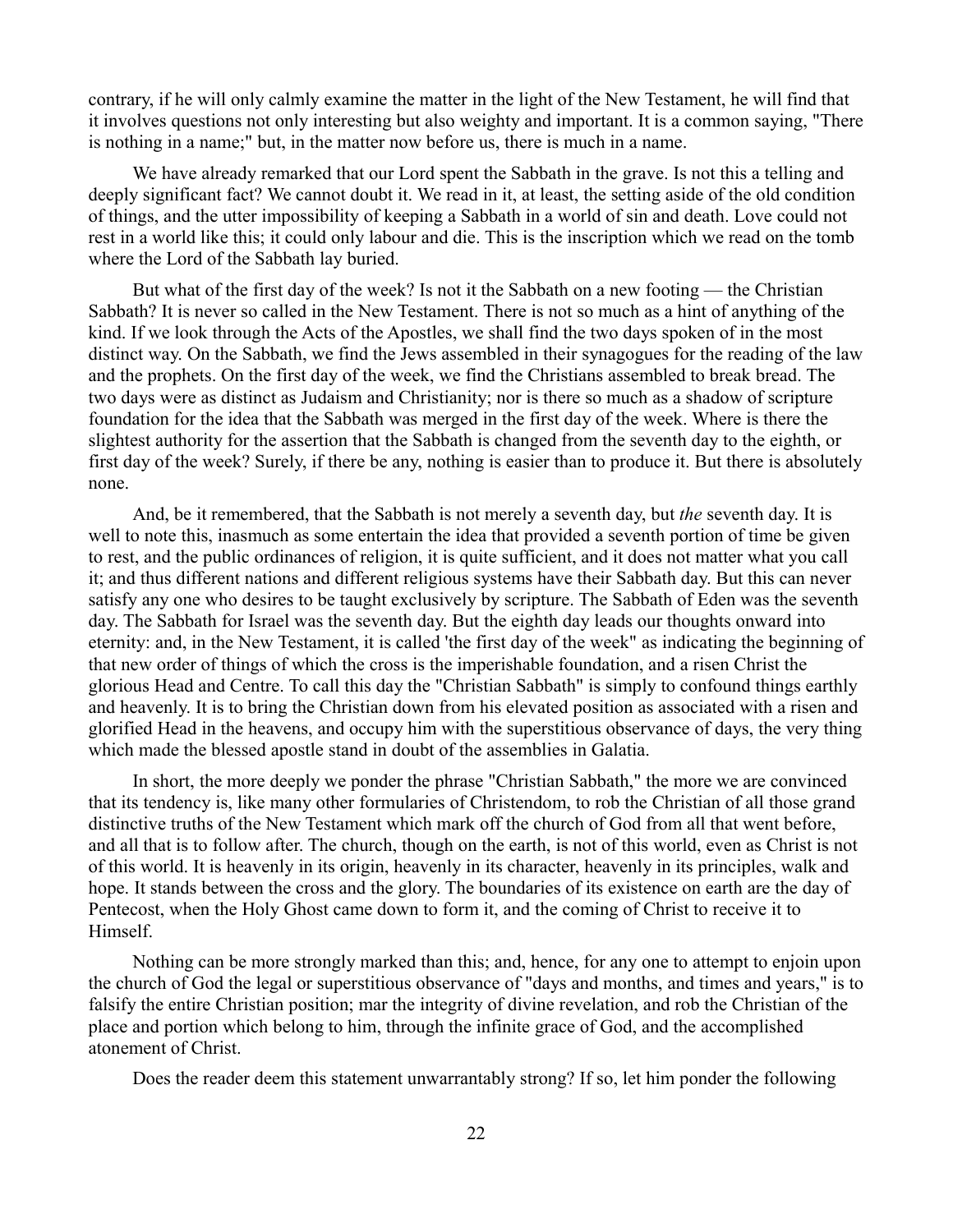contrary, if he will only calmly examine the matter in the light of the New Testament, he will find that it involves questions not only interesting but also weighty and important. It is a common saying, "There is nothing in a name;" but, in the matter now before us, there is much in a name.

We have already remarked that our Lord spent the Sabbath in the grave. Is not this a telling and deeply significant fact? We cannot doubt it. We read in it, at least, the setting aside of the old condition of things, and the utter impossibility of keeping a Sabbath in a world of sin and death. Love could not rest in a world like this; it could only labour and die. This is the inscription which we read on the tomb where the Lord of the Sabbath lay buried.

But what of the first day of the week? Is not it the Sabbath on a new footing — the Christian Sabbath? It is never so called in the New Testament. There is not so much as a hint of anything of the kind. If we look through the Acts of the Apostles, we shall find the two days spoken of in the most distinct way. On the Sabbath, we find the Jews assembled in their synagogues for the reading of the law and the prophets. On the first day of the week, we find the Christians assembled to break bread. The two days were as distinct as Judaism and Christianity; nor is there so much as a shadow of scripture foundation for the idea that the Sabbath was merged in the first day of the week. Where is there the slightest authority for the assertion that the Sabbath is changed from the seventh day to the eighth, or first day of the week? Surely, if there be any, nothing is easier than to produce it. But there is absolutely none.

And, be it remembered, that the Sabbath is not merely a seventh day, but *the* seventh day. It is well to note this, inasmuch as some entertain the idea that provided a seventh portion of time be given to rest, and the public ordinances of religion, it is quite sufficient, and it does not matter what you call it; and thus different nations and different religious systems have their Sabbath day. But this can never satisfy any one who desires to be taught exclusively by scripture. The Sabbath of Eden was the seventh day. The Sabbath for Israel was the seventh day. But the eighth day leads our thoughts onward into eternity: and, in the New Testament, it is called 'the first day of the week" as indicating the beginning of that new order of things of which the cross is the imperishable foundation, and a risen Christ the glorious Head and Centre. To call this day the "Christian Sabbath" is simply to confound things earthly and heavenly. It is to bring the Christian down from his elevated position as associated with a risen and glorified Head in the heavens, and occupy him with the superstitious observance of days, the very thing which made the blessed apostle stand in doubt of the assemblies in Galatia.

In short, the more deeply we ponder the phrase "Christian Sabbath," the more we are convinced that its tendency is, like many other formularies of Christendom, to rob the Christian of all those grand distinctive truths of the New Testament which mark off the church of God from all that went before, and all that is to follow after. The church, though on the earth, is not of this world, even as Christ is not of this world. It is heavenly in its origin, heavenly in its character, heavenly in its principles, walk and hope. It stands between the cross and the glory. The boundaries of its existence on earth are the day of Pentecost, when the Holy Ghost came down to form it, and the coming of Christ to receive it to Himself.

Nothing can be more strongly marked than this; and, hence, for any one to attempt to enjoin upon the church of God the legal or superstitious observance of "days and months, and times and years," is to falsify the entire Christian position; mar the integrity of divine revelation, and rob the Christian of the place and portion which belong to him, through the infinite grace of God, and the accomplished atonement of Christ.

Does the reader deem this statement unwarrantably strong? If so, let him ponder the following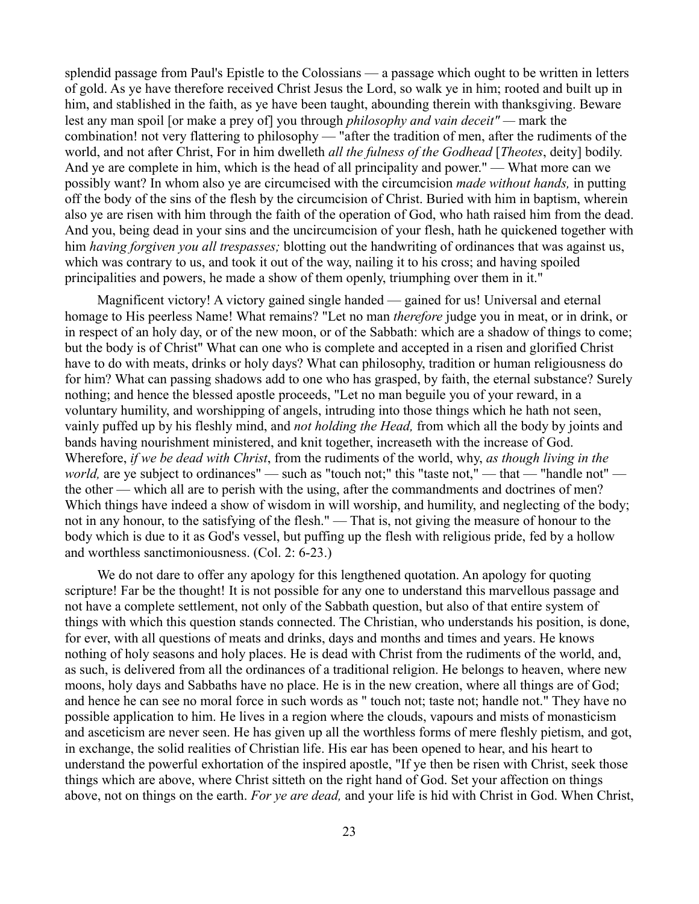splendid passage from Paul's Epistle to the Colossians — a passage which ought to be written in letters of gold. As ye have therefore received Christ Jesus the Lord, so walk ye in him; rooted and built up in him, and stablished in the faith, as ye have been taught, abounding therein with thanksgiving. Beware lest any man spoil [or make a prey of] you through *philosophy and vain deceit"* — mark the combination! not very flattering to philosophy — "after the tradition of men, after the rudiments of the world, and not after Christ, For in him dwelleth *all the fulness of the Godhead* [*Theotes*, deity] bodily. And ye are complete in him, which is the head of all principality and power." — What more can we possibly want? In whom also ye are circumcised with the circumcision *made without hands,* in putting off the body of the sins of the flesh by the circumcision of Christ. Buried with him in baptism, wherein also ye are risen with him through the faith of the operation of God, who hath raised him from the dead. And you, being dead in your sins and the uncircumcision of your flesh, hath he quickened together with him *having forgiven you all trespasses;* blotting out the handwriting of ordinances that was against us, which was contrary to us, and took it out of the way, nailing it to his cross; and having spoiled principalities and powers, he made a show of them openly, triumphing over them in it."

Magnificent victory! A victory gained single handed — gained for us! Universal and eternal homage to His peerless Name! What remains? "Let no man *therefore* judge you in meat, or in drink, or in respect of an holy day, or of the new moon, or of the Sabbath: which are a shadow of things to come; but the body is of Christ" What can one who is complete and accepted in a risen and glorified Christ have to do with meats, drinks or holy days? What can philosophy, tradition or human religiousness do for him? What can passing shadows add to one who has grasped, by faith, the eternal substance? Surely nothing; and hence the blessed apostle proceeds, "Let no man beguile you of your reward, in a voluntary humility, and worshipping of angels, intruding into those things which he hath not seen, vainly puffed up by his fleshly mind, and *not holding the Head,* from which all the body by joints and bands having nourishment ministered, and knit together, increaseth with the increase of God. Wherefore, *if we be dead with Christ*, from the rudiments of the world, why, *as though living in the world,* are ye subject to ordinances" — such as "touch not;" this "taste not," — that — "handle not" — the other — which all are to perish with the using, after the commandments and doctrines of men? Which things have indeed a show of wisdom in will worship, and humility, and neglecting of the body; not in any honour, to the satisfying of the flesh." — That is, not giving the measure of honour to the body which is due to it as God's vessel, but puffing up the flesh with religious pride, fed by a hollow and worthless sanctimoniousness. (Col. 2: 6-23.)

We do not dare to offer any apology for this lengthened quotation. An apology for quoting scripture! Far be the thought! It is not possible for any one to understand this marvellous passage and not have a complete settlement, not only of the Sabbath question, but also of that entire system of things with which this question stands connected. The Christian, who understands his position, is done, for ever, with all questions of meats and drinks, days and months and times and years. He knows nothing of holy seasons and holy places. He is dead with Christ from the rudiments of the world, and, as such, is delivered from all the ordinances of a traditional religion. He belongs to heaven, where new moons, holy days and Sabbaths have no place. He is in the new creation, where all things are of God; and hence he can see no moral force in such words as " touch not; taste not; handle not." They have no possible application to him. He lives in a region where the clouds, vapours and mists of monasticism and asceticism are never seen. He has given up all the worthless forms of mere fleshly pietism, and got, in exchange, the solid realities of Christian life. His ear has been opened to hear, and his heart to understand the powerful exhortation of the inspired apostle, "If ye then be risen with Christ, seek those things which are above, where Christ sitteth on the right hand of God. Set your affection on things above, not on things on the earth. *For ye are dead,* and your life is hid with Christ in God. When Christ,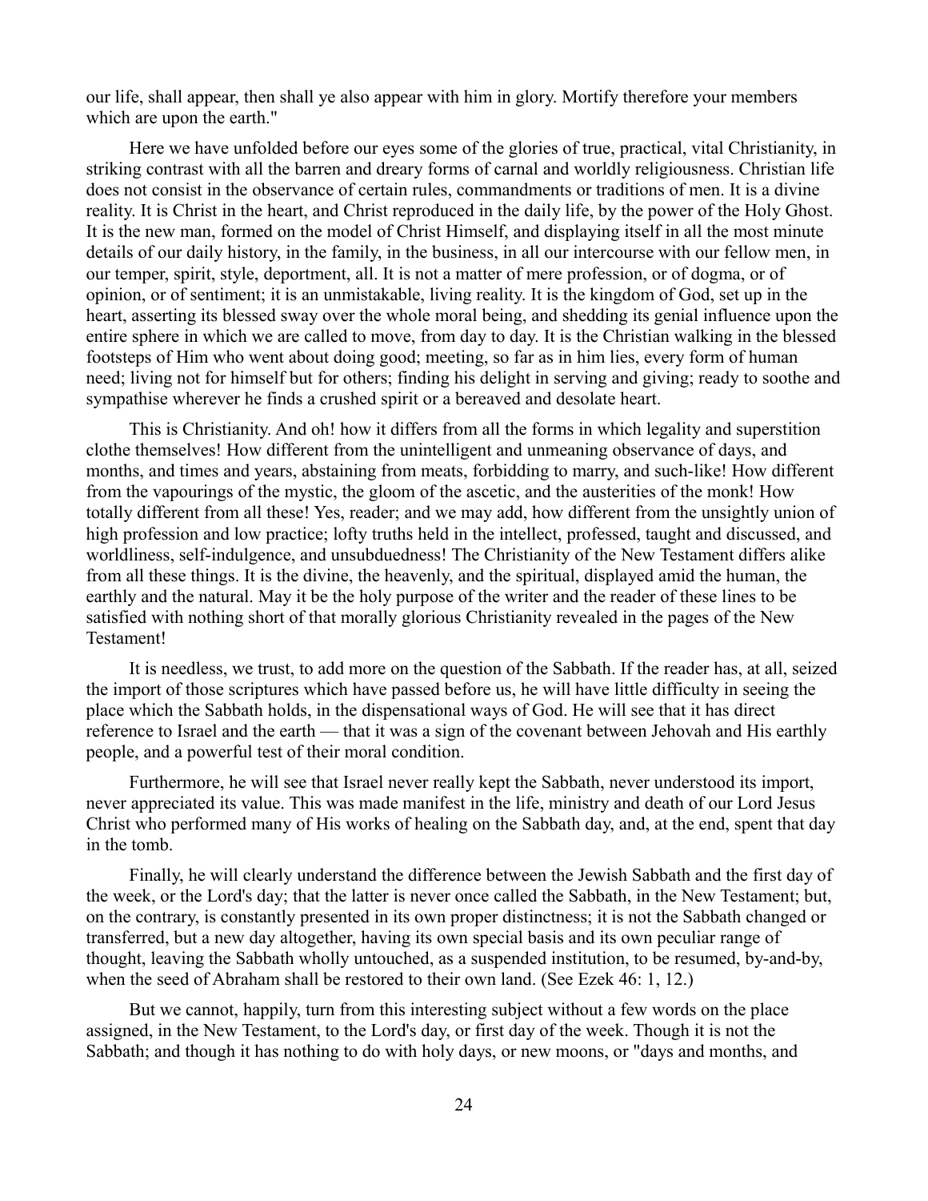our life, shall appear, then shall ye also appear with him in glory. Mortify therefore your members which are upon the earth."

Here we have unfolded before our eyes some of the glories of true, practical, vital Christianity, in striking contrast with all the barren and dreary forms of carnal and worldly religiousness. Christian life does not consist in the observance of certain rules, commandments or traditions of men. It is a divine reality. It is Christ in the heart, and Christ reproduced in the daily life, by the power of the Holy Ghost. It is the new man, formed on the model of Christ Himself, and displaying itself in all the most minute details of our daily history, in the family, in the business, in all our intercourse with our fellow men, in our temper, spirit, style, deportment, all. It is not a matter of mere profession, or of dogma, or of opinion, or of sentiment; it is an unmistakable, living reality. It is the kingdom of God, set up in the heart, asserting its blessed sway over the whole moral being, and shedding its genial influence upon the entire sphere in which we are called to move, from day to day. It is the Christian walking in the blessed footsteps of Him who went about doing good; meeting, so far as in him lies, every form of human need; living not for himself but for others; finding his delight in serving and giving; ready to soothe and sympathise wherever he finds a crushed spirit or a bereaved and desolate heart.

This is Christianity. And oh! how it differs from all the forms in which legality and superstition clothe themselves! How different from the unintelligent and unmeaning observance of days, and months, and times and years, abstaining from meats, forbidding to marry, and such-like! How different from the vapourings of the mystic, the gloom of the ascetic, and the austerities of the monk! How totally different from all these! Yes, reader; and we may add, how different from the unsightly union of high profession and low practice; lofty truths held in the intellect, professed, taught and discussed, and worldliness, self-indulgence, and unsubduedness! The Christianity of the New Testament differs alike from all these things. It is the divine, the heavenly, and the spiritual, displayed amid the human, the earthly and the natural. May it be the holy purpose of the writer and the reader of these lines to be satisfied with nothing short of that morally glorious Christianity revealed in the pages of the New Testament!

It is needless, we trust, to add more on the question of the Sabbath. If the reader has, at all, seized the import of those scriptures which have passed before us, he will have little difficulty in seeing the place which the Sabbath holds, in the dispensational ways of God. He will see that it has direct reference to Israel and the earth — that it was a sign of the covenant between Jehovah and His earthly people, and a powerful test of their moral condition.

Furthermore, he will see that Israel never really kept the Sabbath, never understood its import, never appreciated its value. This was made manifest in the life, ministry and death of our Lord Jesus Christ who performed many of His works of healing on the Sabbath day, and, at the end, spent that day in the tomb.

Finally, he will clearly understand the difference between the Jewish Sabbath and the first day of the week, or the Lord's day; that the latter is never once called the Sabbath, in the New Testament; but, on the contrary, is constantly presented in its own proper distinctness; it is not the Sabbath changed or transferred, but a new day altogether, having its own special basis and its own peculiar range of thought, leaving the Sabbath wholly untouched, as a suspended institution, to be resumed, by-and-by, when the seed of Abraham shall be restored to their own land. (See Ezek 46: 1, 12.)

But we cannot, happily, turn from this interesting subject without a few words on the place assigned, in the New Testament, to the Lord's day, or first day of the week. Though it is not the Sabbath; and though it has nothing to do with holy days, or new moons, or "days and months, and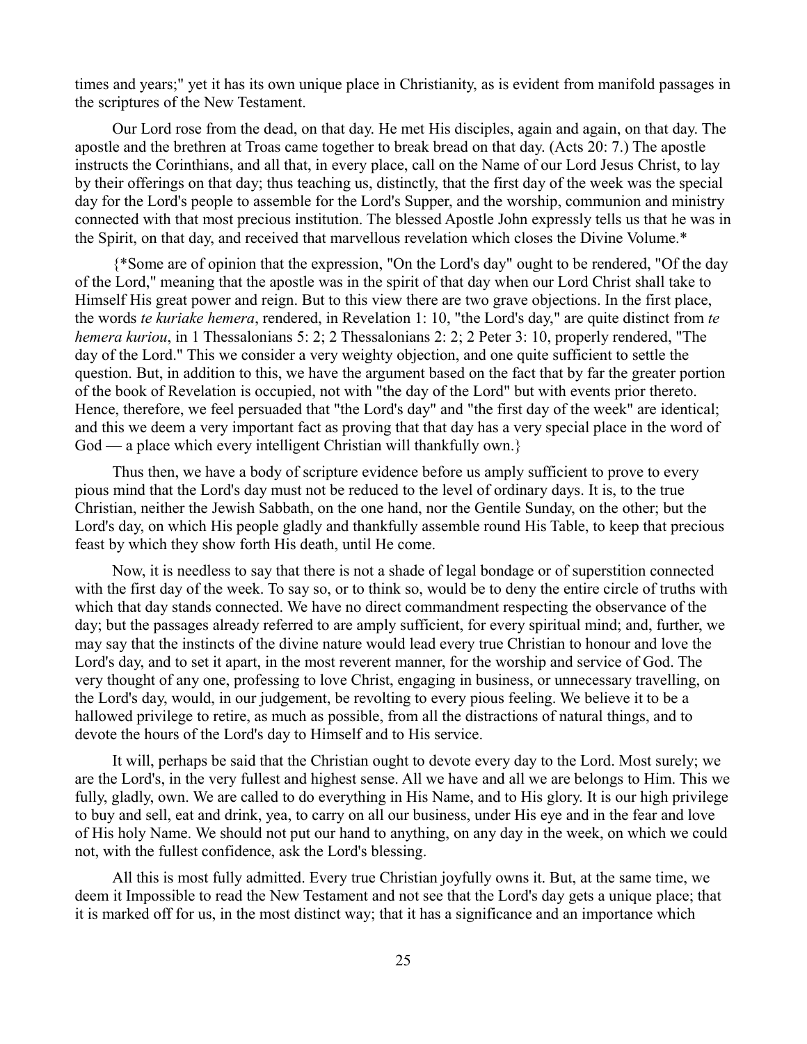times and years;" yet it has its own unique place in Christianity, as is evident from manifold passages in the scriptures of the New Testament.

Our Lord rose from the dead, on that day. He met His disciples, again and again, on that day. The apostle and the brethren at Troas came together to break bread on that day. (Acts 20: 7.) The apostle instructs the Corinthians, and all that, in every place, call on the Name of our Lord Jesus Christ, to lay by their offerings on that day; thus teaching us, distinctly, that the first day of the week was the special day for the Lord's people to assemble for the Lord's Supper, and the worship, communion and ministry connected with that most precious institution. The blessed Apostle John expressly tells us that he was in the Spirit, on that day, and received that marvellous revelation which closes the Divine Volume.*

{*Some are of opinion that the expression, "On the Lord's day" ought to be rendered, "Of the day of the Lord," meaning that the apostle was in the spirit of that day when our Lord Christ shall take to Himself His great power and reign. But to this view there are two grave objections. In the first place, the words *te kuriake hemera*, rendered, in Revelation 1: 10, "the Lord's day," are quite distinct from *te hemera kuriou*, in 1 Thessalonians 5: 2; 2 Thessalonians 2: 2; 2 Peter 3: 10, properly rendered, "The day of the Lord." This we consider a very weighty objection, and one quite sufficient to settle the question. But, in addition to this, we have the argument based on the fact that by far the greater portion of the book of Revelation is occupied, not with "the day of the Lord" but with events prior thereto. Hence, therefore, we feel persuaded that "the Lord's day" and "the first day of the week" are identical; and this we deem a very important fact as proving that that day has a very special place in the word of God — a place which every intelligent Christian will thankfully own.}

Thus then, we have a body of scripture evidence before us amply sufficient to prove to every pious mind that the Lord's day must not be reduced to the level of ordinary days. It is, to the true Christian, neither the Jewish Sabbath, on the one hand, nor the Gentile Sunday, on the other; but the Lord's day, on which His people gladly and thankfully assemble round His Table, to keep that precious feast by which they show forth His death, until He come.

Now, it is needless to say that there is not a shade of legal bondage or of superstition connected with the first day of the week. To say so, or to think so, would be to deny the entire circle of truths with which that day stands connected. We have no direct commandment respecting the observance of the day; but the passages already referred to are amply sufficient, for every spiritual mind; and, further, we may say that the instincts of the divine nature would lead every true Christian to honour and love the Lord's day, and to set it apart, in the most reverent manner, for the worship and service of God. The very thought of any one, professing to love Christ, engaging in business, or unnecessary travelling, on the Lord's day, would, in our judgement, be revolting to every pious feeling. We believe it to be a hallowed privilege to retire, as much as possible, from all the distractions of natural things, and to devote the hours of the Lord's day to Himself and to His service.

It will, perhaps be said that the Christian ought to devote every day to the Lord. Most surely; we are the Lord's, in the very fullest and highest sense. All we have and all we are belongs to Him. This we fully, gladly, own. We are called to do everything in His Name, and to His glory. It is our high privilege to buy and sell, eat and drink, yea, to carry on all our business, under His eye and in the fear and love of His holy Name. We should not put our hand to anything, on any day in the week, on which we could not, with the fullest confidence, ask the Lord's blessing.

All this is most fully admitted. Every true Christian joyfully owns it. But, at the same time, we deem it Impossible to read the New Testament and not see that the Lord's day gets a unique place; that it is marked off for us, in the most distinct way; that it has a significance and an importance which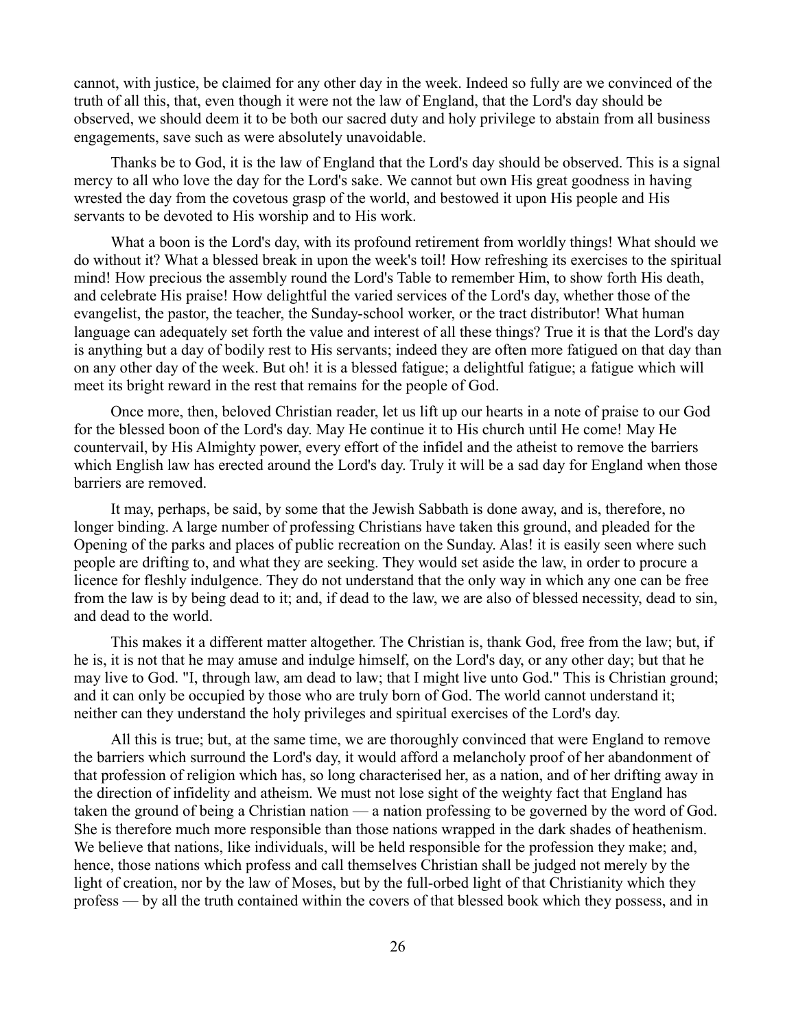cannot, with justice, be claimed for any other day in the week. Indeed so fully are we convinced of the truth of all this, that, even though it were not the law of England, that the Lord's day should be observed, we should deem it to be both our sacred duty and holy privilege to abstain from all business engagements, save such as were absolutely unavoidable.

Thanks be to God, it is the law of England that the Lord's day should be observed. This is a signal mercy to all who love the day for the Lord's sake. We cannot but own His great goodness in having wrested the day from the covetous grasp of the world, and bestowed it upon His people and His servants to be devoted to His worship and to His work.

What a boon is the Lord's day, with its profound retirement from worldly things! What should we do without it? What a blessed break in upon the week's toil! How refreshing its exercises to the spiritual mind! How precious the assembly round the Lord's Table to remember Him, to show forth His death, and celebrate His praise! How delightful the varied services of the Lord's day, whether those of the evangelist, the pastor, the teacher, the Sunday-school worker, or the tract distributor! What human language can adequately set forth the value and interest of all these things? True it is that the Lord's day is anything but a day of bodily rest to His servants; indeed they are often more fatigued on that day than on any other day of the week. But oh! it is a blessed fatigue; a delightful fatigue; a fatigue which will meet its bright reward in the rest that remains for the people of God.

Once more, then, beloved Christian reader, let us lift up our hearts in a note of praise to our God for the blessed boon of the Lord's day. May He continue it to His church until He come! May He countervail, by His Almighty power, every effort of the infidel and the atheist to remove the barriers which English law has erected around the Lord's day. Truly it will be a sad day for England when those barriers are removed.

It may, perhaps, be said, by some that the Jewish Sabbath is done away, and is, therefore, no longer binding. A large number of professing Christians have taken this ground, and pleaded for the Opening of the parks and places of public recreation on the Sunday. Alas! it is easily seen where such people are drifting to, and what they are seeking. They would set aside the law, in order to procure a licence for fleshly indulgence. They do not understand that the only way in which any one can be free from the law is by being dead to it; and, if dead to the law, we are also of blessed necessity, dead to sin, and dead to the world.

This makes it a different matter altogether. The Christian is, thank God, free from the law; but, if he is, it is not that he may amuse and indulge himself, on the Lord's day, or any other day; but that he may live to God. "I, through law, am dead to law; that I might live unto God." This is Christian ground; and it can only be occupied by those who are truly born of God. The world cannot understand it; neither can they understand the holy privileges and spiritual exercises of the Lord's day.

All this is true; but, at the same time, we are thoroughly convinced that were England to remove the barriers which surround the Lord's day, it would afford a melancholy proof of her abandonment of that profession of religion which has, so long characterised her, as a nation, and of her drifting away in the direction of infidelity and atheism. We must not lose sight of the weighty fact that England has taken the ground of being a Christian nation — a nation professing to be governed by the word of God. She is therefore much more responsible than those nations wrapped in the dark shades of heathenism. We believe that nations, like individuals, will be held responsible for the profession they make; and, hence, those nations which profess and call themselves Christian shall be judged not merely by the light of creation, nor by the law of Moses, but by the full-orbed light of that Christianity which they profess — by all the truth contained within the covers of that blessed book which they possess, and in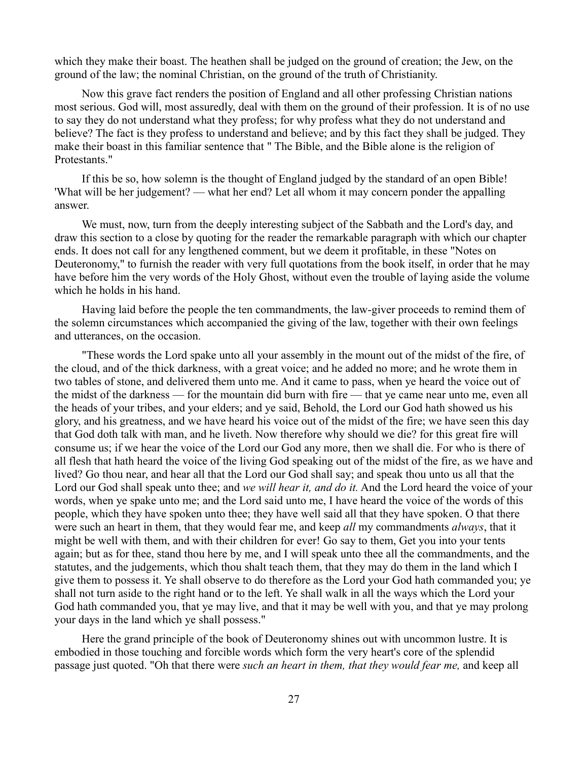which they make their boast. The heathen shall be judged on the ground of creation; the Jew, on the ground of the law; the nominal Christian, on the ground of the truth of Christianity.

Now this grave fact renders the position of England and all other professing Christian nations most serious. God will, most assuredly, deal with them on the ground of their profession. It is of no use to say they do not understand what they profess; for why profess what they do not understand and believe? The fact is they profess to understand and believe; and by this fact they shall be judged. They make their boast in this familiar sentence that " The Bible, and the Bible alone is the religion of Protestants."

If this be so, how solemn is the thought of England judged by the standard of an open Bible! 'What will be her judgement? — what her end? Let all whom it may concern ponder the appalling answer.

We must, now, turn from the deeply interesting subject of the Sabbath and the Lord's day, and draw this section to a close by quoting for the reader the remarkable paragraph with which our chapter ends. It does not call for any lengthened comment, but we deem it profitable, in these "Notes on Deuteronomy," to furnish the reader with very full quotations from the book itself, in order that he may have before him the very words of the Holy Ghost, without even the trouble of laying aside the volume which he holds in his hand.

Having laid before the people the ten commandments, the law-giver proceeds to remind them of the solemn circumstances which accompanied the giving of the law, together with their own feelings and utterances, on the occasion.

"These words the Lord spake unto all your assembly in the mount out of the midst of the fire, of the cloud, and of the thick darkness, with a great voice; and he added no more; and he wrote them in two tables of stone, and delivered them unto me. And it came to pass, when ye heard the voice out of the midst of the darkness — for the mountain did burn with fire — that ye came near unto me, even all the heads of your tribes, and your elders; and ye said, Behold, the Lord our God hath showed us his glory, and his greatness, and we have heard his voice out of the midst of the fire; we have seen this day that God doth talk with man, and he liveth. Now therefore why should we die? for this great fire will consume us; if we hear the voice of the Lord our God any more, then we shall die. For who is there of all flesh that hath heard the voice of the living God speaking out of the midst of the fire, as we have and lived? Go thou near, and hear all that the Lord our God shall say; and speak thou unto us all that the Lord our God shall speak unto thee; and *we will hear it, and do it.* And the Lord heard the voice of your words, when ye spake unto me; and the Lord said unto me, I have heard the voice of the words of this people, which they have spoken unto thee; they have well said all that they have spoken. O that there were such an heart in them, that they would fear me, and keep *all* my commandments *always*, that it might be well with them, and with their children for ever! Go say to them, Get you into your tents again; but as for thee, stand thou here by me, and I will speak unto thee all the commandments, and the statutes, and the judgements, which thou shalt teach them, that they may do them in the land which I give them to possess it. Ye shall observe to do therefore as the Lord your God hath commanded you; ye shall not turn aside to the right hand or to the left. Ye shall walk in all the ways which the Lord your God hath commanded you, that ye may live, and that it may be well with you, and that ye may prolong your days in the land which ye shall possess."

Here the grand principle of the book of Deuteronomy shines out with uncommon lustre. It is embodied in those touching and forcible words which form the very heart's core of the splendid passage just quoted. "Oh that there were *such an heart in them, that they would fear me,* and keep all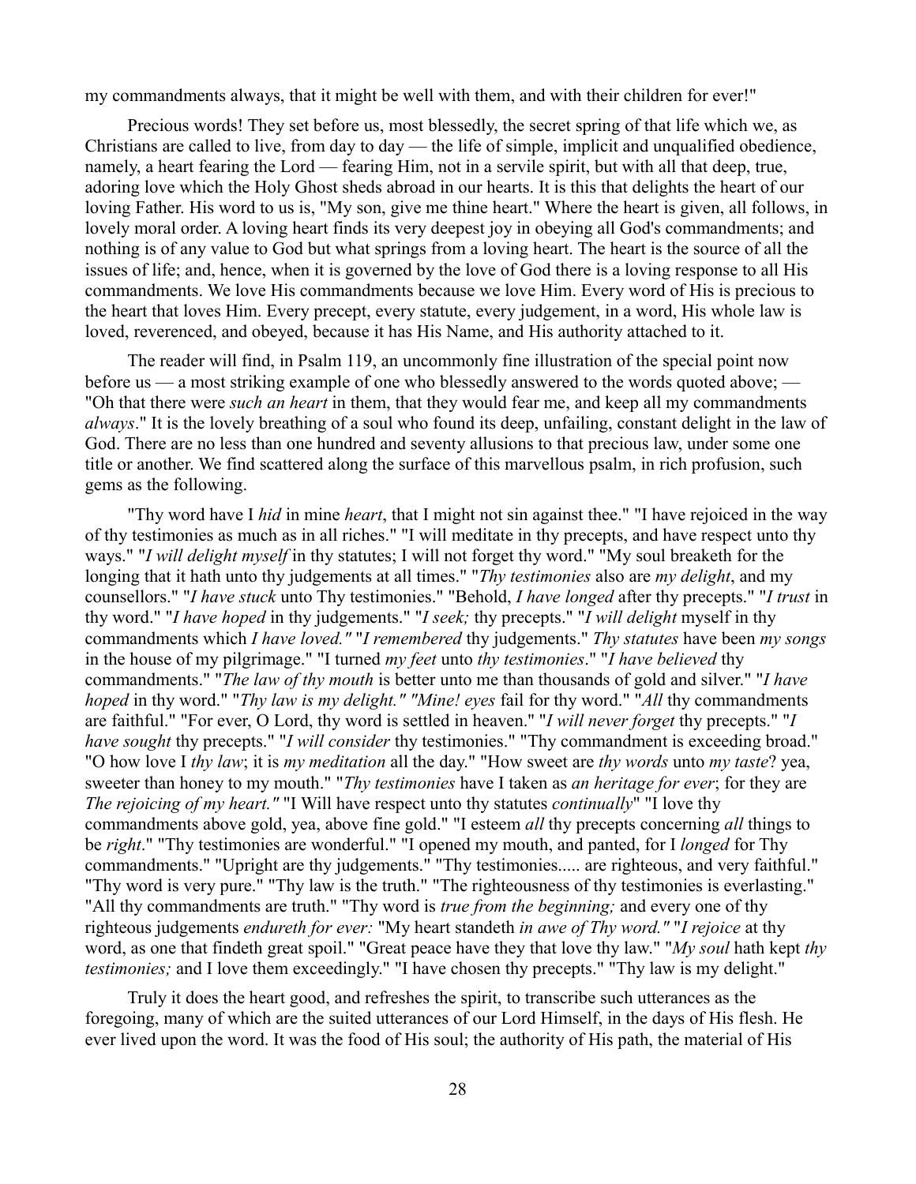my commandments always, that it might be well with them, and with their children for ever!"

Precious words! They set before us, most blessedly, the secret spring of that life which we, as Christians are called to live, from day to day — the life of simple, implicit and unqualified obedience, namely, a heart fearing the Lord — fearing Him, not in a servile spirit, but with all that deep, true, adoring love which the Holy Ghost sheds abroad in our hearts. It is this that delights the heart of our loving Father. His word to us is, "My son, give me thine heart." Where the heart is given, all follows, in lovely moral order. A loving heart finds its very deepest joy in obeying all God's commandments; and nothing is of any value to God but what springs from a loving heart. The heart is the source of all the issues of life; and, hence, when it is governed by the love of God there is a loving response to all His commandments. We love His commandments because we love Him. Every word of His is precious to the heart that loves Him. Every precept, every statute, every judgement, in a word, His whole law is loved, reverenced, and obeyed, because it has His Name, and His authority attached to it.

The reader will find, in Psalm 119, an uncommonly fine illustration of the special point now before us — a most striking example of one who blessedly answered to the words quoted above; — "Oh that there were *such an heart* in them, that they would fear me, and keep all my commandments *always*." It is the lovely breathing of a soul who found its deep, unfailing, constant delight in the law of God. There are no less than one hundred and seventy allusions to that precious law, under some one title or another. We find scattered along the surface of this marvellous psalm, in rich profusion, such gems as the following.

"Thy word have I *hid* in mine *heart*, that I might not sin against thee." "I have rejoiced in the way of thy testimonies as much as in all riches." "I will meditate in thy precepts, and have respect unto thy ways." "*I will delight myself* in thy statutes; I will not forget thy word." "My soul breaketh for the longing that it hath unto thy judgements at all times." "*Thy testimonies* also are *my delight*, and my counsellors." "*I have stuck* unto Thy testimonies." "Behold, *I have longed* after thy precepts." "*I trust* in thy word." "*I have hoped* in thy judgements." "*I seek;* thy precepts." "*I will delight* myself in thy commandments which *I have loved."* "*I remembered* thy judgements." *Thy statutes* have been *my songs* in the house of my pilgrimage." "I turned *my feet* unto *thy testimonies*." "*I have believed* thy commandments." "*The law of thy mouth* is better unto me than thousands of gold and silver." "*I have hoped* in thy word." "*Thy law is my delight." "Mine! eyes* fail for thy word." "*All* thy commandments are faithful." "For ever, O Lord, thy word is settled in heaven." "*I will never forget* thy precepts." "*I have sought* thy precepts." "*I will consider* thy testimonies." "Thy commandment is exceeding broad." "O how love I *thy law*; it is *my meditation* all the day." "How sweet are *thy words* unto *my taste*? yea, sweeter than honey to my mouth." "*Thy testimonies* have I taken as *an heritage for ever*; for they are *The rejoicing of my heart."* "I Will have respect unto thy statutes *continually*" "I love thy commandments above gold, yea, above fine gold." "I esteem *all* thy precepts concerning *all* things to be *right*." "Thy testimonies are wonderful." "I opened my mouth, and panted, for I *longed* for Thy commandments." "Upright are thy judgements." "Thy testimonies..... are righteous, and very faithful." "Thy word is very pure." "Thy law is the truth." "The righteousness of thy testimonies is everlasting." "All thy commandments are truth." "Thy word is *true from the beginning;* and every one of thy righteous judgements *endureth for ever:* "My heart standeth *in awe of Thy word."* "*I rejoice* at thy word, as one that findeth great spoil." "Great peace have they that love thy law." "*My soul* hath kept *thy testimonies;* and I love them exceedingly." "I have chosen thy precepts." "Thy law is my delight."

Truly it does the heart good, and refreshes the spirit, to transcribe such utterances as the foregoing, many of which are the suited utterances of our Lord Himself, in the days of His flesh. He ever lived upon the word. It was the food of His soul; the authority of His path, the material of His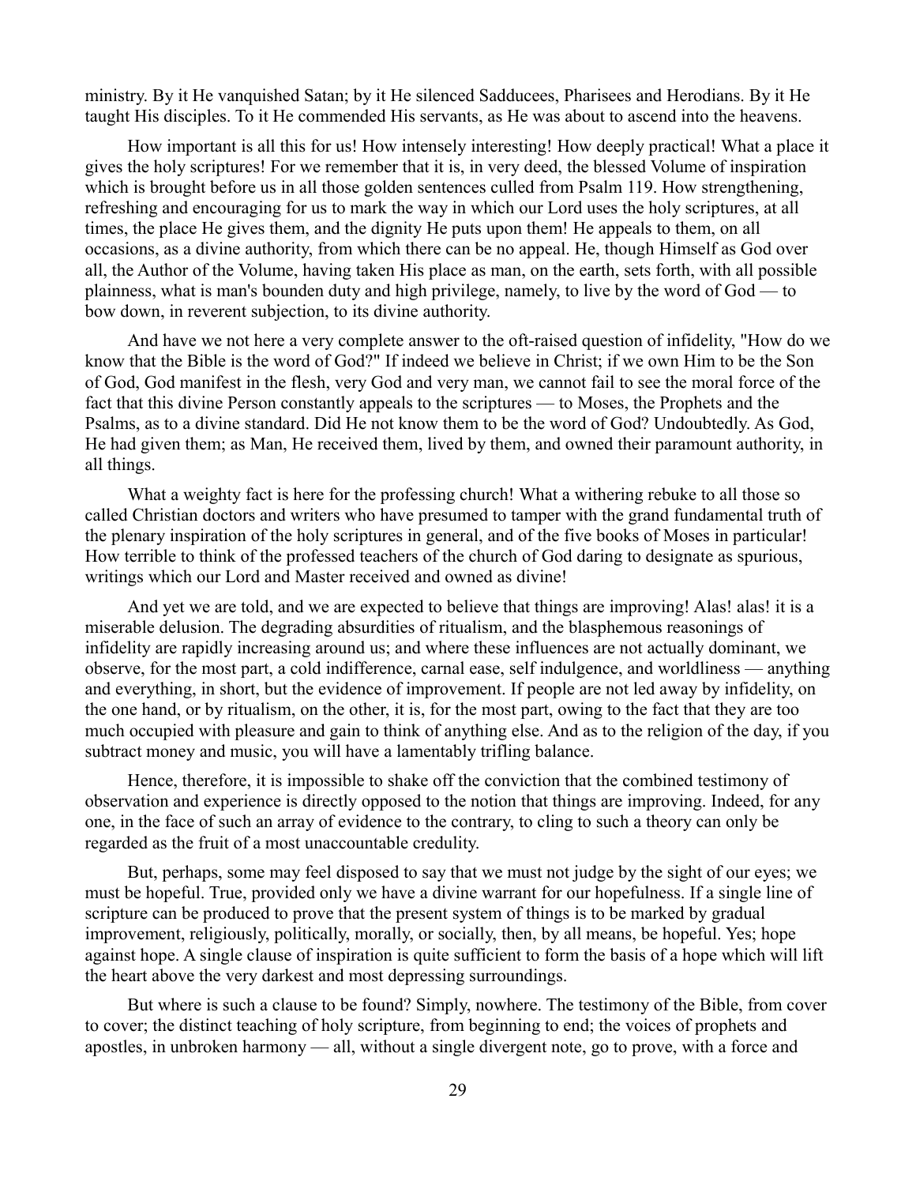ministry. By it He vanquished Satan; by it He silenced Sadducees, Pharisees and Herodians. By it He taught His disciples. To it He commended His servants, as He was about to ascend into the heavens.

How important is all this for us! How intensely interesting! How deeply practical! What a place it gives the holy scriptures! For we remember that it is, in very deed, the blessed Volume of inspiration which is brought before us in all those golden sentences culled from Psalm 119. How strengthening, refreshing and encouraging for us to mark the way in which our Lord uses the holy scriptures, at all times, the place He gives them, and the dignity He puts upon them! He appeals to them, on all occasions, as a divine authority, from which there can be no appeal. He, though Himself as God over all, the Author of the Volume, having taken His place as man, on the earth, sets forth, with all possible plainness, what is man's bounden duty and high privilege, namely, to live by the word of God — to bow down, in reverent subjection, to its divine authority.

And have we not here a very complete answer to the oft-raised question of infidelity, "How do we know that the Bible is the word of God?" If indeed we believe in Christ; if we own Him to be the Son of God, God manifest in the flesh, very God and very man, we cannot fail to see the moral force of the fact that this divine Person constantly appeals to the scriptures — to Moses, the Prophets and the Psalms, as to a divine standard. Did He not know them to be the word of God? Undoubtedly. As God, He had given them; as Man, He received them, lived by them, and owned their paramount authority, in all things.

What a weighty fact is here for the professing church! What a withering rebuke to all those so called Christian doctors and writers who have presumed to tamper with the grand fundamental truth of the plenary inspiration of the holy scriptures in general, and of the five books of Moses in particular! How terrible to think of the professed teachers of the church of God daring to designate as spurious, writings which our Lord and Master received and owned as divine!

And yet we are told, and we are expected to believe that things are improving! Alas! alas! it is a miserable delusion. The degrading absurdities of ritualism, and the blasphemous reasonings of infidelity are rapidly increasing around us; and where these influences are not actually dominant, we observe, for the most part, a cold indifference, carnal ease, self indulgence, and worldliness — anything and everything, in short, but the evidence of improvement. If people are not led away by infidelity, on the one hand, or by ritualism, on the other, it is, for the most part, owing to the fact that they are too much occupied with pleasure and gain to think of anything else. And as to the religion of the day, if you subtract money and music, you will have a lamentably trifling balance.

Hence, therefore, it is impossible to shake off the conviction that the combined testimony of observation and experience is directly opposed to the notion that things are improving. Indeed, for any one, in the face of such an array of evidence to the contrary, to cling to such a theory can only be regarded as the fruit of a most unaccountable credulity.

But, perhaps, some may feel disposed to say that we must not judge by the sight of our eyes; we must be hopeful. True, provided only we have a divine warrant for our hopefulness. If a single line of scripture can be produced to prove that the present system of things is to be marked by gradual improvement, religiously, politically, morally, or socially, then, by all means, be hopeful. Yes; hope against hope. A single clause of inspiration is quite sufficient to form the basis of a hope which will lift the heart above the very darkest and most depressing surroundings.

But where is such a clause to be found? Simply, nowhere. The testimony of the Bible, from cover to cover; the distinct teaching of holy scripture, from beginning to end; the voices of prophets and apostles, in unbroken harmony — all, without a single divergent note, go to prove, with a force and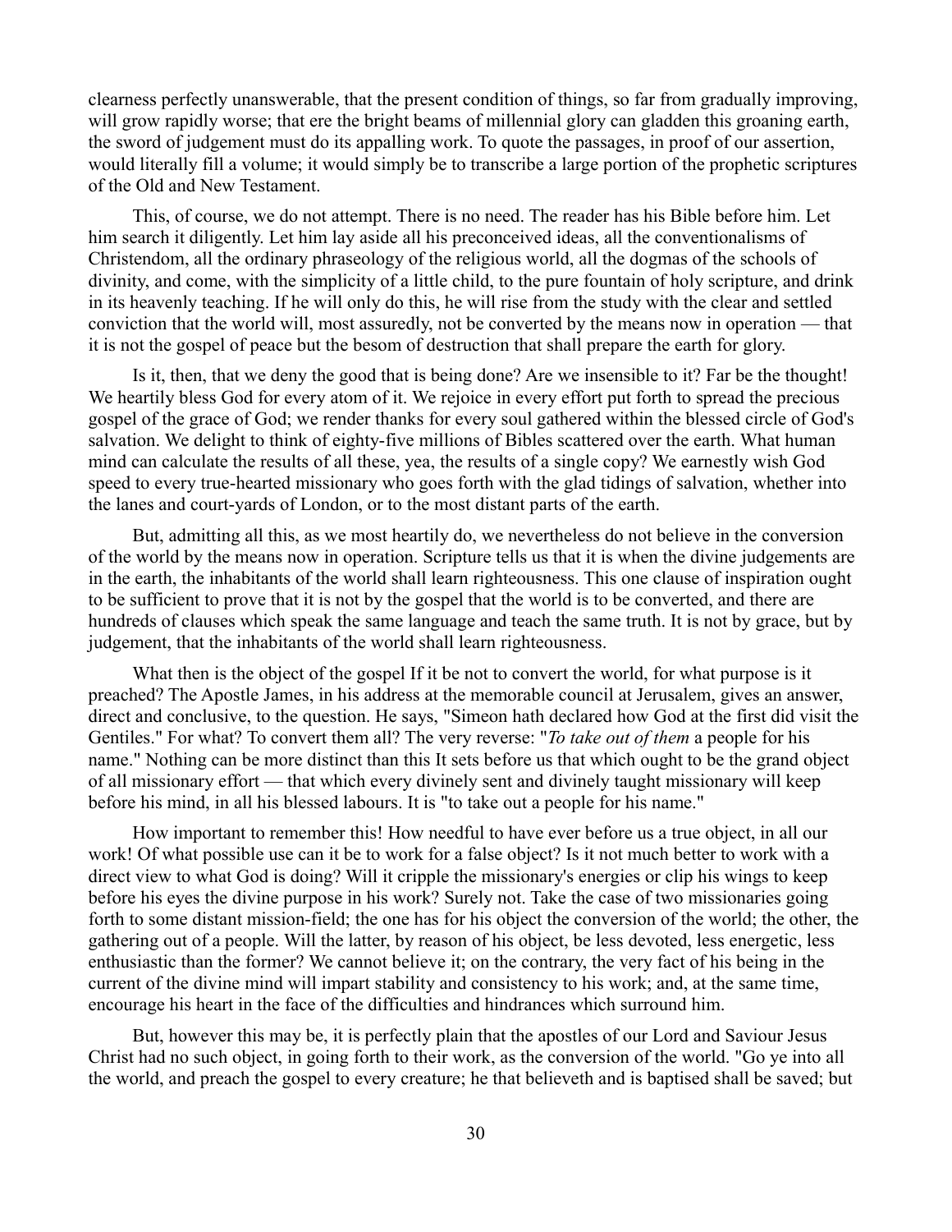clearness perfectly unanswerable, that the present condition of things, so far from gradually improving, will grow rapidly worse; that ere the bright beams of millennial glory can gladden this groaning earth, the sword of judgement must do its appalling work. To quote the passages, in proof of our assertion, would literally fill a volume; it would simply be to transcribe a large portion of the prophetic scriptures of the Old and New Testament.

This, of course, we do not attempt. There is no need. The reader has his Bible before him. Let him search it diligently. Let him lay aside all his preconceived ideas, all the conventionalisms of Christendom, all the ordinary phraseology of the religious world, all the dogmas of the schools of divinity, and come, with the simplicity of a little child, to the pure fountain of holy scripture, and drink in its heavenly teaching. If he will only do this, he will rise from the study with the clear and settled conviction that the world will, most assuredly, not be converted by the means now in operation — that it is not the gospel of peace but the besom of destruction that shall prepare the earth for glory.

Is it, then, that we deny the good that is being done? Are we insensible to it? Far be the thought! We heartily bless God for every atom of it. We rejoice in every effort put forth to spread the precious gospel of the grace of God; we render thanks for every soul gathered within the blessed circle of God's salvation. We delight to think of eighty-five millions of Bibles scattered over the earth. What human mind can calculate the results of all these, yea, the results of a single copy? We earnestly wish God speed to every true-hearted missionary who goes forth with the glad tidings of salvation, whether into the lanes and court-yards of London, or to the most distant parts of the earth.

But, admitting all this, as we most heartily do, we nevertheless do not believe in the conversion of the world by the means now in operation. Scripture tells us that it is when the divine judgements are in the earth, the inhabitants of the world shall learn righteousness. This one clause of inspiration ought to be sufficient to prove that it is not by the gospel that the world is to be converted, and there are hundreds of clauses which speak the same language and teach the same truth. It is not by grace, but by judgement, that the inhabitants of the world shall learn righteousness.

What then is the object of the gospel If it be not to convert the world, for what purpose is it preached? The Apostle James, in his address at the memorable council at Jerusalem, gives an answer, direct and conclusive, to the question. He says, "Simeon hath declared how God at the first did visit the Gentiles." For what? To convert them all? The very reverse: "*To take out of them* a people for his name." Nothing can be more distinct than this It sets before us that which ought to be the grand object of all missionary effort — that which every divinely sent and divinely taught missionary will keep before his mind, in all his blessed labours. It is "to take out a people for his name."

How important to remember this! How needful to have ever before us a true object, in all our work! Of what possible use can it be to work for a false object? Is it not much better to work with a direct view to what God is doing? Will it cripple the missionary's energies or clip his wings to keep before his eyes the divine purpose in his work? Surely not. Take the case of two missionaries going forth to some distant mission-field; the one has for his object the conversion of the world; the other, the gathering out of a people. Will the latter, by reason of his object, be less devoted, less energetic, less enthusiastic than the former? We cannot believe it; on the contrary, the very fact of his being in the current of the divine mind will impart stability and consistency to his work; and, at the same time, encourage his heart in the face of the difficulties and hindrances which surround him.

But, however this may be, it is perfectly plain that the apostles of our Lord and Saviour Jesus Christ had no such object, in going forth to their work, as the conversion of the world. "Go ye into all the world, and preach the gospel to every creature; he that believeth and is baptised shall be saved; but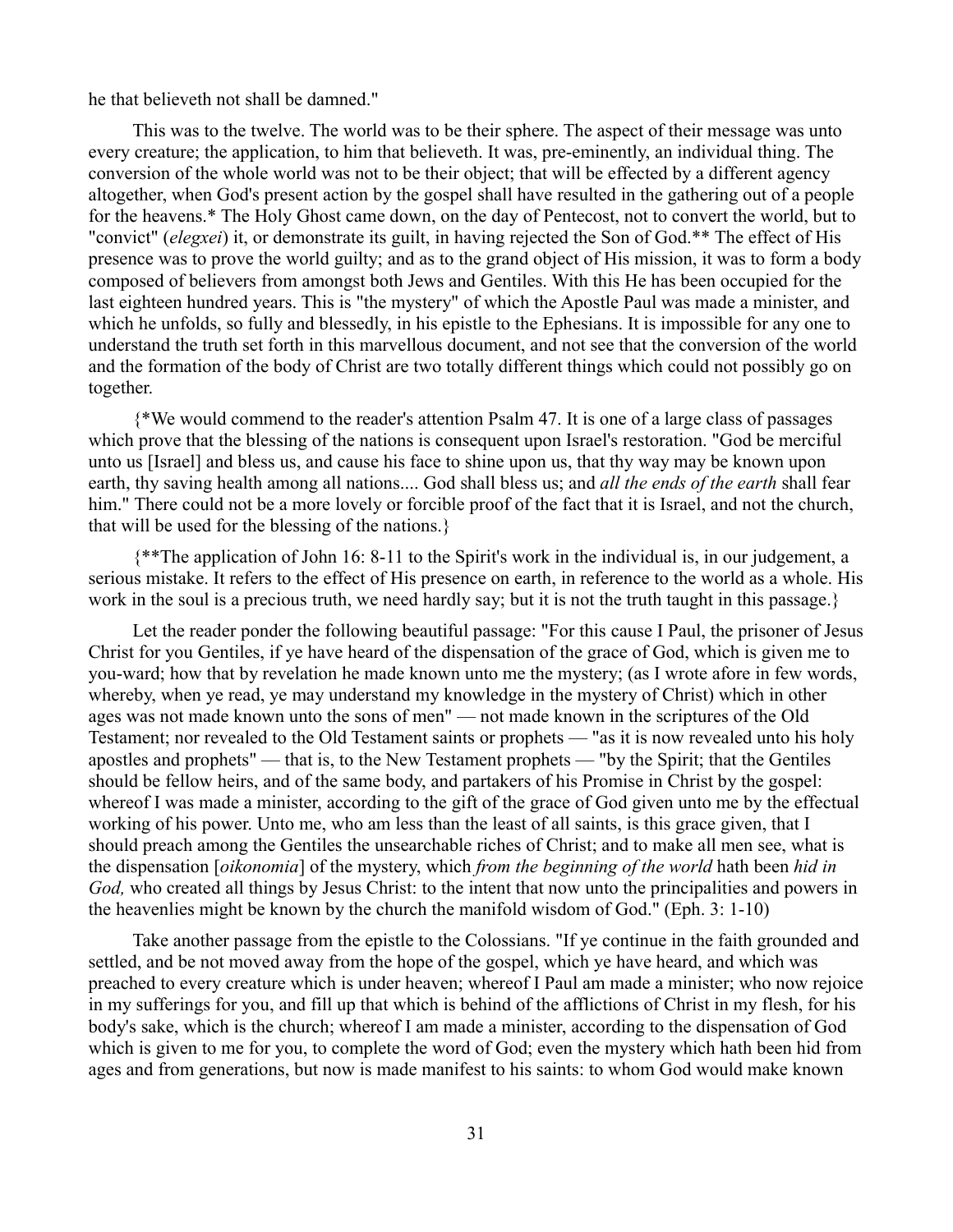he that believeth not shall be damned."

This was to the twelve. The world was to be their sphere. The aspect of their message was unto every creature; the application, to him that believeth. It was, pre-eminently, an individual thing. The conversion of the whole world was not to be their object; that will be effected by a different agency altogether, when God's present action by the gospel shall have resulted in the gathering out of a people for the heavens.* The Holy Ghost came down, on the day of Pentecost, not to convert the world, but to "convict" (*elegxei*) it, or demonstrate its guilt, in having rejected the Son of God.** The effect of His presence was to prove the world guilty; and as to the grand object of His mission, it was to form a body composed of believers from amongst both Jews and Gentiles. With this He has been occupied for the last eighteen hundred years. This is "the mystery" of which the Apostle Paul was made a minister, and which he unfolds, so fully and blessedly, in his epistle to the Ephesians. It is impossible for any one to understand the truth set forth in this marvellous document, and not see that the conversion of the world and the formation of the body of Christ are two totally different things which could not possibly go on together.

{*We would commend to the reader's attention Psalm 47. It is one of a large class of passages which prove that the blessing of the nations is consequent upon Israel's restoration. "God be merciful unto us [Israel] and bless us, and cause his face to shine upon us, that thy way may be known upon earth, thy saving health among all nations.... God shall bless us; and *all the ends of the earth* shall fear him." There could not be a more lovely or forcible proof of the fact that it is Israel, and not the church, that will be used for the blessing of the nations.}

{**The application of John 16: 8-11 to the Spirit's work in the individual is, in our judgement, a serious mistake. It refers to the effect of His presence on earth, in reference to the world as a whole. His work in the soul is a precious truth, we need hardly say; but it is not the truth taught in this passage.}

Let the reader ponder the following beautiful passage: "For this cause I Paul, the prisoner of Jesus Christ for you Gentiles, if ye have heard of the dispensation of the grace of God, which is given me to you-ward; how that by revelation he made known unto me the mystery; (as I wrote afore in few words, whereby, when ye read, ye may understand my knowledge in the mystery of Christ) which in other ages was not made known unto the sons of men" — not made known in the scriptures of the Old Testament; nor revealed to the Old Testament saints or prophets — "as it is now revealed unto his holy apostles and prophets" — that is, to the New Testament prophets — "by the Spirit; that the Gentiles should be fellow heirs, and of the same body, and partakers of his Promise in Christ by the gospel: whereof I was made a minister, according to the gift of the grace of God given unto me by the effectual working of his power. Unto me, who am less than the least of all saints, is this grace given, that I should preach among the Gentiles the unsearchable riches of Christ; and to make all men see, what is the dispensation [*oikonomia*] of the mystery, which *from the beginning of the world* hath been *hid in God,* who created all things by Jesus Christ: to the intent that now unto the principalities and powers in the heavenlies might be known by the church the manifold wisdom of God." (Eph. 3: 1-10)

Take another passage from the epistle to the Colossians. "If ye continue in the faith grounded and settled, and be not moved away from the hope of the gospel, which ye have heard, and which was preached to every creature which is under heaven; whereof I Paul am made a minister; who now rejoice in my sufferings for you, and fill up that which is behind of the afflictions of Christ in my flesh, for his body's sake, which is the church; whereof I am made a minister, according to the dispensation of God which is given to me for you, to complete the word of God; even the mystery which hath been hid from ages and from generations, but now is made manifest to his saints: to whom God would make known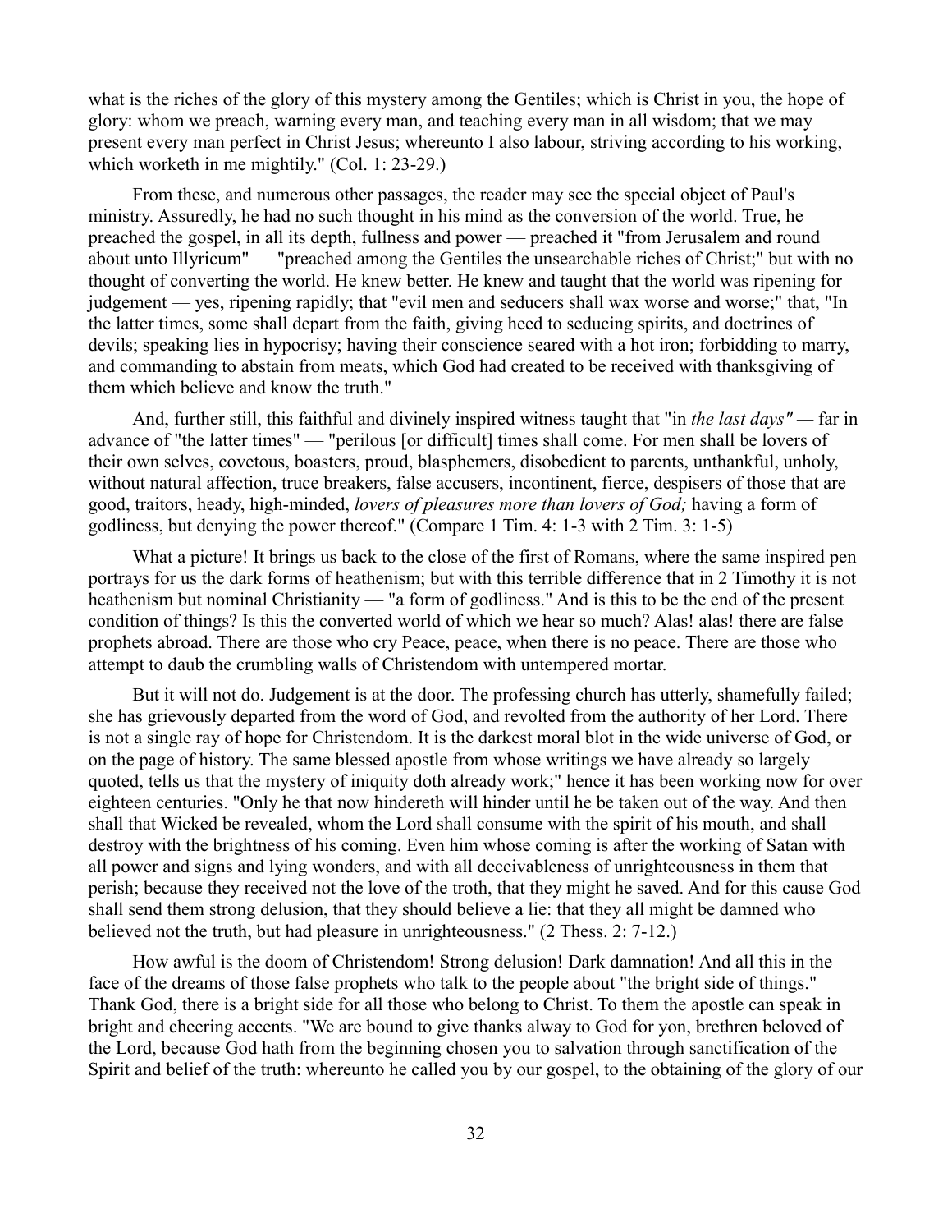what is the riches of the glory of this mystery among the Gentiles; which is Christ in you, the hope of glory: whom we preach, warning every man, and teaching every man in all wisdom; that we may present every man perfect in Christ Jesus; whereunto I also labour, striving according to his working, which worketh in me mightily." (Col. 1: 23-29.)

From these, and numerous other passages, the reader may see the special object of Paul's ministry. Assuredly, he had no such thought in his mind as the conversion of the world. True, he preached the gospel, in all its depth, fullness and power — preached it "from Jerusalem and round about unto Illyricum" — "preached among the Gentiles the unsearchable riches of Christ;" but with no thought of converting the world. He knew better. He knew and taught that the world was ripening for judgement — yes, ripening rapidly; that "evil men and seducers shall wax worse and worse;" that, "In the latter times, some shall depart from the faith, giving heed to seducing spirits, and doctrines of devils; speaking lies in hypocrisy; having their conscience seared with a hot iron; forbidding to marry, and commanding to abstain from meats, which God had created to be received with thanksgiving of them which believe and know the truth."

And, further still, this faithful and divinely inspired witness taught that "in *the last days"* — far in advance of "the latter times" — "perilous [or difficult] times shall come. For men shall be lovers of their own selves, covetous, boasters, proud, blasphemers, disobedient to parents, unthankful, unholy, without natural affection, truce breakers, false accusers, incontinent, fierce, despisers of those that are good, traitors, heady, high-minded, *lovers of pleasures more than lovers of God;* having a form of godliness, but denying the power thereof." (Compare 1 Tim. 4: 1-3 with 2 Tim. 3: 1-5)

What a picture! It brings us back to the close of the first of Romans, where the same inspired pen portrays for us the dark forms of heathenism; but with this terrible difference that in 2 Timothy it is not heathenism but nominal Christianity — "a form of godliness." And is this to be the end of the present condition of things? Is this the converted world of which we hear so much? Alas! alas! there are false prophets abroad. There are those who cry Peace, peace, when there is no peace. There are those who attempt to daub the crumbling walls of Christendom with untempered mortar.

But it will not do. Judgement is at the door. The professing church has utterly, shamefully failed; she has grievously departed from the word of God, and revolted from the authority of her Lord. There is not a single ray of hope for Christendom. It is the darkest moral blot in the wide universe of God, or on the page of history. The same blessed apostle from whose writings we have already so largely quoted, tells us that the mystery of iniquity doth already work;" hence it has been working now for over eighteen centuries. "Only he that now hindereth will hinder until he be taken out of the way. And then shall that Wicked be revealed, whom the Lord shall consume with the spirit of his mouth, and shall destroy with the brightness of his coming. Even him whose coming is after the working of Satan with all power and signs and lying wonders, and with all deceivableness of unrighteousness in them that perish; because they received not the love of the troth, that they might he saved. And for this cause God shall send them strong delusion, that they should believe a lie: that they all might be damned who believed not the truth, but had pleasure in unrighteousness." (2 Thess. 2: 7-12.)

How awful is the doom of Christendom! Strong delusion! Dark damnation! And all this in the face of the dreams of those false prophets who talk to the people about "the bright side of things." Thank God, there is a bright side for all those who belong to Christ. To them the apostle can speak in bright and cheering accents. "We are bound to give thanks alway to God for yon, brethren beloved of the Lord, because God hath from the beginning chosen you to salvation through sanctification of the Spirit and belief of the truth: whereunto he called you by our gospel, to the obtaining of the glory of our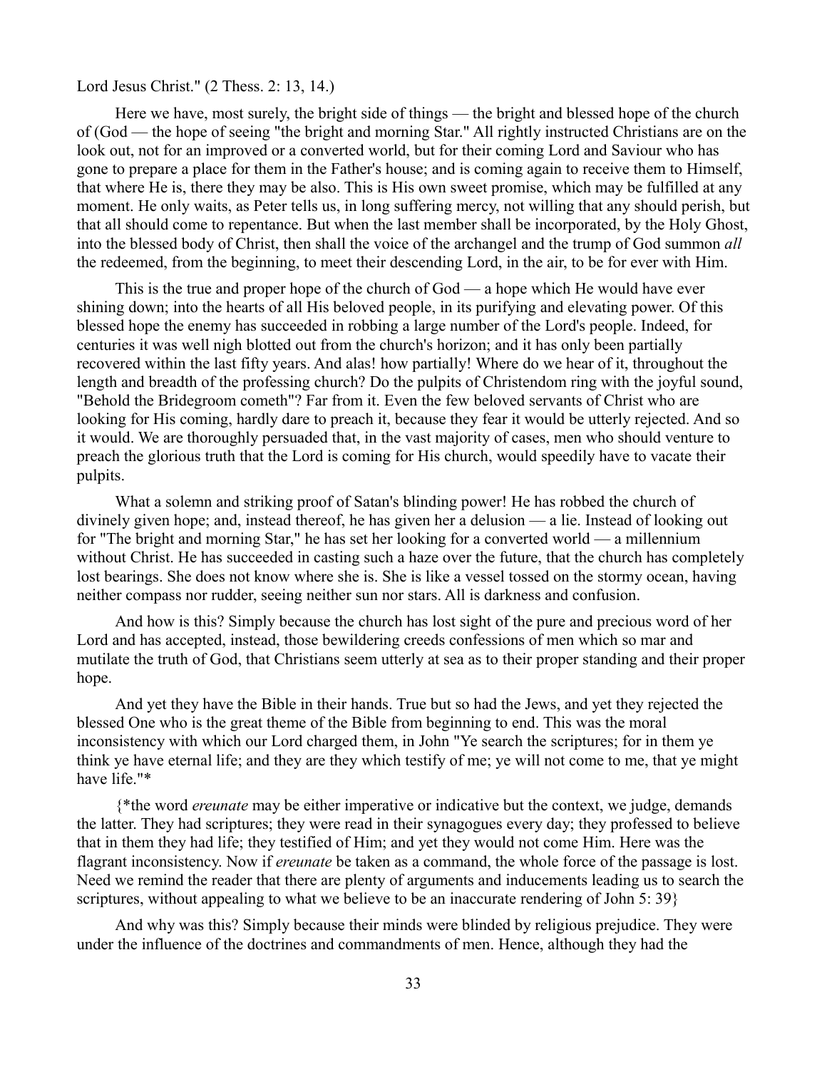Lord Jesus Christ." (2 Thess. 2: 13, 14.)

Here we have, most surely, the bright side of things — the bright and blessed hope of the church of (God — the hope of seeing "the bright and morning Star." All rightly instructed Christians are on the look out, not for an improved or a converted world, but for their coming Lord and Saviour who has gone to prepare a place for them in the Father's house; and is coming again to receive them to Himself, that where He is, there they may be also. This is His own sweet promise, which may be fulfilled at any moment. He only waits, as Peter tells us, in long suffering mercy, not willing that any should perish, but that all should come to repentance. But when the last member shall be incorporated, by the Holy Ghost, into the blessed body of Christ, then shall the voice of the archangel and the trump of God summon *all* the redeemed, from the beginning, to meet their descending Lord, in the air, to be for ever with Him.

This is the true and proper hope of the church of God — a hope which He would have ever shining down; into the hearts of all His beloved people, in its purifying and elevating power. Of this blessed hope the enemy has succeeded in robbing a large number of the Lord's people. Indeed, for centuries it was well nigh blotted out from the church's horizon; and it has only been partially recovered within the last fifty years. And alas! how partially! Where do we hear of it, throughout the length and breadth of the professing church? Do the pulpits of Christendom ring with the joyful sound, "Behold the Bridegroom cometh"? Far from it. Even the few beloved servants of Christ who are looking for His coming, hardly dare to preach it, because they fear it would be utterly rejected. And so it would. We are thoroughly persuaded that, in the vast majority of cases, men who should venture to preach the glorious truth that the Lord is coming for His church, would speedily have to vacate their pulpits.

What a solemn and striking proof of Satan's blinding power! He has robbed the church of divinely given hope; and, instead thereof, he has given her a delusion — a lie. Instead of looking out for "The bright and morning Star," he has set her looking for a converted world — a millennium without Christ. He has succeeded in casting such a haze over the future, that the church has completely lost bearings. She does not know where she is. She is like a vessel tossed on the stormy ocean, having neither compass nor rudder, seeing neither sun nor stars. All is darkness and confusion.

And how is this? Simply because the church has lost sight of the pure and precious word of her Lord and has accepted, instead, those bewildering creeds confessions of men which so mar and mutilate the truth of God, that Christians seem utterly at sea as to their proper standing and their proper hope.

And yet they have the Bible in their hands. True but so had the Jews, and yet they rejected the blessed One who is the great theme of the Bible from beginning to end. This was the moral inconsistency with which our Lord charged them, in John "Ye search the scriptures; for in them ye think ye have eternal life; and they are they which testify of me; ye will not come to me, that ye might have life."*

{*the word *ereunate* may be either imperative or indicative but the context, we judge, demands the latter. They had scriptures; they were read in their synagogues every day; they professed to believe that in them they had life; they testified of Him; and yet they would not come Him. Here was the flagrant inconsistency. Now if *ereunate* be taken as a command, the whole force of the passage is lost. Need we remind the reader that there are plenty of arguments and inducements leading us to search the scriptures, without appealing to what we believe to be an inaccurate rendering of John 5: 39}

And why was this? Simply because their minds were blinded by religious prejudice. They were under the influence of the doctrines and commandments of men. Hence, although they had the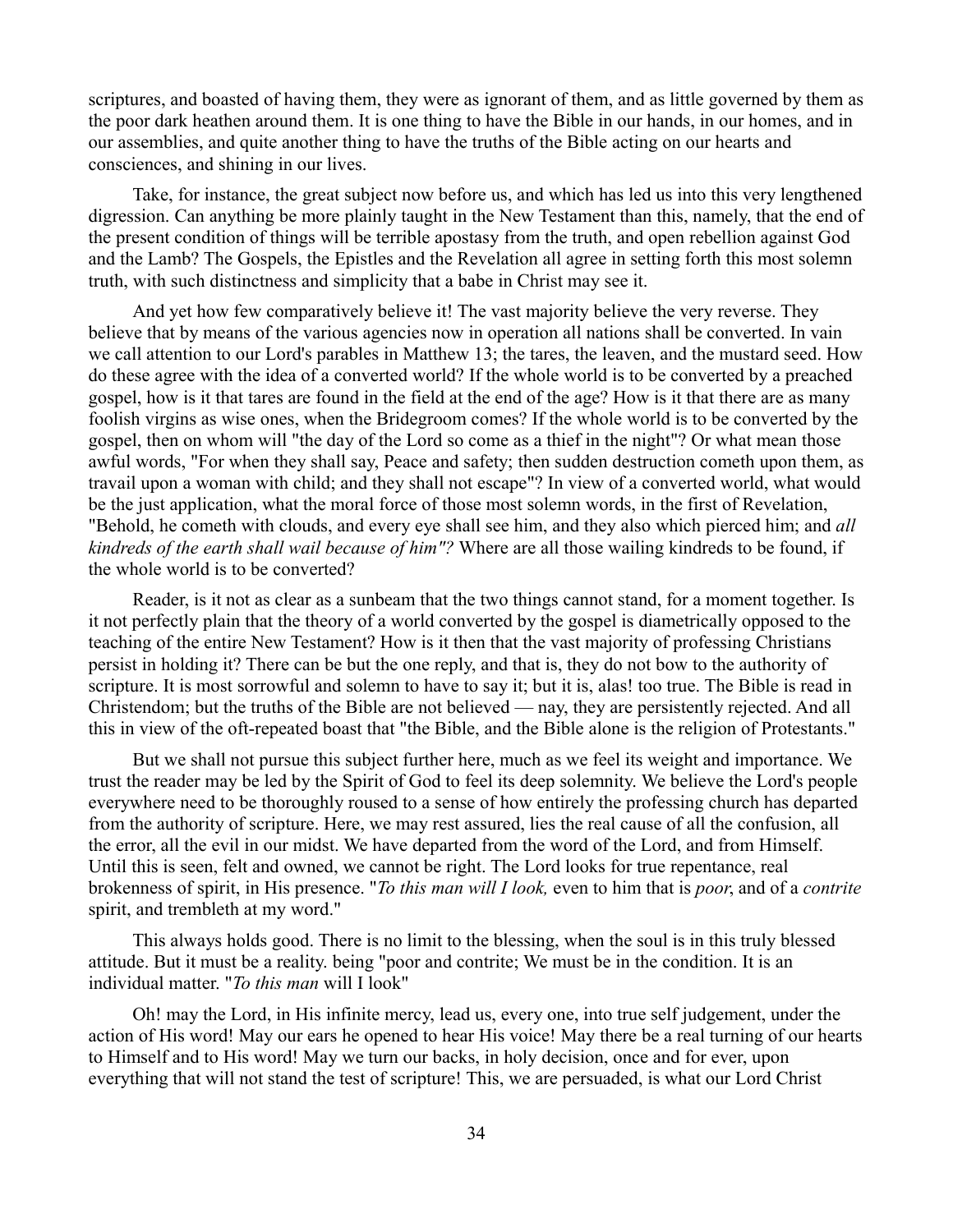scriptures, and boasted of having them, they were as ignorant of them, and as little governed by them as the poor dark heathen around them. It is one thing to have the Bible in our hands, in our homes, and in our assemblies, and quite another thing to have the truths of the Bible acting on our hearts and consciences, and shining in our lives.

Take, for instance, the great subject now before us, and which has led us into this very lengthened digression. Can anything be more plainly taught in the New Testament than this, namely, that the end of the present condition of things will be terrible apostasy from the truth, and open rebellion against God and the Lamb? The Gospels, the Epistles and the Revelation all agree in setting forth this most solemn truth, with such distinctness and simplicity that a babe in Christ may see it.

And yet how few comparatively believe it! The vast majority believe the very reverse. They believe that by means of the various agencies now in operation all nations shall be converted. In vain we call attention to our Lord's parables in Matthew 13; the tares, the leaven, and the mustard seed. How do these agree with the idea of a converted world? If the whole world is to be converted by a preached gospel, how is it that tares are found in the field at the end of the age? How is it that there are as many foolish virgins as wise ones, when the Bridegroom comes? If the whole world is to be converted by the gospel, then on whom will "the day of the Lord so come as a thief in the night"? Or what mean those awful words, "For when they shall say, Peace and safety; then sudden destruction cometh upon them, as travail upon a woman with child; and they shall not escape"? In view of a converted world, what would be the just application, what the moral force of those most solemn words, in the first of Revelation, "Behold, he cometh with clouds, and every eye shall see him, and they also which pierced him; and *all kindreds of the earth shall wail because of him"?* Where are all those wailing kindreds to be found, if the whole world is to be converted?

Reader, is it not as clear as a sunbeam that the two things cannot stand, for a moment together. Is it not perfectly plain that the theory of a world converted by the gospel is diametrically opposed to the teaching of the entire New Testament? How is it then that the vast majority of professing Christians persist in holding it? There can be but the one reply, and that is, they do not bow to the authority of scripture. It is most sorrowful and solemn to have to say it; but it is, alas! too true. The Bible is read in Christendom; but the truths of the Bible are not believed — nay, they are persistently rejected. And all this in view of the oft-repeated boast that "the Bible, and the Bible alone is the religion of Protestants."

But we shall not pursue this subject further here, much as we feel its weight and importance. We trust the reader may be led by the Spirit of God to feel its deep solemnity. We believe the Lord's people everywhere need to be thoroughly roused to a sense of how entirely the professing church has departed from the authority of scripture. Here, we may rest assured, lies the real cause of all the confusion, all the error, all the evil in our midst. We have departed from the word of the Lord, and from Himself. Until this is seen, felt and owned, we cannot be right. The Lord looks for true repentance, real brokenness of spirit, in His presence. "*To this man will I look,* even to him that is *poor*, and of a *contrite* spirit, and trembleth at my word."

This always holds good. There is no limit to the blessing, when the soul is in this truly blessed attitude. But it must be a reality. being "poor and contrite; We must be in the condition. It is an individual matter. "*To this man* will I look"

Oh! may the Lord, in His infinite mercy, lead us, every one, into true self judgement, under the action of His word! May our ears he opened to hear His voice! May there be a real turning of our hearts to Himself and to His word! May we turn our backs, in holy decision, once and for ever, upon everything that will not stand the test of scripture! This, we are persuaded, is what our Lord Christ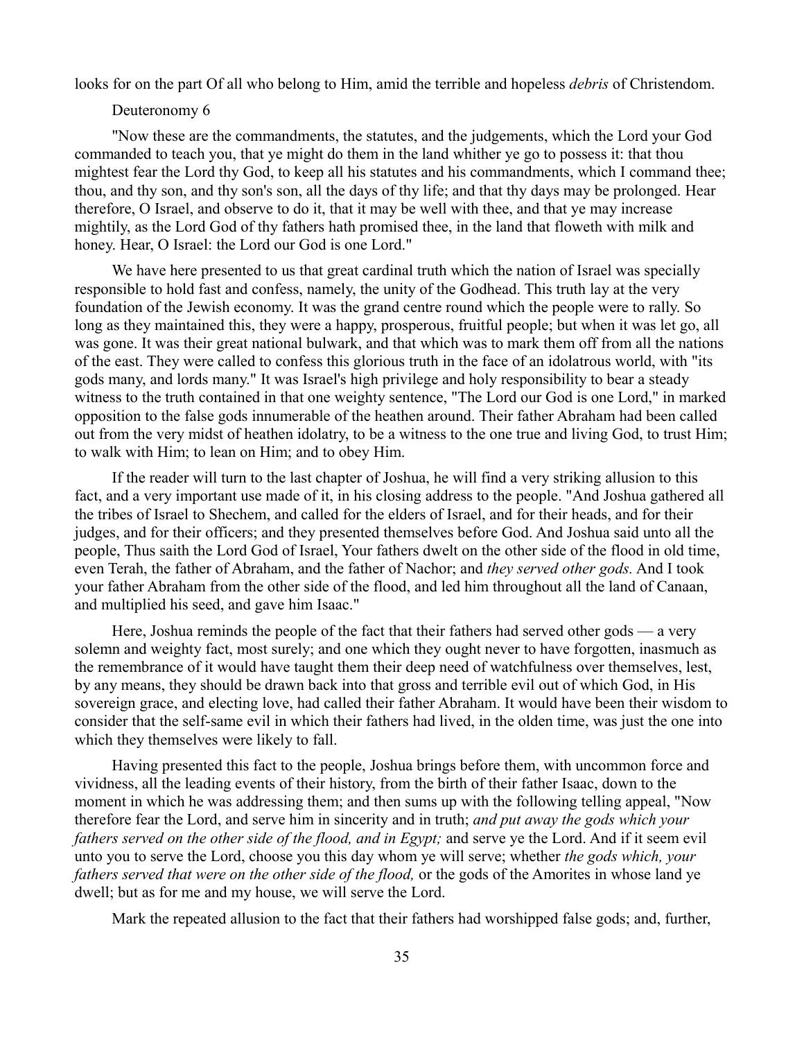looks for on the part Of all who belong to Him, amid the terrible and hopeless *debris* of Christendom.

Deuteronomy 6

"Now these are the commandments, the statutes, and the judgements, which the Lord your God commanded to teach you, that ye might do them in the land whither ye go to possess it: that thou mightest fear the Lord thy God, to keep all his statutes and his commandments, which I command thee; thou, and thy son, and thy son's son, all the days of thy life; and that thy days may be prolonged. Hear therefore, O Israel, and observe to do it, that it may be well with thee, and that ye may increase mightily, as the Lord God of thy fathers hath promised thee, in the land that floweth with milk and honey. Hear, O Israel: the Lord our God is one Lord."

We have here presented to us that great cardinal truth which the nation of Israel was specially responsible to hold fast and confess, namely, the unity of the Godhead. This truth lay at the very foundation of the Jewish economy. It was the grand centre round which the people were to rally. So long as they maintained this, they were a happy, prosperous, fruitful people; but when it was let go, all was gone. It was their great national bulwark, and that which was to mark them off from all the nations of the east. They were called to confess this glorious truth in the face of an idolatrous world, with "its gods many, and lords many." It was Israel's high privilege and holy responsibility to bear a steady witness to the truth contained in that one weighty sentence, "The Lord our God is one Lord," in marked opposition to the false gods innumerable of the heathen around. Their father Abraham had been called out from the very midst of heathen idolatry, to be a witness to the one true and living God, to trust Him; to walk with Him; to lean on Him; and to obey Him.

If the reader will turn to the last chapter of Joshua, he will find a very striking allusion to this fact, and a very important use made of it, in his closing address to the people. "And Joshua gathered all the tribes of Israel to Shechem, and called for the elders of Israel, and for their heads, and for their judges, and for their officers; and they presented themselves before God. And Joshua said unto all the people, Thus saith the Lord God of Israel, Your fathers dwelt on the other side of the flood in old time, even Terah, the father of Abraham, and the father of Nachor; and *they served other gods.* And I took your father Abraham from the other side of the flood, and led him throughout all the land of Canaan, and multiplied his seed, and gave him Isaac."

Here, Joshua reminds the people of the fact that their fathers had served other gods — a very solemn and weighty fact, most surely; and one which they ought never to have forgotten, inasmuch as the remembrance of it would have taught them their deep need of watchfulness over themselves, lest, by any means, they should be drawn back into that gross and terrible evil out of which God, in His sovereign grace, and electing love, had called their father Abraham. It would have been their wisdom to consider that the self-same evil in which their fathers had lived, in the olden time, was just the one into which they themselves were likely to fall.

Having presented this fact to the people, Joshua brings before them, with uncommon force and vividness, all the leading events of their history, from the birth of their father Isaac, down to the moment in which he was addressing them; and then sums up with the following telling appeal, "Now therefore fear the Lord, and serve him in sincerity and in truth; *and put away the gods which your fathers served on the other side of the flood, and in Egypt;* and serve ye the Lord. And if it seem evil unto you to serve the Lord, choose you this day whom ye will serve; whether *the gods which, your fathers served that were on the other side of the flood,* or the gods of the Amorites in whose land ye dwell; but as for me and my house, we will serve the Lord.

Mark the repeated allusion to the fact that their fathers had worshipped false gods; and, further,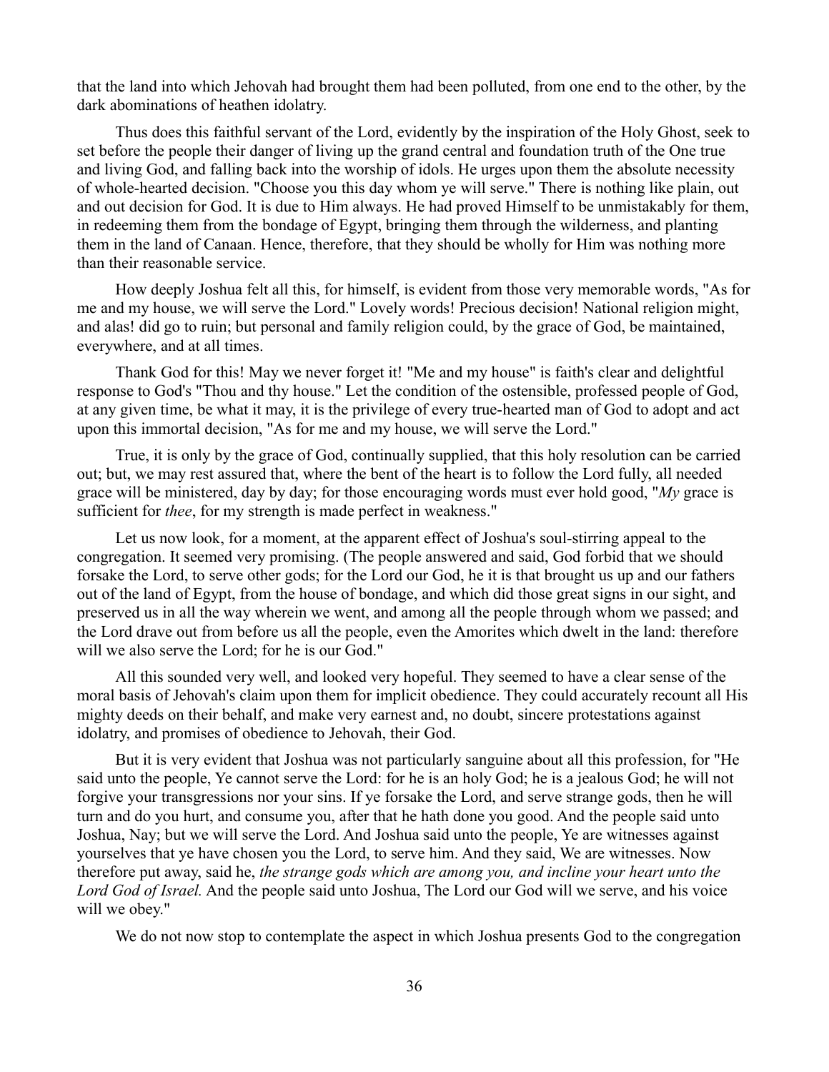that the land into which Jehovah had brought them had been polluted, from one end to the other, by the dark abominations of heathen idolatry.

Thus does this faithful servant of the Lord, evidently by the inspiration of the Holy Ghost, seek to set before the people their danger of living up the grand central and foundation truth of the One true and living God, and falling back into the worship of idols. He urges upon them the absolute necessity of whole-hearted decision. "Choose you this day whom ye will serve." There is nothing like plain, out and out decision for God. It is due to Him always. He had proved Himself to be unmistakably for them, in redeeming them from the bondage of Egypt, bringing them through the wilderness, and planting them in the land of Canaan. Hence, therefore, that they should be wholly for Him was nothing more than their reasonable service.

How deeply Joshua felt all this, for himself, is evident from those very memorable words, "As for me and my house, we will serve the Lord." Lovely words! Precious decision! National religion might, and alas! did go to ruin; but personal and family religion could, by the grace of God, be maintained, everywhere, and at all times.

Thank God for this! May we never forget it! "Me and my house" is faith's clear and delightful response to God's "Thou and thy house." Let the condition of the ostensible, professed people of God, at any given time, be what it may, it is the privilege of every true-hearted man of God to adopt and act upon this immortal decision, "As for me and my house, we will serve the Lord."

True, it is only by the grace of God, continually supplied, that this holy resolution can be carried out; but, we may rest assured that, where the bent of the heart is to follow the Lord fully, all needed grace will be ministered, day by day; for those encouraging words must ever hold good, "*My* grace is sufficient for *thee*, for my strength is made perfect in weakness."

Let us now look, for a moment, at the apparent effect of Joshua's soul-stirring appeal to the congregation. It seemed very promising. (The people answered and said, God forbid that we should forsake the Lord, to serve other gods; for the Lord our God, he it is that brought us up and our fathers out of the land of Egypt, from the house of bondage, and which did those great signs in our sight, and preserved us in all the way wherein we went, and among all the people through whom we passed; and the Lord drave out from before us all the people, even the Amorites which dwelt in the land: therefore will we also serve the Lord; for he is our God."

All this sounded very well, and looked very hopeful. They seemed to have a clear sense of the moral basis of Jehovah's claim upon them for implicit obedience. They could accurately recount all His mighty deeds on their behalf, and make very earnest and, no doubt, sincere protestations against idolatry, and promises of obedience to Jehovah, their God.

But it is very evident that Joshua was not particularly sanguine about all this profession, for "He said unto the people, Ye cannot serve the Lord: for he is an holy God; he is a jealous God; he will not forgive your transgressions nor your sins. If ye forsake the Lord, and serve strange gods, then he will turn and do you hurt, and consume you, after that he hath done you good. And the people said unto Joshua, Nay; but we will serve the Lord. And Joshua said unto the people, Ye are witnesses against yourselves that ye have chosen you the Lord, to serve him. And they said, We are witnesses. Now therefore put away, said he, *the strange gods which are among you, and incline your heart unto the Lord God of Israel.* And the people said unto Joshua, The Lord our God will we serve, and his voice will we obey."

We do not now stop to contemplate the aspect in which Joshua presents God to the congregation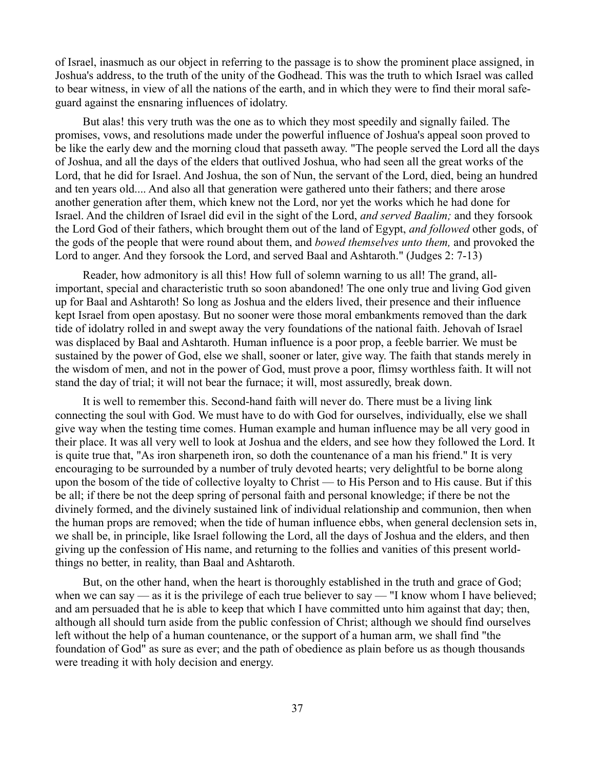of Israel, inasmuch as our object in referring to the passage is to show the prominent place assigned, in Joshua's address, to the truth of the unity of the Godhead. This was the truth to which Israel was called to bear witness, in view of all the nations of the earth, and in which they were to find their moral safe-guard against the ensnaring influences of idolatry.

But alas! this very truth was the one as to which they most speedily and signally failed. The promises, vows, and resolutions made under the powerful influence of Joshua's appeal soon proved to be like the early dew and the morning cloud that passeth away. "The people served the Lord all the days of Joshua, and all the days of the elders that outlived Joshua, who had seen all the great works of the Lord, that he did for Israel. And Joshua, the son of Nun, the servant of the Lord, died, being an hundred and ten years old.... And also all that generation were gathered unto their fathers; and there arose another generation after them, which knew not the Lord, nor yet the works which he had done for Israel. And the children of Israel did evil in the sight of the Lord, *and served Baalim;* and they forsook the Lord God of their fathers, which brought them out of the land of Egypt, *and followed* other gods, of the gods of the people that were round about them, and *bowed themselves unto them,* and provoked the Lord to anger. And they forsook the Lord, and served Baal and Ashtaroth." (Judges 2: 7-13)

Reader, how admonitory is all this! How full of solemn warning to us all! The grand, all-important, special and characteristic truth so soon abandoned! The one only true and living God given up for Baal and Ashtaroth! So long as Joshua and the elders lived, their presence and their influence kept Israel from open apostasy. But no sooner were those moral embankments removed than the dark tide of idolatry rolled in and swept away the very foundations of the national faith. Jehovah of Israel was displaced by Baal and Ashtaroth. Human influence is a poor prop, a feeble barrier. We must be sustained by the power of God, else we shall, sooner or later, give way. The faith that stands merely in the wisdom of men, and not in the power of God, must prove a poor, flimsy worthless faith. It will not stand the day of trial; it will not bear the furnace; it will, most assuredly, break down.

It is well to remember this. Second-hand faith will never do. There must be a living link connecting the soul with God. We must have to do with God for ourselves, individually, else we shall give way when the testing time comes. Human example and human influence may be all very good in their place. It was all very well to look at Joshua and the elders, and see how they followed the Lord. It is quite true that, "As iron sharpeneth iron, so doth the countenance of a man his friend." It is very encouraging to be surrounded by a number of truly devoted hearts; very delightful to be borne along upon the bosom of the tide of collective loyalty to Christ — to His Person and to His cause. But if this be all; if there be not the deep spring of personal faith and personal knowledge; if there be not the divinely formed, and the divinely sustained link of individual relationship and communion, then when the human props are removed; when the tide of human influence ebbs, when general declension sets in, we shall be, in principle, like Israel following the Lord, all the days of Joshua and the elders, and then giving up the confession of His name, and returning to the follies and vanities of this present world-things no better, in reality, than Baal and Ashtaroth.

But, on the other hand, when the heart is thoroughly established in the truth and grace of God; when we can say — as it is the privilege of each true believer to say — "I know whom I have believed; and am persuaded that he is able to keep that which I have committed unto him against that day; then, although all should turn aside from the public confession of Christ; although we should find ourselves left without the help of a human countenance, or the support of a human arm, we shall find "the foundation of God" as sure as ever; and the path of obedience as plain before us as though thousands were treading it with holy decision and energy.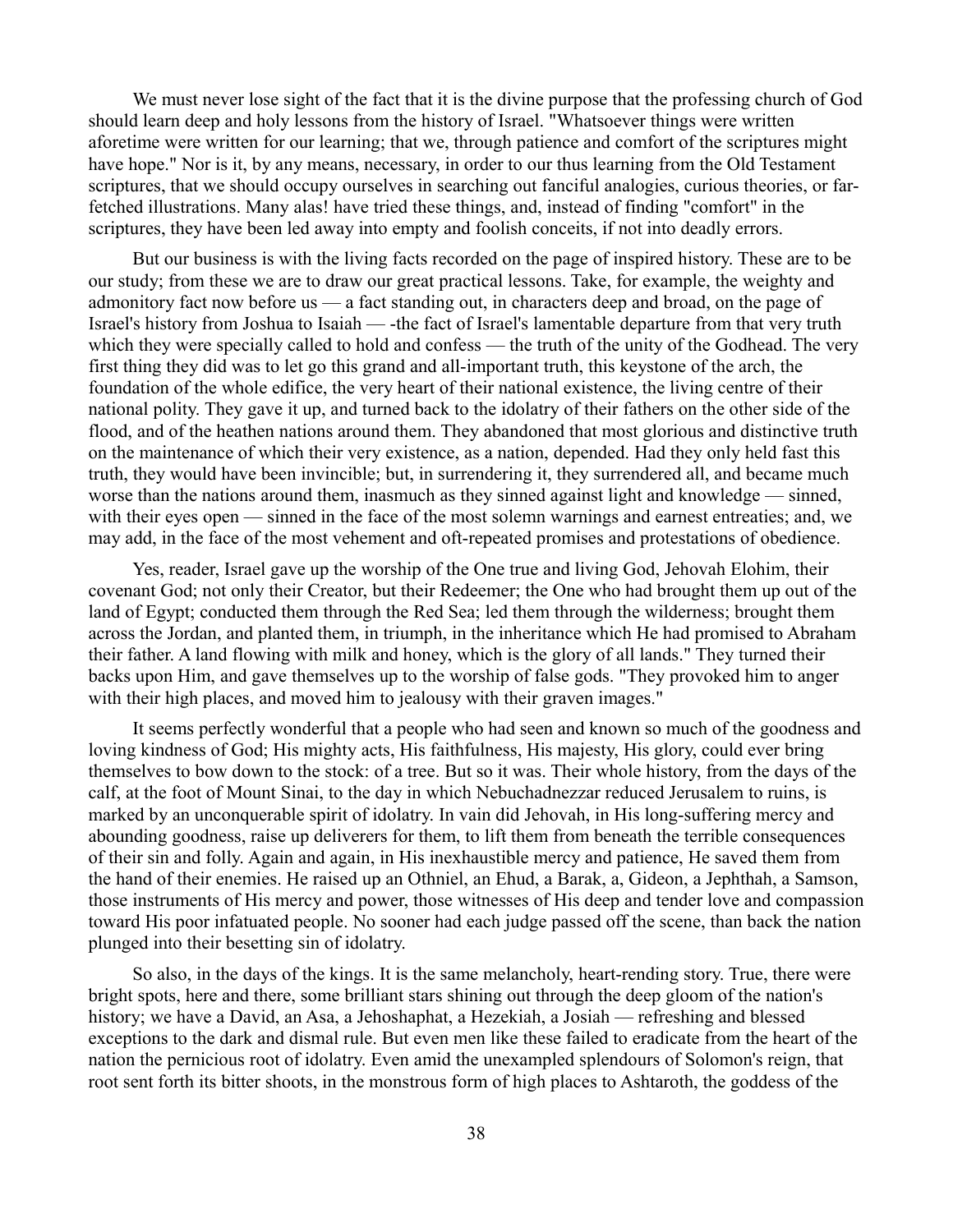We must never lose sight of the fact that it is the divine purpose that the professing church of God should learn deep and holy lessons from the history of Israel. "Whatsoever things were written aforetime were written for our learning; that we, through patience and comfort of the scriptures might have hope." Nor is it, by any means, necessary, in order to our thus learning from the Old Testament scriptures, that we should occupy ourselves in searching out fanciful analogies, curious theories, or far-fetched illustrations. Many alas! have tried these things, and, instead of finding "comfort" in the scriptures, they have been led away into empty and foolish conceits, if not into deadly errors.

But our business is with the living facts recorded on the page of inspired history. These are to be our study; from these we are to draw our great practical lessons. Take, for example, the weighty and admonitory fact now before us — a fact standing out, in characters deep and broad, on the page of Israel's history from Joshua to Isaiah — -the fact of Israel's lamentable departure from that very truth which they were specially called to hold and confess — the truth of the unity of the Godhead. The very first thing they did was to let go this grand and all-important truth, this keystone of the arch, the foundation of the whole edifice, the very heart of their national existence, the living centre of their national polity. They gave it up, and turned back to the idolatry of their fathers on the other side of the flood, and of the heathen nations around them. They abandoned that most glorious and distinctive truth on the maintenance of which their very existence, as a nation, depended. Had they only held fast this truth, they would have been invincible; but, in surrendering it, they surrendered all, and became much worse than the nations around them, inasmuch as they sinned against light and knowledge — sinned, with their eyes open — sinned in the face of the most solemn warnings and earnest entreaties; and, we may add, in the face of the most vehement and oft-repeated promises and protestations of obedience.

Yes, reader, Israel gave up the worship of the One true and living God, Jehovah Elohim, their covenant God; not only their Creator, but their Redeemer; the One who had brought them up out of the land of Egypt; conducted them through the Red Sea; led them through the wilderness; brought them across the Jordan, and planted them, in triumph, in the inheritance which He had promised to Abraham their father. A land flowing with milk and honey, which is the glory of all lands." They turned their backs upon Him, and gave themselves up to the worship of false gods. "They provoked him to anger with their high places, and moved him to jealousy with their graven images."

It seems perfectly wonderful that a people who had seen and known so much of the goodness and loving kindness of God; His mighty acts, His faithfulness, His majesty, His glory, could ever bring themselves to bow down to the stock: of a tree. But so it was. Their whole history, from the days of the calf, at the foot of Mount Sinai, to the day in which Nebuchadnezzar reduced Jerusalem to ruins, is marked by an unconquerable spirit of idolatry. In vain did Jehovah, in His long-suffering mercy and abounding goodness, raise up deliverers for them, to lift them from beneath the terrible consequences of their sin and folly. Again and again, in His inexhaustible mercy and patience, He saved them from the hand of their enemies. He raised up an Othniel, an Ehud, a Barak, a, Gideon, a Jephthah, a Samson, those instruments of His mercy and power, those witnesses of His deep and tender love and compassion toward His poor infatuated people. No sooner had each judge passed off the scene, than back the nation plunged into their besetting sin of idolatry.

So also, in the days of the kings. It is the same melancholy, heart-rending story. True, there were bright spots, here and there, some brilliant stars shining out through the deep gloom of the nation's history; we have a David, an Asa, a Jehoshaphat, a Hezekiah, a Josiah — refreshing and blessed exceptions to the dark and dismal rule. But even men like these failed to eradicate from the heart of the nation the pernicious root of idolatry. Even amid the unexampled splendours of Solomon's reign, that root sent forth its bitter shoots, in the monstrous form of high places to Ashtaroth, the goddess of the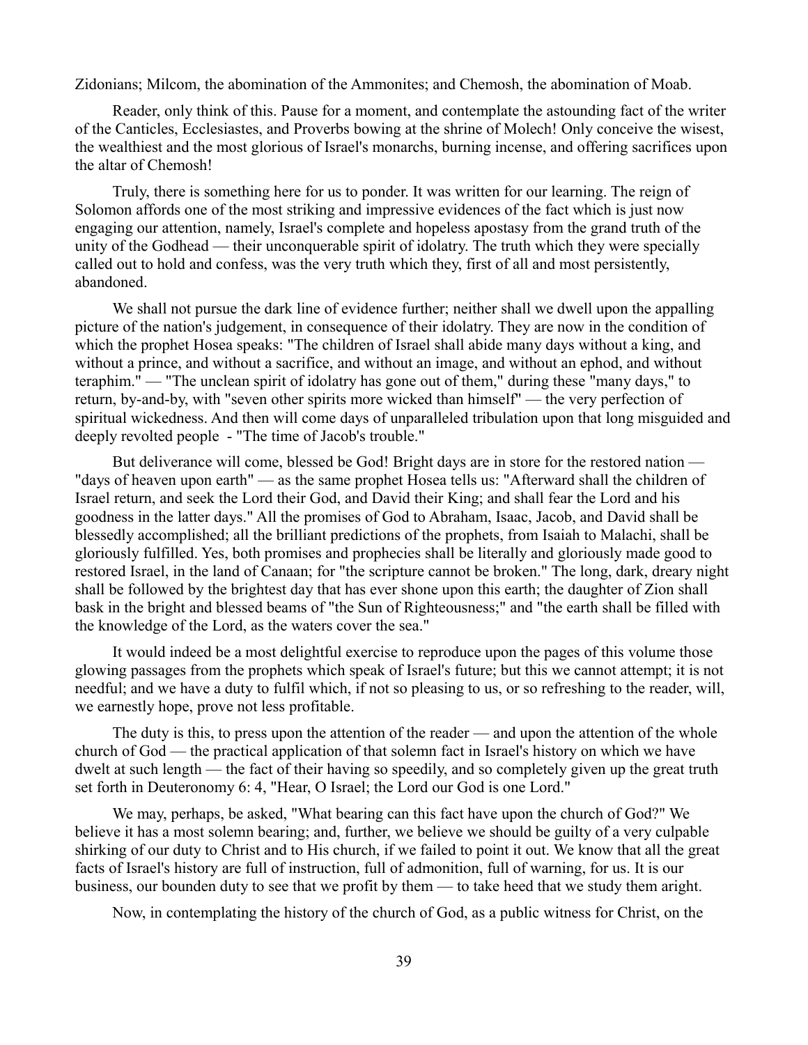Zidonians; Milcom, the abomination of the Ammonites; and Chemosh, the abomination of Moab.

Reader, only think of this. Pause for a moment, and contemplate the astounding fact of the writer of the Canticles, Ecclesiastes, and Proverbs bowing at the shrine of Molech! Only conceive the wisest, the wealthiest and the most glorious of Israel's monarchs, burning incense, and offering sacrifices upon the altar of Chemosh!

Truly, there is something here for us to ponder. It was written for our learning. The reign of Solomon affords one of the most striking and impressive evidences of the fact which is just now engaging our attention, namely, Israel's complete and hopeless apostasy from the grand truth of the unity of the Godhead — their unconquerable spirit of idolatry. The truth which they were specially called out to hold and confess, was the very truth which they, first of all and most persistently, abandoned.

We shall not pursue the dark line of evidence further; neither shall we dwell upon the appalling picture of the nation's judgement, in consequence of their idolatry. They are now in the condition of which the prophet Hosea speaks: "The children of Israel shall abide many days without a king, and without a prince, and without a sacrifice, and without an image, and without an ephod, and without teraphim." — "The unclean spirit of idolatry has gone out of them," during these "many days," to return, by-and-by, with "seven other spirits more wicked than himself" — the very perfection of spiritual wickedness. And then will come days of unparalleled tribulation upon that long misguided and deeply revolted people - "The time of Jacob's trouble."

But deliverance will come, blessed be God! Bright days are in store for the restored nation — "days of heaven upon earth" — as the same prophet Hosea tells us: "Afterward shall the children of Israel return, and seek the Lord their God, and David their King; and shall fear the Lord and his goodness in the latter days." All the promises of God to Abraham, Isaac, Jacob, and David shall be blessedly accomplished; all the brilliant predictions of the prophets, from Isaiah to Malachi, shall be gloriously fulfilled. Yes, both promises and prophecies shall be literally and gloriously made good to restored Israel, in the land of Canaan; for "the scripture cannot be broken." The long, dark, dreary night shall be followed by the brightest day that has ever shone upon this earth; the daughter of Zion shall bask in the bright and blessed beams of "the Sun of Righteousness;" and "the earth shall be filled with the knowledge of the Lord, as the waters cover the sea."

It would indeed be a most delightful exercise to reproduce upon the pages of this volume those glowing passages from the prophets which speak of Israel's future; but this we cannot attempt; it is not needful; and we have a duty to fulfil which, if not so pleasing to us, or so refreshing to the reader, will, we earnestly hope, prove not less profitable.

The duty is this, to press upon the attention of the reader — and upon the attention of the whole church of God — the practical application of that solemn fact in Israel's history on which we have dwelt at such length — the fact of their having so speedily, and so completely given up the great truth set forth in Deuteronomy 6: 4, "Hear, O Israel; the Lord our God is one Lord."

We may, perhaps, be asked, "What bearing can this fact have upon the church of God?" We believe it has a most solemn bearing; and, further, we believe we should be guilty of a very culpable shirking of our duty to Christ and to His church, if we failed to point it out. We know that all the great facts of Israel's history are full of instruction, full of admonition, full of warning, for us. It is our business, our bounden duty to see that we profit by them — to take heed that we study them aright.

Now, in contemplating the history of the church of God, as a public witness for Christ, on the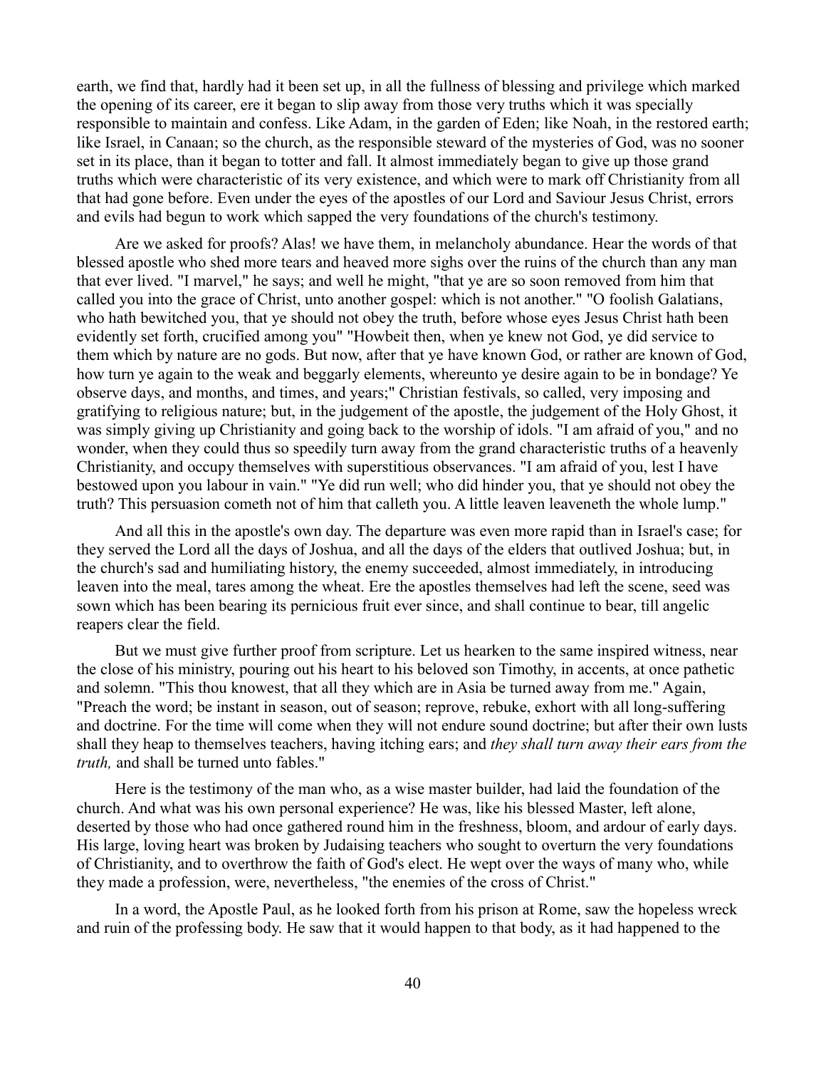earth, we find that, hardly had it been set up, in all the fullness of blessing and privilege which marked the opening of its career, ere it began to slip away from those very truths which it was specially responsible to maintain and confess. Like Adam, in the garden of Eden; like Noah, in the restored earth; like Israel, in Canaan; so the church, as the responsible steward of the mysteries of God, was no sooner set in its place, than it began to totter and fall. It almost immediately began to give up those grand truths which were characteristic of its very existence, and which were to mark off Christianity from all that had gone before. Even under the eyes of the apostles of our Lord and Saviour Jesus Christ, errors and evils had begun to work which sapped the very foundations of the church's testimony.

Are we asked for proofs? Alas! we have them, in melancholy abundance. Hear the words of that blessed apostle who shed more tears and heaved more sighs over the ruins of the church than any man that ever lived. "I marvel," he says; and well he might, "that ye are so soon removed from him that called you into the grace of Christ, unto another gospel: which is not another." "O foolish Galatians, who hath bewitched you, that ye should not obey the truth, before whose eyes Jesus Christ hath been evidently set forth, crucified among you" "Howbeit then, when ye knew not God, ye did service to them which by nature are no gods. But now, after that ye have known God, or rather are known of God, how turn ye again to the weak and beggarly elements, whereunto ye desire again to be in bondage? Ye observe days, and months, and times, and years;" Christian festivals, so called, very imposing and gratifying to religious nature; but, in the judgement of the apostle, the judgement of the Holy Ghost, it was simply giving up Christianity and going back to the worship of idols. "I am afraid of you," and no wonder, when they could thus so speedily turn away from the grand characteristic truths of a heavenly Christianity, and occupy themselves with superstitious observances. "I am afraid of you, lest I have bestowed upon you labour in vain." "Ye did run well; who did hinder you, that ye should not obey the truth? This persuasion cometh not of him that calleth you. A little leaven leaveneth the whole lump."

And all this in the apostle's own day. The departure was even more rapid than in Israel's case; for they served the Lord all the days of Joshua, and all the days of the elders that outlived Joshua; but, in the church's sad and humiliating history, the enemy succeeded, almost immediately, in introducing leaven into the meal, tares among the wheat. Ere the apostles themselves had left the scene, seed was sown which has been bearing its pernicious fruit ever since, and shall continue to bear, till angelic reapers clear the field.

But we must give further proof from scripture. Let us hearken to the same inspired witness, near the close of his ministry, pouring out his heart to his beloved son Timothy, in accents, at once pathetic and solemn. "This thou knowest, that all they which are in Asia be turned away from me." Again, "Preach the word; be instant in season, out of season; reprove, rebuke, exhort with all long-suffering and doctrine. For the time will come when they will not endure sound doctrine; but after their own lusts shall they heap to themselves teachers, having itching ears; and *they shall turn away their ears from the truth,* and shall be turned unto fables."

Here is the testimony of the man who, as a wise master builder, had laid the foundation of the church. And what was his own personal experience? He was, like his blessed Master, left alone, deserted by those who had once gathered round him in the freshness, bloom, and ardour of early days. His large, loving heart was broken by Judaising teachers who sought to overturn the very foundations of Christianity, and to overthrow the faith of God's elect. He wept over the ways of many who, while they made a profession, were, nevertheless, "the enemies of the cross of Christ."

In a word, the Apostle Paul, as he looked forth from his prison at Rome, saw the hopeless wreck and ruin of the professing body. He saw that it would happen to that body, as it had happened to the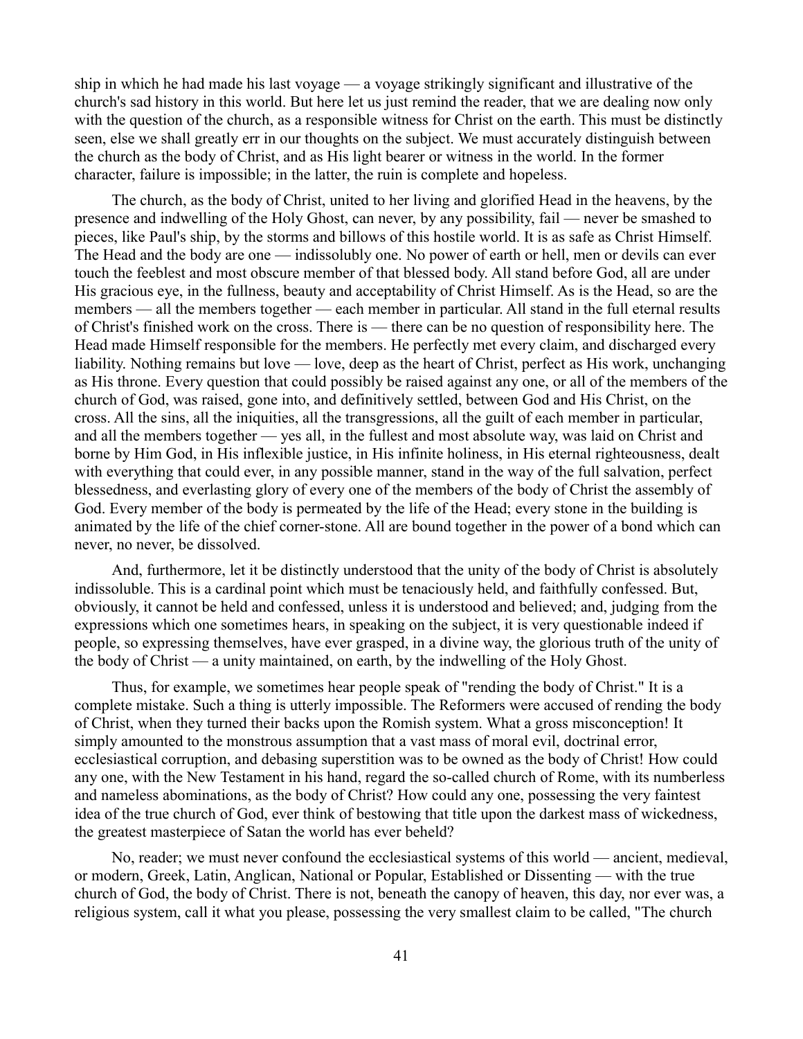ship in which he had made his last voyage — a voyage strikingly significant and illustrative of the church's sad history in this world. But here let us just remind the reader, that we are dealing now only with the question of the church, as a responsible witness for Christ on the earth. This must be distinctly seen, else we shall greatly err in our thoughts on the subject. We must accurately distinguish between the church as the body of Christ, and as His light bearer or witness in the world. In the former character, failure is impossible; in the latter, the ruin is complete and hopeless.

The church, as the body of Christ, united to her living and glorified Head in the heavens, by the presence and indwelling of the Holy Ghost, can never, by any possibility, fail — never be smashed to pieces, like Paul's ship, by the storms and billows of this hostile world. It is as safe as Christ Himself. The Head and the body are one — indissolubly one. No power of earth or hell, men or devils can ever touch the feeblest and most obscure member of that blessed body. All stand before God, all are under His gracious eye, in the fullness, beauty and acceptability of Christ Himself. As is the Head, so are the members — all the members together — each member in particular. All stand in the full eternal results of Christ's finished work on the cross. There is — there can be no question of responsibility here. The Head made Himself responsible for the members. He perfectly met every claim, and discharged every liability. Nothing remains but love — love, deep as the heart of Christ, perfect as His work, unchanging as His throne. Every question that could possibly be raised against any one, or all of the members of the church of God, was raised, gone into, and definitively settled, between God and His Christ, on the cross. All the sins, all the iniquities, all the transgressions, all the guilt of each member in particular, and all the members together — yes all, in the fullest and most absolute way, was laid on Christ and borne by Him God, in His inflexible justice, in His infinite holiness, in His eternal righteousness, dealt with everything that could ever, in any possible manner, stand in the way of the full salvation, perfect blessedness, and everlasting glory of every one of the members of the body of Christ the assembly of God. Every member of the body is permeated by the life of the Head; every stone in the building is animated by the life of the chief corner-stone. All are bound together in the power of a bond which can never, no never, be dissolved.

And, furthermore, let it be distinctly understood that the unity of the body of Christ is absolutely indissoluble. This is a cardinal point which must be tenaciously held, and faithfully confessed. But, obviously, it cannot be held and confessed, unless it is understood and believed; and, judging from the expressions which one sometimes hears, in speaking on the subject, it is very questionable indeed if people, so expressing themselves, have ever grasped, in a divine way, the glorious truth of the unity of the body of Christ — a unity maintained, on earth, by the indwelling of the Holy Ghost.

Thus, for example, we sometimes hear people speak of "rending the body of Christ." It is a complete mistake. Such a thing is utterly impossible. The Reformers were accused of rending the body of Christ, when they turned their backs upon the Romish system. What a gross misconception! It simply amounted to the monstrous assumption that a vast mass of moral evil, doctrinal error, ecclesiastical corruption, and debasing superstition was to be owned as the body of Christ! How could any one, with the New Testament in his hand, regard the so-called church of Rome, with its numberless and nameless abominations, as the body of Christ? How could any one, possessing the very faintest idea of the true church of God, ever think of bestowing that title upon the darkest mass of wickedness, the greatest masterpiece of Satan the world has ever beheld?

No, reader; we must never confound the ecclesiastical systems of this world — ancient, medieval, or modern, Greek, Latin, Anglican, National or Popular, Established or Dissenting — with the true church of God, the body of Christ. There is not, beneath the canopy of heaven, this day, nor ever was, a religious system, call it what you please, possessing the very smallest claim to be called, "The church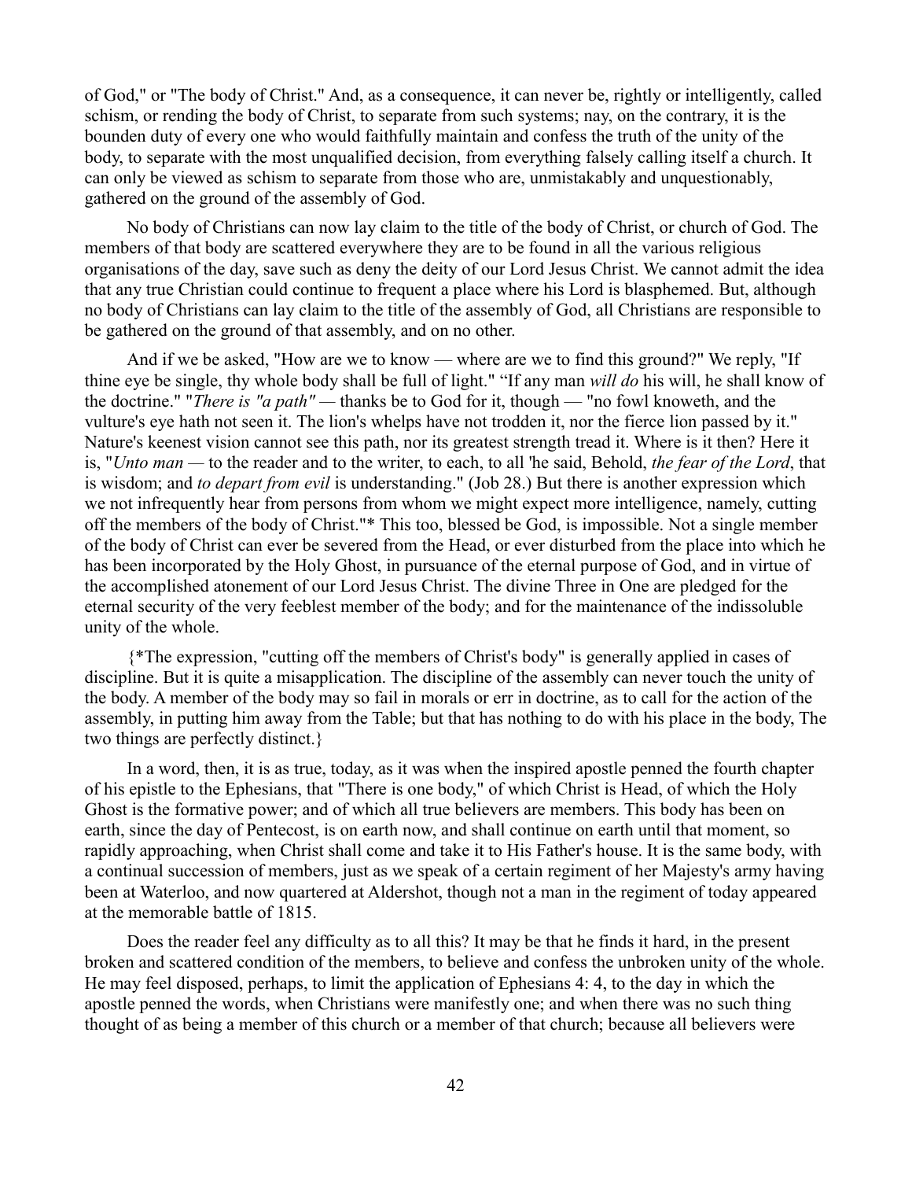of God," or "The body of Christ." And, as a consequence, it can never be, rightly or intelligently, called schism, or rending the body of Christ, to separate from such systems; nay, on the contrary, it is the bounden duty of every one who would faithfully maintain and confess the truth of the unity of the body, to separate with the most unqualified decision, from everything falsely calling itself a church. It can only be viewed as schism to separate from those who are, unmistakably and unquestionably, gathered on the ground of the assembly of God.

No body of Christians can now lay claim to the title of the body of Christ, or church of God. The members of that body are scattered everywhere they are to be found in all the various religious organisations of the day, save such as deny the deity of our Lord Jesus Christ. We cannot admit the idea that any true Christian could continue to frequent a place where his Lord is blasphemed. But, although no body of Christians can lay claim to the title of the assembly of God, all Christians are responsible to be gathered on the ground of that assembly, and on no other.

And if we be asked, "How are we to know — where are we to find this ground?" We reply, "If thine eye be single, thy whole body shall be full of light." "If any man *will do* his will, he shall know of the doctrine." "*There is "a path"* — thanks be to God for it, though — "no fowl knoweth, and the vulture's eye hath not seen it. The lion's whelps have not trodden it, nor the fierce lion passed by it." Nature's keenest vision cannot see this path, nor its greatest strength tread it. Where is it then? Here it is, "*Unto man* — to the reader and to the writer, to each, to all 'he said, Behold, *the fear of the Lord*, that is wisdom; and *to depart from evil* is understanding." (Job 28.) But there is another expression which we not infrequently hear from persons from whom we might expect more intelligence, namely, cutting off the members of the body of Christ."* This too, blessed be God, is impossible. Not a single member of the body of Christ can ever be severed from the Head, or ever disturbed from the place into which he has been incorporated by the Holy Ghost, in pursuance of the eternal purpose of God, and in virtue of the accomplished atonement of our Lord Jesus Christ. The divine Three in One are pledged for the eternal security of the very feeblest member of the body; and for the maintenance of the indissoluble unity of the whole.

{*The expression, "cutting off the members of Christ's body" is generally applied in cases of discipline. But it is quite a misapplication. The discipline of the assembly can never touch the unity of the body. A member of the body may so fail in morals or err in doctrine, as to call for the action of the assembly, in putting him away from the Table; but that has nothing to do with his place in the body, The two things are perfectly distinct.}

In a word, then, it is as true, today, as it was when the inspired apostle penned the fourth chapter of his epistle to the Ephesians, that "There is one body," of which Christ is Head, of which the Holy Ghost is the formative power; and of which all true believers are members. This body has been on earth, since the day of Pentecost, is on earth now, and shall continue on earth until that moment, so rapidly approaching, when Christ shall come and take it to His Father's house. It is the same body, with a continual succession of members, just as we speak of a certain regiment of her Majesty's army having been at Waterloo, and now quartered at Aldershot, though not a man in the regiment of today appeared at the memorable battle of 1815.

Does the reader feel any difficulty as to all this? It may be that he finds it hard, in the present broken and scattered condition of the members, to believe and confess the unbroken unity of the whole. He may feel disposed, perhaps, to limit the application of Ephesians 4: 4, to the day in which the apostle penned the words, when Christians were manifestly one; and when there was no such thing thought of as being a member of this church or a member of that church; because all believers were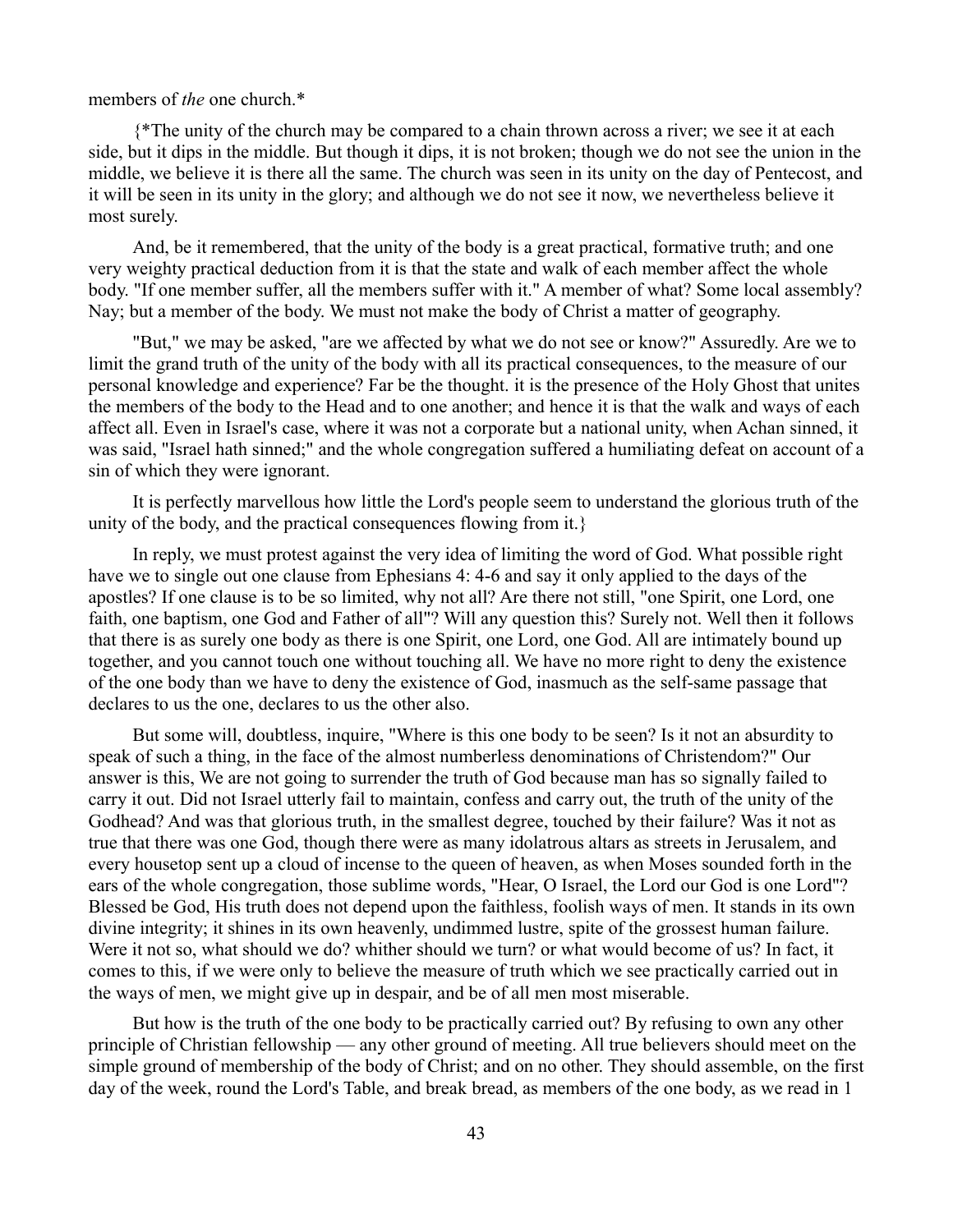members of *the* one church.*

{*The unity of the church may be compared to a chain thrown across a river; we see it at each side, but it dips in the middle. But though it dips, it is not broken; though we do not see the union in the middle, we believe it is there all the same. The church was seen in its unity on the day of Pentecost, and it will be seen in its unity in the glory; and although we do not see it now, we nevertheless believe it most surely.

And, be it remembered, that the unity of the body is a great practical, formative truth; and one very weighty practical deduction from it is that the state and walk of each member affect the whole body. "If one member suffer, all the members suffer with it." A member of what? Some local assembly? Nay; but a member of the body. We must not make the body of Christ a matter of geography.

"But," we may be asked, "are we affected by what we do not see or know?" Assuredly. Are we to limit the grand truth of the unity of the body with all its practical consequences, to the measure of our personal knowledge and experience? Far be the thought. it is the presence of the Holy Ghost that unites the members of the body to the Head and to one another; and hence it is that the walk and ways of each affect all. Even in Israel's case, where it was not a corporate but a national unity, when Achan sinned, it was said, "Israel hath sinned;" and the whole congregation suffered a humiliating defeat on account of a sin of which they were ignorant.

It is perfectly marvellous how little the Lord's people seem to understand the glorious truth of the unity of the body, and the practical consequences flowing from it.}

In reply, we must protest against the very idea of limiting the word of God. What possible right have we to single out one clause from Ephesians 4: 4-6 and say it only applied to the days of the apostles? If one clause is to be so limited, why not all? Are there not still, "one Spirit, one Lord, one faith, one baptism, one God and Father of all"? Will any question this? Surely not. Well then it follows that there is as surely one body as there is one Spirit, one Lord, one God. All are intimately bound up together, and you cannot touch one without touching all. We have no more right to deny the existence of the one body than we have to deny the existence of God, inasmuch as the self-same passage that declares to us the one, declares to us the other also.

But some will, doubtless, inquire, "Where is this one body to be seen? Is it not an absurdity to speak of such a thing, in the face of the almost numberless denominations of Christendom?" Our answer is this, We are not going to surrender the truth of God because man has so signally failed to carry it out. Did not Israel utterly fail to maintain, confess and carry out, the truth of the unity of the Godhead? And was that glorious truth, in the smallest degree, touched by their failure? Was it not as true that there was one God, though there were as many idolatrous altars as streets in Jerusalem, and every housetop sent up a cloud of incense to the queen of heaven, as when Moses sounded forth in the ears of the whole congregation, those sublime words, "Hear, O Israel, the Lord our God is one Lord"? Blessed be God, His truth does not depend upon the faithless, foolish ways of men. It stands in its own divine integrity; it shines in its own heavenly, undimmed lustre, spite of the grossest human failure. Were it not so, what should we do? whither should we turn? or what would become of us? In fact, it comes to this, if we were only to believe the measure of truth which we see practically carried out in the ways of men, we might give up in despair, and be of all men most miserable.

But how is the truth of the one body to be practically carried out? By refusing to own any other principle of Christian fellowship — any other ground of meeting. All true believers should meet on the simple ground of membership of the body of Christ; and on no other. They should assemble, on the first day of the week, round the Lord's Table, and break bread, as members of the one body, as we read in 1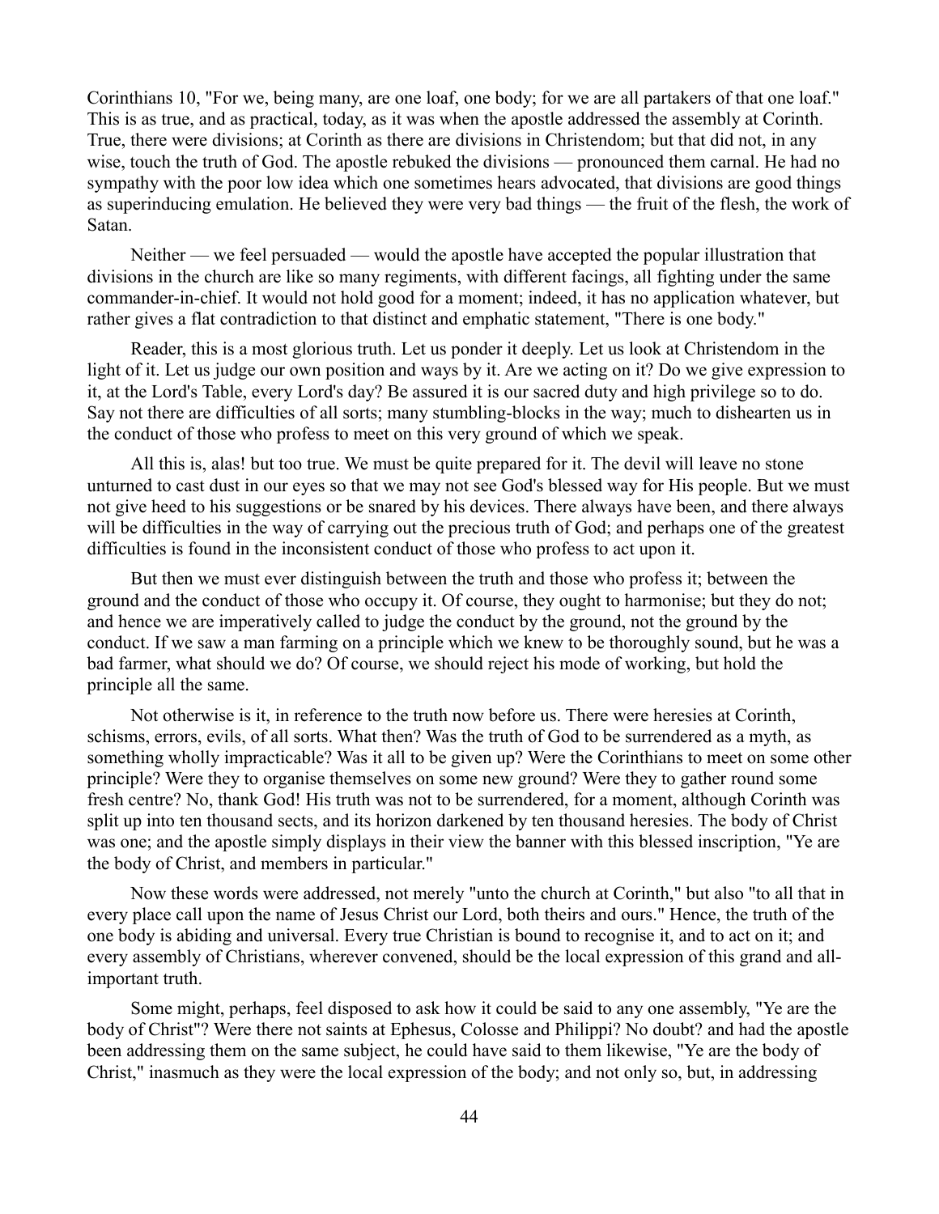Corinthians 10, "For we, being many, are one loaf, one body; for we are all partakers of that one loaf." This is as true, and as practical, today, as it was when the apostle addressed the assembly at Corinth. True, there were divisions; at Corinth as there are divisions in Christendom; but that did not, in any wise, touch the truth of God. The apostle rebuked the divisions — pronounced them carnal. He had no sympathy with the poor low idea which one sometimes hears advocated, that divisions are good things as superinducing emulation. He believed they were very bad things — the fruit of the flesh, the work of Satan.

Neither — we feel persuaded — would the apostle have accepted the popular illustration that divisions in the church are like so many regiments, with different facings, all fighting under the same commander-in-chief. It would not hold good for a moment; indeed, it has no application whatever, but rather gives a flat contradiction to that distinct and emphatic statement, "There is one body."

Reader, this is a most glorious truth. Let us ponder it deeply. Let us look at Christendom in the light of it. Let us judge our own position and ways by it. Are we acting on it? Do we give expression to it, at the Lord's Table, every Lord's day? Be assured it is our sacred duty and high privilege so to do. Say not there are difficulties of all sorts; many stumbling-blocks in the way; much to dishearten us in the conduct of those who profess to meet on this very ground of which we speak.

All this is, alas! but too true. We must be quite prepared for it. The devil will leave no stone unturned to cast dust in our eyes so that we may not see God's blessed way for His people. But we must not give heed to his suggestions or be snared by his devices. There always have been, and there always will be difficulties in the way of carrying out the precious truth of God; and perhaps one of the greatest difficulties is found in the inconsistent conduct of those who profess to act upon it.

But then we must ever distinguish between the truth and those who profess it; between the ground and the conduct of those who occupy it. Of course, they ought to harmonise; but they do not; and hence we are imperatively called to judge the conduct by the ground, not the ground by the conduct. If we saw a man farming on a principle which we knew to be thoroughly sound, but he was a bad farmer, what should we do? Of course, we should reject his mode of working, but hold the principle all the same.

Not otherwise is it, in reference to the truth now before us. There were heresies at Corinth, schisms, errors, evils, of all sorts. What then? Was the truth of God to be surrendered as a myth, as something wholly impracticable? Was it all to be given up? Were the Corinthians to meet on some other principle? Were they to organise themselves on some new ground? Were they to gather round some fresh centre? No, thank God! His truth was not to be surrendered, for a moment, although Corinth was split up into ten thousand sects, and its horizon darkened by ten thousand heresies. The body of Christ was one; and the apostle simply displays in their view the banner with this blessed inscription, "Ye are the body of Christ, and members in particular."

Now these words were addressed, not merely "unto the church at Corinth," but also "to all that in every place call upon the name of Jesus Christ our Lord, both theirs and ours." Hence, the truth of the one body is abiding and universal. Every true Christian is bound to recognise it, and to act on it; and every assembly of Christians, wherever convened, should be the local expression of this grand and all-important truth.

Some might, perhaps, feel disposed to ask how it could be said to any one assembly, "Ye are the body of Christ"? Were there not saints at Ephesus, Colosse and Philippi? No doubt? and had the apostle been addressing them on the same subject, he could have said to them likewise, "Ye are the body of Christ," inasmuch as they were the local expression of the body; and not only so, but, in addressing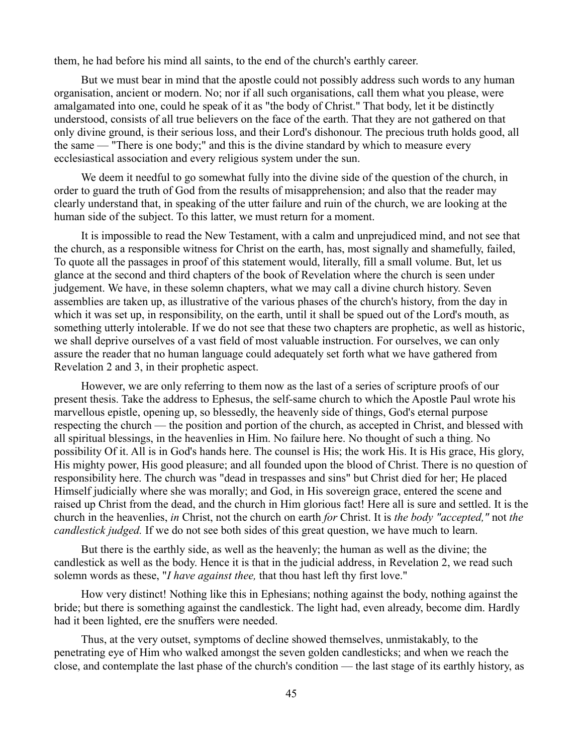them, he had before his mind all saints, to the end of the church's earthly career.

But we must bear in mind that the apostle could not possibly address such words to any human organisation, ancient or modern. No; nor if all such organisations, call them what you please, were amalgamated into one, could he speak of it as "the body of Christ." That body, let it be distinctly understood, consists of all true believers on the face of the earth. That they are not gathered on that only divine ground, is their serious loss, and their Lord's dishonour. The precious truth holds good, all the same — "There is one body;" and this is the divine standard by which to measure every ecclesiastical association and every religious system under the sun.

We deem it needful to go somewhat fully into the divine side of the question of the church, in order to guard the truth of God from the results of misapprehension; and also that the reader may clearly understand that, in speaking of the utter failure and ruin of the church, we are looking at the human side of the subject. To this latter, we must return for a moment.

It is impossible to read the New Testament, with a calm and unprejudiced mind, and not see that the church, as a responsible witness for Christ on the earth, has, most signally and shamefully, failed, To quote all the passages in proof of this statement would, literally, fill a small volume. But, let us glance at the second and third chapters of the book of Revelation where the church is seen under judgement. We have, in these solemn chapters, what we may call a divine church history. Seven assemblies are taken up, as illustrative of the various phases of the church's history, from the day in which it was set up, in responsibility, on the earth, until it shall be spued out of the Lord's mouth, as something utterly intolerable. If we do not see that these two chapters are prophetic, as well as historic, we shall deprive ourselves of a vast field of most valuable instruction. For ourselves, we can only assure the reader that no human language could adequately set forth what we have gathered from Revelation 2 and 3, in their prophetic aspect.

However, we are only referring to them now as the last of a series of scripture proofs of our present thesis. Take the address to Ephesus, the self-same church to which the Apostle Paul wrote his marvellous epistle, opening up, so blessedly, the heavenly side of things, God's eternal purpose respecting the church — the position and portion of the church, as accepted in Christ, and blessed with all spiritual blessings, in the heavenlies in Him. No failure here. No thought of such a thing. No possibility Of it. All is in God's hands here. The counsel is His; the work His. It is His grace, His glory, His mighty power, His good pleasure; and all founded upon the blood of Christ. There is no question of responsibility here. The church was "dead in trespasses and sins" but Christ died for her; He placed Himself judicially where she was morally; and God, in His sovereign grace, entered the scene and raised up Christ from the dead, and the church in Him glorious fact! Here all is sure and settled. It is the church in the heavenlies, *in* Christ, not the church on earth *for* Christ. It is *the body "accepted,"* not *the candlestick judged.* If we do not see both sides of this great question, we have much to learn.

But there is the earthly side, as well as the heavenly; the human as well as the divine; the candlestick as well as the body. Hence it is that in the judicial address, in Revelation 2, we read such solemn words as these, "*I have against thee,* that thou hast left thy first love."

How very distinct! Nothing like this in Ephesians; nothing against the body, nothing against the bride; but there is something against the candlestick. The light had, even already, become dim. Hardly had it been lighted, ere the snuffers were needed.

Thus, at the very outset, symptoms of decline showed themselves, unmistakably, to the penetrating eye of Him who walked amongst the seven golden candlesticks; and when we reach the close, and contemplate the last phase of the church's condition — the last stage of its earthly history, as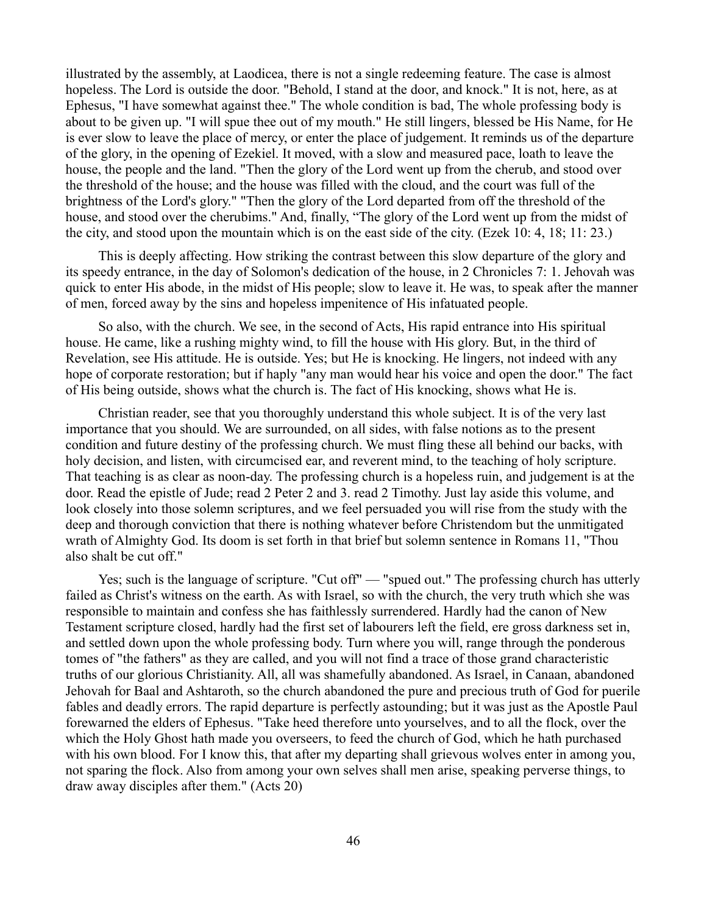illustrated by the assembly, at Laodicea, there is not a single redeeming feature. The case is almost hopeless. The Lord is outside the door. "Behold, I stand at the door, and knock." It is not, here, as at Ephesus, "I have somewhat against thee." The whole condition is bad, The whole professing body is about to be given up. "I will spue thee out of my mouth." He still lingers, blessed be His Name, for He is ever slow to leave the place of mercy, or enter the place of judgement. It reminds us of the departure of the glory, in the opening of Ezekiel. It moved, with a slow and measured pace, loath to leave the house, the people and the land. "Then the glory of the Lord went up from the cherub, and stood over the threshold of the house; and the house was filled with the cloud, and the court was full of the brightness of the Lord's glory." "Then the glory of the Lord departed from off the threshold of the house, and stood over the cherubims." And, finally, "The glory of the Lord went up from the midst of the city, and stood upon the mountain which is on the east side of the city. (Ezek 10: 4, 18; 11: 23.)

This is deeply affecting. How striking the contrast between this slow departure of the glory and its speedy entrance, in the day of Solomon's dedication of the house, in 2 Chronicles 7: 1. Jehovah was quick to enter His abode, in the midst of His people; slow to leave it. He was, to speak after the manner of men, forced away by the sins and hopeless impenitence of His infatuated people.

So also, with the church. We see, in the second of Acts, His rapid entrance into His spiritual house. He came, like a rushing mighty wind, to fill the house with His glory. But, in the third of Revelation, see His attitude. He is outside. Yes; but He is knocking. He lingers, not indeed with any hope of corporate restoration; but if haply "any man would hear his voice and open the door." The fact of His being outside, shows what the church is. The fact of His knocking, shows what He is.

Christian reader, see that you thoroughly understand this whole subject. It is of the very last importance that you should. We are surrounded, on all sides, with false notions as to the present condition and future destiny of the professing church. We must fling these all behind our backs, with holy decision, and listen, with circumcised ear, and reverent mind, to the teaching of holy scripture. That teaching is as clear as noon-day. The professing church is a hopeless ruin, and judgement is at the door. Read the epistle of Jude; read 2 Peter 2 and 3. read 2 Timothy. Just lay aside this volume, and look closely into those solemn scriptures, and we feel persuaded you will rise from the study with the deep and thorough conviction that there is nothing whatever before Christendom but the unmitigated wrath of Almighty God. Its doom is set forth in that brief but solemn sentence in Romans 11, "Thou also shalt be cut off."

Yes; such is the language of scripture. "Cut off" — "spued out." The professing church has utterly failed as Christ's witness on the earth. As with Israel, so with the church, the very truth which she was responsible to maintain and confess she has faithlessly surrendered. Hardly had the canon of New Testament scripture closed, hardly had the first set of labourers left the field, ere gross darkness set in, and settled down upon the whole professing body. Turn where you will, range through the ponderous tomes of "the fathers" as they are called, and you will not find a trace of those grand characteristic truths of our glorious Christianity. All, all was shamefully abandoned. As Israel, in Canaan, abandoned Jehovah for Baal and Ashtaroth, so the church abandoned the pure and precious truth of God for puerile fables and deadly errors. The rapid departure is perfectly astounding; but it was just as the Apostle Paul forewarned the elders of Ephesus. "Take heed therefore unto yourselves, and to all the flock, over the which the Holy Ghost hath made you overseers, to feed the church of God, which he hath purchased with his own blood. For I know this, that after my departing shall grievous wolves enter in among you, not sparing the flock. Also from among your own selves shall men arise, speaking perverse things, to draw away disciples after them." (Acts 20)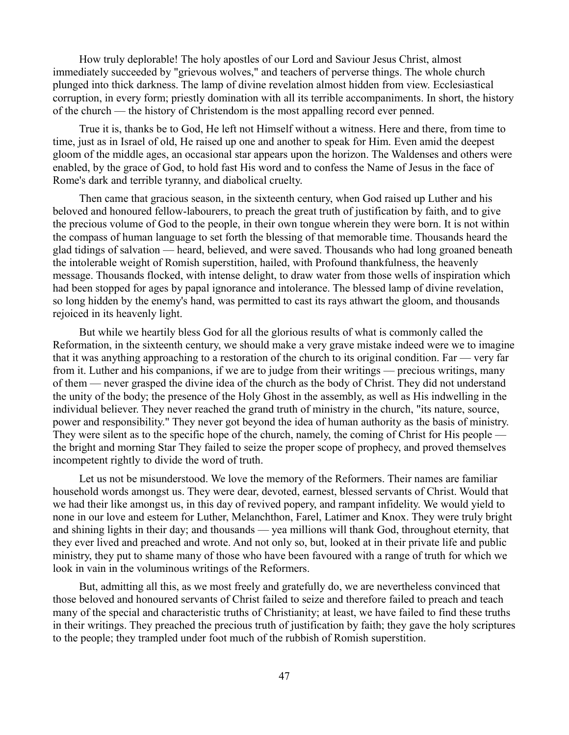How truly deplorable! The holy apostles of our Lord and Saviour Jesus Christ, almost immediately succeeded by "grievous wolves," and teachers of perverse things. The whole church plunged into thick darkness. The lamp of divine revelation almost hidden from view. Ecclesiastical corruption, in every form; priestly domination with all its terrible accompaniments. In short, the history of the church — the history of Christendom is the most appalling record ever penned.

True it is, thanks be to God, He left not Himself without a witness. Here and there, from time to time, just as in Israel of old, He raised up one and another to speak for Him. Even amid the deepest gloom of the middle ages, an occasional star appears upon the horizon. The Waldenses and others were enabled, by the grace of God, to hold fast His word and to confess the Name of Jesus in the face of Rome's dark and terrible tyranny, and diabolical cruelty.

Then came that gracious season, in the sixteenth century, when God raised up Luther and his beloved and honoured fellow-labourers, to preach the great truth of justification by faith, and to give the precious volume of God to the people, in their own tongue wherein they were born. It is not within the compass of human language to set forth the blessing of that memorable time. Thousands heard the glad tidings of salvation — heard, believed, and were saved. Thousands who had long groaned beneath the intolerable weight of Romish superstition, hailed, with Profound thankfulness, the heavenly message. Thousands flocked, with intense delight, to draw water from those wells of inspiration which had been stopped for ages by papal ignorance and intolerance. The blessed lamp of divine revelation, so long hidden by the enemy's hand, was permitted to cast its rays athwart the gloom, and thousands rejoiced in its heavenly light.

But while we heartily bless God for all the glorious results of what is commonly called the Reformation, in the sixteenth century, we should make a very grave mistake indeed were we to imagine that it was anything approaching to a restoration of the church to its original condition. Far — very far from it. Luther and his companions, if we are to judge from their writings — precious writings, many of them — never grasped the divine idea of the church as the body of Christ. They did not understand the unity of the body; the presence of the Holy Ghost in the assembly, as well as His indwelling in the individual believer. They never reached the grand truth of ministry in the church, "its nature, source, power and responsibility." They never got beyond the idea of human authority as the basis of ministry. They were silent as to the specific hope of the church, namely, the coming of Christ for His people — the bright and morning Star They failed to seize the proper scope of prophecy, and proved themselves incompetent rightly to divide the word of truth.

Let us not be misunderstood. We love the memory of the Reformers. Their names are familiar household words amongst us. They were dear, devoted, earnest, blessed servants of Christ. Would that we had their like amongst us, in this day of revived popery, and rampant infidelity. We would yield to none in our love and esteem for Luther, Melanchthon, Farel, Latimer and Knox. They were truly bright and shining lights in their day; and thousands — yea millions will thank God, throughout eternity, that they ever lived and preached and wrote. And not only so, but, looked at in their private life and public ministry, they put to shame many of those who have been favoured with a range of truth for which we look in vain in the voluminous writings of the Reformers.

But, admitting all this, as we most freely and gratefully do, we are nevertheless convinced that those beloved and honoured servants of Christ failed to seize and therefore failed to preach and teach many of the special and characteristic truths of Christianity; at least, we have failed to find these truths in their writings. They preached the precious truth of justification by faith; they gave the holy scriptures to the people; they trampled under foot much of the rubbish of Romish superstition.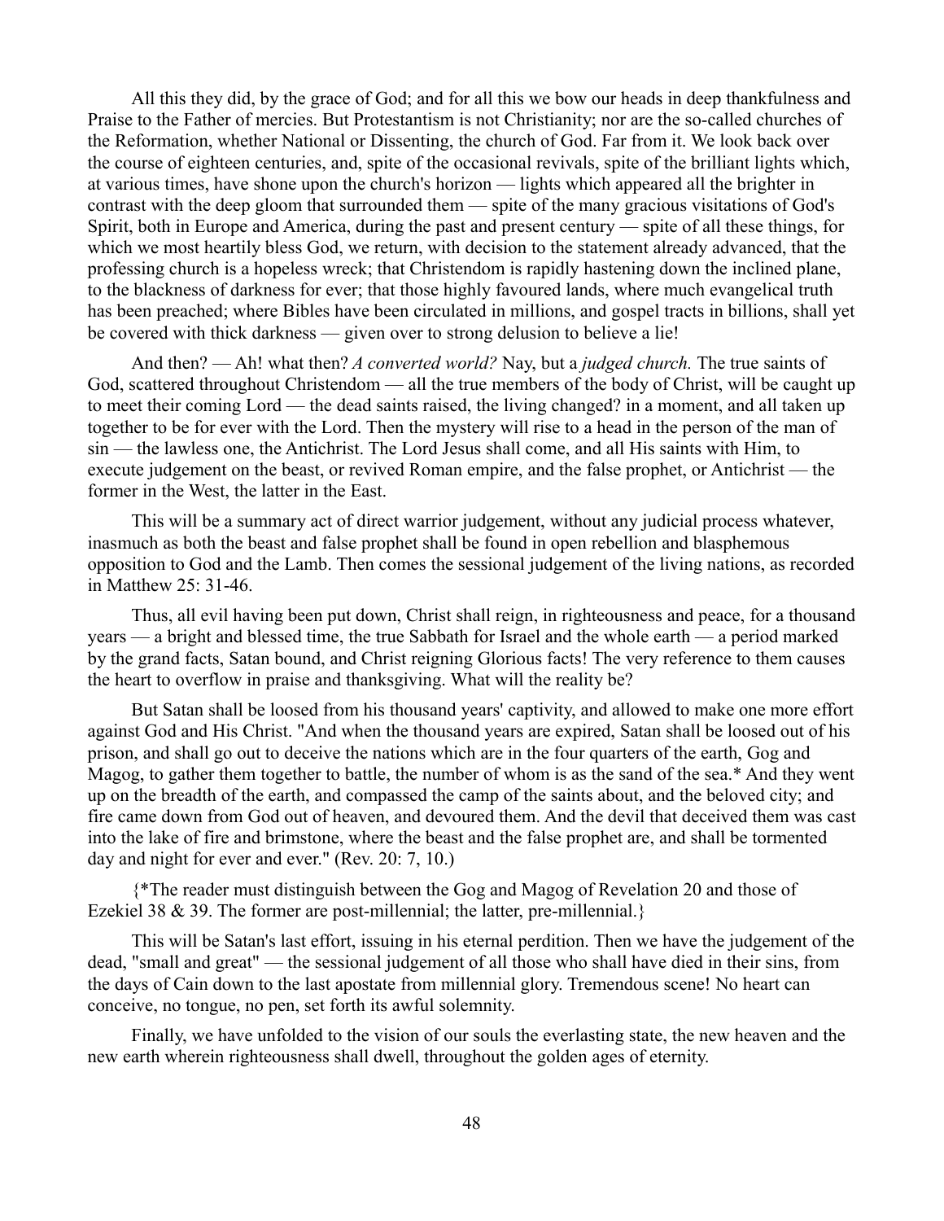All this they did, by the grace of God; and for all this we bow our heads in deep thankfulness and Praise to the Father of mercies. But Protestantism is not Christianity; nor are the so-called churches of the Reformation, whether National or Dissenting, the church of God. Far from it. We look back over the course of eighteen centuries, and, spite of the occasional revivals, spite of the brilliant lights which, at various times, have shone upon the church's horizon — lights which appeared all the brighter in contrast with the deep gloom that surrounded them — spite of the many gracious visitations of God's Spirit, both in Europe and America, during the past and present century — spite of all these things, for which we most heartily bless God, we return, with decision to the statement already advanced, that the professing church is a hopeless wreck; that Christendom is rapidly hastening down the inclined plane, to the blackness of darkness for ever; that those highly favoured lands, where much evangelical truth has been preached; where Bibles have been circulated in millions, and gospel tracts in billions, shall yet be covered with thick darkness — given over to strong delusion to believe a lie!

And then? — Ah! what then? *A converted world?* Nay, but a *judged church.* The true saints of God, scattered throughout Christendom — all the true members of the body of Christ, will be caught up to meet their coming Lord — the dead saints raised, the living changed? in a moment, and all taken up together to be for ever with the Lord. Then the mystery will rise to a head in the person of the man of sin — the lawless one, the Antichrist. The Lord Jesus shall come, and all His saints with Him, to execute judgement on the beast, or revived Roman empire, and the false prophet, or Antichrist — the former in the West, the latter in the East.

This will be a summary act of direct warrior judgement, without any judicial process whatever, inasmuch as both the beast and false prophet shall be found in open rebellion and blasphemous opposition to God and the Lamb. Then comes the sessional judgement of the living nations, as recorded in Matthew 25: 31-46.

Thus, all evil having been put down, Christ shall reign, in righteousness and peace, for a thousand years — a bright and blessed time, the true Sabbath for Israel and the whole earth — a period marked by the grand facts, Satan bound, and Christ reigning Glorious facts! The very reference to them causes the heart to overflow in praise and thanksgiving. What will the reality be?

But Satan shall be loosed from his thousand years' captivity, and allowed to make one more effort against God and His Christ. "And when the thousand years are expired, Satan shall be loosed out of his prison, and shall go out to deceive the nations which are in the four quarters of the earth, Gog and Magog, to gather them together to battle, the number of whom is as the sand of the sea.* And they went up on the breadth of the earth, and compassed the camp of the saints about, and the beloved city; and fire came down from God out of heaven, and devoured them. And the devil that deceived them was cast into the lake of fire and brimstone, where the beast and the false prophet are, and shall be tormented day and night for ever and ever." (Rev. 20: 7, 10.)

{*The reader must distinguish between the Gog and Magog of Revelation 20 and those of Ezekiel 38 & 39. The former are post-millennial; the latter, pre-millennial.}

This will be Satan's last effort, issuing in his eternal perdition. Then we have the judgement of the dead, "small and great" — the sessional judgement of all those who shall have died in their sins, from the days of Cain down to the last apostate from millennial glory. Tremendous scene! No heart can conceive, no tongue, no pen, set forth its awful solemnity.

Finally, we have unfolded to the vision of our souls the everlasting state, the new heaven and the new earth wherein righteousness shall dwell, throughout the golden ages of eternity.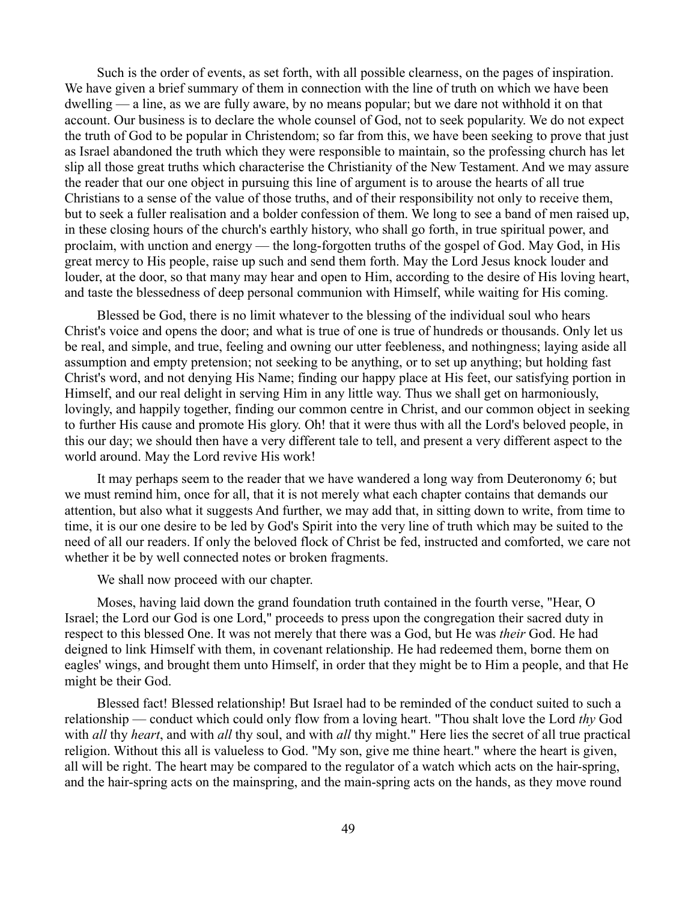Such is the order of events, as set forth, with all possible clearness, on the pages of inspiration. We have given a brief summary of them in connection with the line of truth on which we have been dwelling — a line, as we are fully aware, by no means popular; but we dare not withhold it on that account. Our business is to declare the whole counsel of God, not to seek popularity. We do not expect the truth of God to be popular in Christendom; so far from this, we have been seeking to prove that just as Israel abandoned the truth which they were responsible to maintain, so the professing church has let slip all those great truths which characterise the Christianity of the New Testament. And we may assure the reader that our one object in pursuing this line of argument is to arouse the hearts of all true Christians to a sense of the value of those truths, and of their responsibility not only to receive them, but to seek a fuller realisation and a bolder confession of them. We long to see a band of men raised up, in these closing hours of the church's earthly history, who shall go forth, in true spiritual power, and proclaim, with unction and energy — the long-forgotten truths of the gospel of God. May God, in His great mercy to His people, raise up such and send them forth. May the Lord Jesus knock louder and louder, at the door, so that many may hear and open to Him, according to the desire of His loving heart, and taste the blessedness of deep personal communion with Himself, while waiting for His coming.

Blessed be God, there is no limit whatever to the blessing of the individual soul who hears Christ's voice and opens the door; and what is true of one is true of hundreds or thousands. Only let us be real, and simple, and true, feeling and owning our utter feebleness, and nothingness; laying aside all assumption and empty pretension; not seeking to be anything, or to set up anything; but holding fast Christ's word, and not denying His Name; finding our happy place at His feet, our satisfying portion in Himself, and our real delight in serving Him in any little way. Thus we shall get on harmoniously, lovingly, and happily together, finding our common centre in Christ, and our common object in seeking to further His cause and promote His glory. Oh! that it were thus with all the Lord's beloved people, in this our day; we should then have a very different tale to tell, and present a very different aspect to the world around. May the Lord revive His work!

It may perhaps seem to the reader that we have wandered a long way from Deuteronomy 6; but we must remind him, once for all, that it is not merely what each chapter contains that demands our attention, but also what it suggests And further, we may add that, in sitting down to write, from time to time, it is our one desire to be led by God's Spirit into the very line of truth which may be suited to the need of all our readers. If only the beloved flock of Christ be fed, instructed and comforted, we care not whether it be by well connected notes or broken fragments.

We shall now proceed with our chapter.

Moses, having laid down the grand foundation truth contained in the fourth verse, "Hear, O Israel; the Lord our God is one Lord," proceeds to press upon the congregation their sacred duty in respect to this blessed One. It was not merely that there was a God, but He was *their* God. He had deigned to link Himself with them, in covenant relationship. He had redeemed them, borne them on eagles' wings, and brought them unto Himself, in order that they might be to Him a people, and that He might be their God.

Blessed fact! Blessed relationship! But Israel had to be reminded of the conduct suited to such a relationship — conduct which could only flow from a loving heart. "Thou shalt love the Lord *thy* God with *all* thy *heart*, and with *all* thy soul, and with *all* thy might." Here lies the secret of all true practical religion. Without this all is valueless to God. "My son, give me thine heart." where the heart is given, all will be right. The heart may be compared to the regulator of a watch which acts on the hair-spring, and the hair-spring acts on the mainspring, and the main-spring acts on the hands, as they move round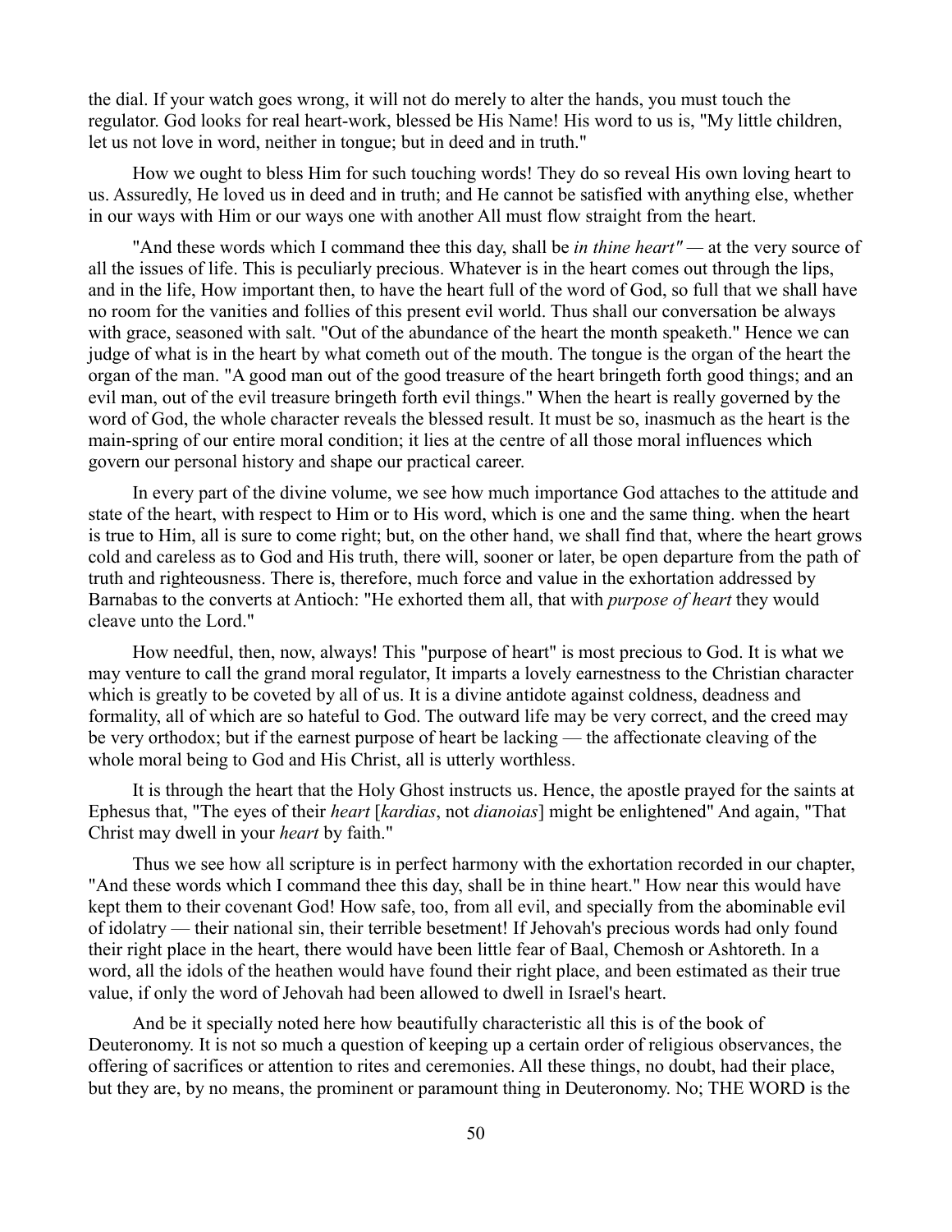the dial. If your watch goes wrong, it will not do merely to alter the hands, you must touch the regulator. God looks for real heart-work, blessed be His Name! His word to us is, "My little children, let us not love in word, neither in tongue; but in deed and in truth."

How we ought to bless Him for such touching words! They do so reveal His own loving heart to us. Assuredly, He loved us in deed and in truth; and He cannot be satisfied with anything else, whether in our ways with Him or our ways one with another All must flow straight from the heart.

"And these words which I command thee this day, shall be *in thine heart"* — at the very source of all the issues of life. This is peculiarly precious. Whatever is in the heart comes out through the lips, and in the life, How important then, to have the heart full of the word of God, so full that we shall have no room for the vanities and follies of this present evil world. Thus shall our conversation be always with grace, seasoned with salt. "Out of the abundance of the heart the month speaketh." Hence we can judge of what is in the heart by what cometh out of the mouth. The tongue is the organ of the heart the organ of the man. "A good man out of the good treasure of the heart bringeth forth good things; and an evil man, out of the evil treasure bringeth forth evil things." When the heart is really governed by the word of God, the whole character reveals the blessed result. It must be so, inasmuch as the heart is the main-spring of our entire moral condition; it lies at the centre of all those moral influences which govern our personal history and shape our practical career.

In every part of the divine volume, we see how much importance God attaches to the attitude and state of the heart, with respect to Him or to His word, which is one and the same thing. when the heart is true to Him, all is sure to come right; but, on the other hand, we shall find that, where the heart grows cold and careless as to God and His truth, there will, sooner or later, be open departure from the path of truth and righteousness. There is, therefore, much force and value in the exhortation addressed by Barnabas to the converts at Antioch: "He exhorted them all, that with *purpose of heart* they would cleave unto the Lord."

How needful, then, now, always! This "purpose of heart" is most precious to God. It is what we may venture to call the grand moral regulator, It imparts a lovely earnestness to the Christian character which is greatly to be coveted by all of us. It is a divine antidote against coldness, deadness and formality, all of which are so hateful to God. The outward life may be very correct, and the creed may be very orthodox; but if the earnest purpose of heart be lacking — the affectionate cleaving of the whole moral being to God and His Christ, all is utterly worthless.

It is through the heart that the Holy Ghost instructs us. Hence, the apostle prayed for the saints at Ephesus that, "The eyes of their *heart* [*kardias*, not *dianoias*] might be enlightened" And again, "That Christ may dwell in your *heart* by faith."

Thus we see how all scripture is in perfect harmony with the exhortation recorded in our chapter, "And these words which I command thee this day, shall be in thine heart." How near this would have kept them to their covenant God! How safe, too, from all evil, and specially from the abominable evil of idolatry — their national sin, their terrible besetment! If Jehovah's precious words had only found their right place in the heart, there would have been little fear of Baal, Chemosh or Ashtoreth. In a word, all the idols of the heathen would have found their right place, and been estimated as their true value, if only the word of Jehovah had been allowed to dwell in Israel's heart.

And be it specially noted here how beautifully characteristic all this is of the book of Deuteronomy. It is not so much a question of keeping up a certain order of religious observances, the offering of sacrifices or attention to rites and ceremonies. All these things, no doubt, had their place, but they are, by no means, the prominent or paramount thing in Deuteronomy. No; THE WORD is the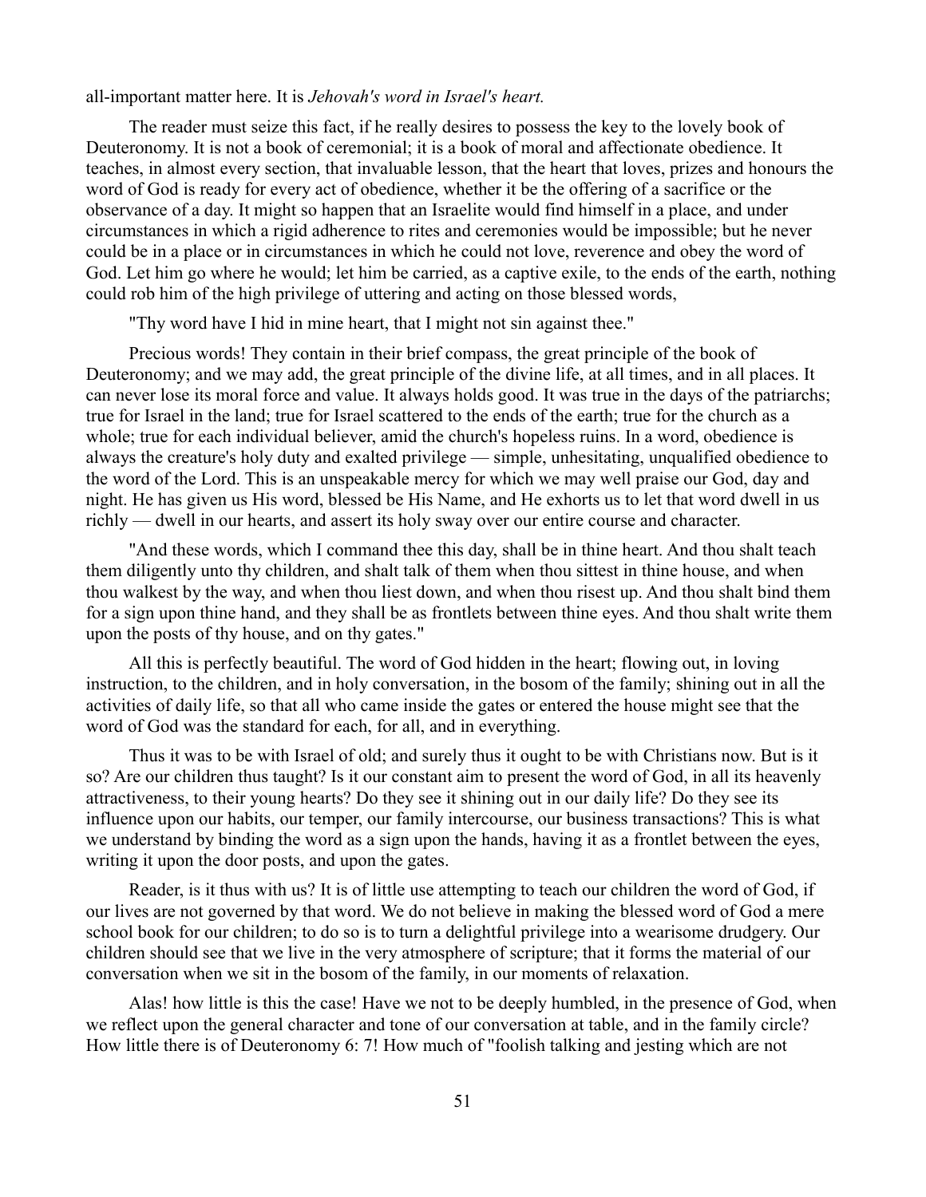all-important matter here. It is *Jehovah's word in Israel's heart.*

The reader must seize this fact, if he really desires to possess the key to the lovely book of Deuteronomy. It is not a book of ceremonial; it is a book of moral and affectionate obedience. It teaches, in almost every section, that invaluable lesson, that the heart that loves, prizes and honours the word of God is ready for every act of obedience, whether it be the offering of a sacrifice or the observance of a day. It might so happen that an Israelite would find himself in a place, and under circumstances in which a rigid adherence to rites and ceremonies would be impossible; but he never could be in a place or in circumstances in which he could not love, reverence and obey the word of God. Let him go where he would; let him be carried, as a captive exile, to the ends of the earth, nothing could rob him of the high privilege of uttering and acting on those blessed words,

"Thy word have I hid in mine heart, that I might not sin against thee."

Precious words! They contain in their brief compass, the great principle of the book of Deuteronomy; and we may add, the great principle of the divine life, at all times, and in all places. It can never lose its moral force and value. It always holds good. It was true in the days of the patriarchs; true for Israel in the land; true for Israel scattered to the ends of the earth; true for the church as a whole; true for each individual believer, amid the church's hopeless ruins. In a word, obedience is always the creature's holy duty and exalted privilege — simple, unhesitating, unqualified obedience to the word of the Lord. This is an unspeakable mercy for which we may well praise our God, day and night. He has given us His word, blessed be His Name, and He exhorts us to let that word dwell in us richly — dwell in our hearts, and assert its holy sway over our entire course and character.

"And these words, which I command thee this day, shall be in thine heart. And thou shalt teach them diligently unto thy children, and shalt talk of them when thou sittest in thine house, and when thou walkest by the way, and when thou liest down, and when thou risest up. And thou shalt bind them for a sign upon thine hand, and they shall be as frontlets between thine eyes. And thou shalt write them upon the posts of thy house, and on thy gates."

All this is perfectly beautiful. The word of God hidden in the heart; flowing out, in loving instruction, to the children, and in holy conversation, in the bosom of the family; shining out in all the activities of daily life, so that all who came inside the gates or entered the house might see that the word of God was the standard for each, for all, and in everything.

Thus it was to be with Israel of old; and surely thus it ought to be with Christians now. But is it so? Are our children thus taught? Is it our constant aim to present the word of God, in all its heavenly attractiveness, to their young hearts? Do they see it shining out in our daily life? Do they see its influence upon our habits, our temper, our family intercourse, our business transactions? This is what we understand by binding the word as a sign upon the hands, having it as a frontlet between the eyes, writing it upon the door posts, and upon the gates.

Reader, is it thus with us? It is of little use attempting to teach our children the word of God, if our lives are not governed by that word. We do not believe in making the blessed word of God a mere school book for our children; to do so is to turn a delightful privilege into a wearisome drudgery. Our children should see that we live in the very atmosphere of scripture; that it forms the material of our conversation when we sit in the bosom of the family, in our moments of relaxation.

Alas! how little is this the case! Have we not to be deeply humbled, in the presence of God, when we reflect upon the general character and tone of our conversation at table, and in the family circle? How little there is of Deuteronomy 6: 7! How much of "foolish talking and jesting which are not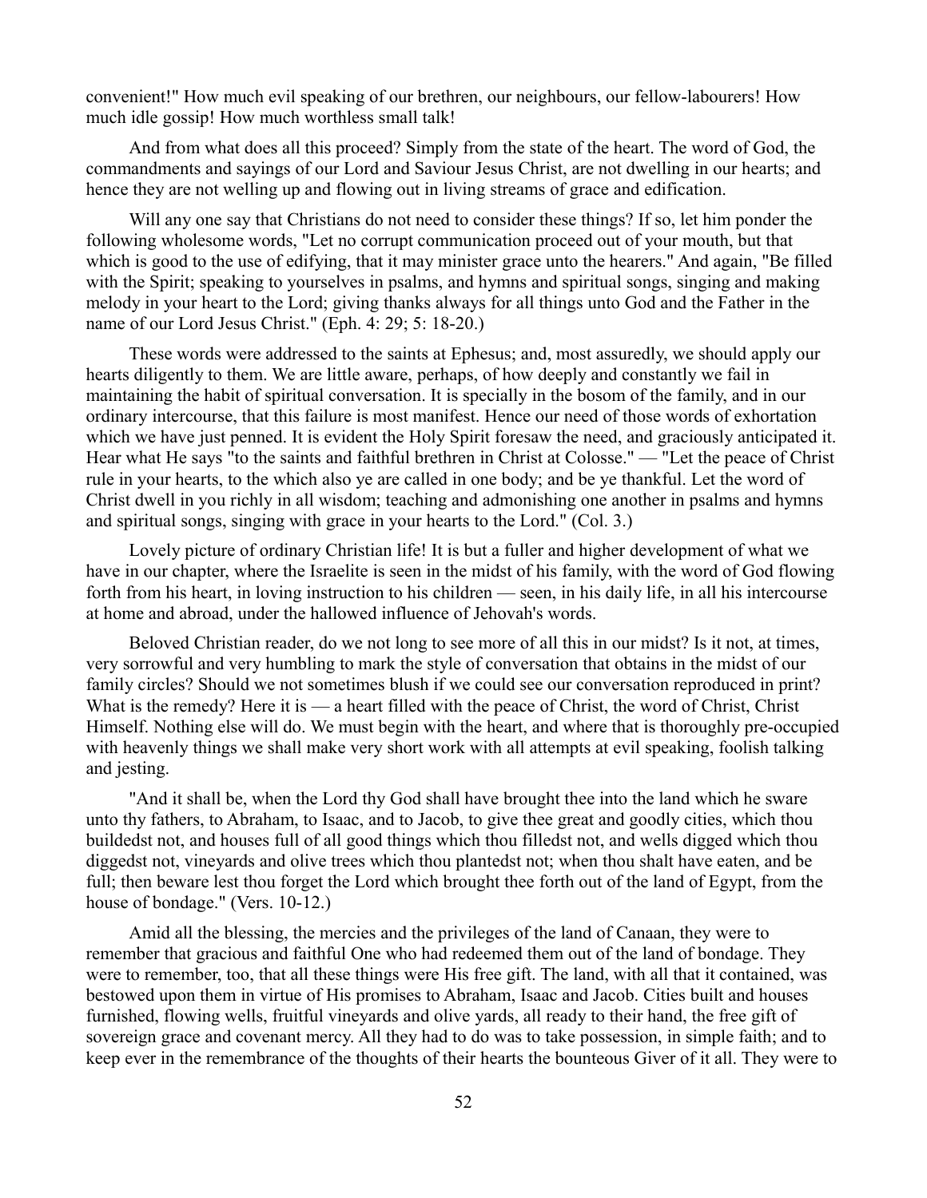convenient!" How much evil speaking of our brethren, our neighbours, our fellow-labourers! How much idle gossip! How much worthless small talk!

And from what does all this proceed? Simply from the state of the heart. The word of God, the commandments and sayings of our Lord and Saviour Jesus Christ, are not dwelling in our hearts; and hence they are not welling up and flowing out in living streams of grace and edification.

Will any one say that Christians do not need to consider these things? If so, let him ponder the following wholesome words, "Let no corrupt communication proceed out of your mouth, but that which is good to the use of edifying, that it may minister grace unto the hearers." And again, "Be filled with the Spirit; speaking to yourselves in psalms, and hymns and spiritual songs, singing and making melody in your heart to the Lord; giving thanks always for all things unto God and the Father in the name of our Lord Jesus Christ." (Eph. 4: 29; 5: 18-20.)

These words were addressed to the saints at Ephesus; and, most assuredly, we should apply our hearts diligently to them. We are little aware, perhaps, of how deeply and constantly we fail in maintaining the habit of spiritual conversation. It is specially in the bosom of the family, and in our ordinary intercourse, that this failure is most manifest. Hence our need of those words of exhortation which we have just penned. It is evident the Holy Spirit foresaw the need, and graciously anticipated it. Hear what He says "to the saints and faithful brethren in Christ at Colosse." — "Let the peace of Christ rule in your hearts, to the which also ye are called in one body; and be ye thankful. Let the word of Christ dwell in you richly in all wisdom; teaching and admonishing one another in psalms and hymns and spiritual songs, singing with grace in your hearts to the Lord." (Col. 3.)

Lovely picture of ordinary Christian life! It is but a fuller and higher development of what we have in our chapter, where the Israelite is seen in the midst of his family, with the word of God flowing forth from his heart, in loving instruction to his children — seen, in his daily life, in all his intercourse at home and abroad, under the hallowed influence of Jehovah's words.

Beloved Christian reader, do we not long to see more of all this in our midst? Is it not, at times, very sorrowful and very humbling to mark the style of conversation that obtains in the midst of our family circles? Should we not sometimes blush if we could see our conversation reproduced in print? What is the remedy? Here it is — a heart filled with the peace of Christ, the word of Christ, Christ Himself. Nothing else will do. We must begin with the heart, and where that is thoroughly pre-occupied with heavenly things we shall make very short work with all attempts at evil speaking, foolish talking and jesting.

"And it shall be, when the Lord thy God shall have brought thee into the land which he sware unto thy fathers, to Abraham, to Isaac, and to Jacob, to give thee great and goodly cities, which thou buildedst not, and houses full of all good things which thou filledst not, and wells digged which thou diggedst not, vineyards and olive trees which thou plantedst not; when thou shalt have eaten, and be full; then beware lest thou forget the Lord which brought thee forth out of the land of Egypt, from the house of bondage." (Vers. 10-12.)

Amid all the blessing, the mercies and the privileges of the land of Canaan, they were to remember that gracious and faithful One who had redeemed them out of the land of bondage. They were to remember, too, that all these things were His free gift. The land, with all that it contained, was bestowed upon them in virtue of His promises to Abraham, Isaac and Jacob. Cities built and houses furnished, flowing wells, fruitful vineyards and olive yards, all ready to their hand, the free gift of sovereign grace and covenant mercy. All they had to do was to take possession, in simple faith; and to keep ever in the remembrance of the thoughts of their hearts the bounteous Giver of it all. They were to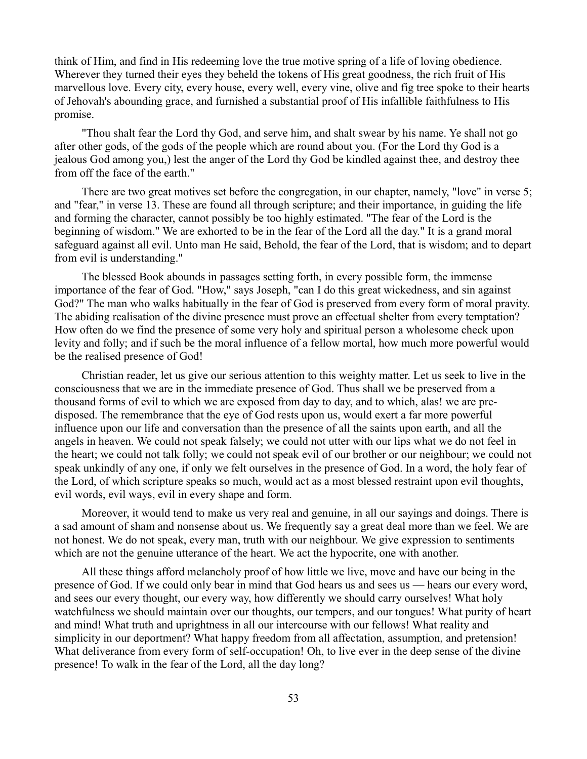think of Him, and find in His redeeming love the true motive spring of a life of loving obedience. Wherever they turned their eyes they beheld the tokens of His great goodness, the rich fruit of His marvellous love. Every city, every house, every well, every vine, olive and fig tree spoke to their hearts of Jehovah's abounding grace, and furnished a substantial proof of His infallible faithfulness to His promise.

"Thou shalt fear the Lord thy God, and serve him, and shalt swear by his name. Ye shall not go after other gods, of the gods of the people which are round about you. (For the Lord thy God is a jealous God among you,) lest the anger of the Lord thy God be kindled against thee, and destroy thee from off the face of the earth."

There are two great motives set before the congregation, in our chapter, namely, "love" in verse 5; and "fear," in verse 13. These are found all through scripture; and their importance, in guiding the life and forming the character, cannot possibly be too highly estimated. "The fear of the Lord is the beginning of wisdom." We are exhorted to be in the fear of the Lord all the day." It is a grand moral safeguard against all evil. Unto man He said, Behold, the fear of the Lord, that is wisdom; and to depart from evil is understanding."

The blessed Book abounds in passages setting forth, in every possible form, the immense importance of the fear of God. "How," says Joseph, "can I do this great wickedness, and sin against God?" The man who walks habitually in the fear of God is preserved from every form of moral pravity. The abiding realisation of the divine presence must prove an effectual shelter from every temptation? How often do we find the presence of some very holy and spiritual person a wholesome check upon levity and folly; and if such be the moral influence of a fellow mortal, how much more powerful would be the realised presence of God!

Christian reader, let us give our serious attention to this weighty matter. Let us seek to live in the consciousness that we are in the immediate presence of God. Thus shall we be preserved from a thousand forms of evil to which we are exposed from day to day, and to which, alas! we are pre-disposed. The remembrance that the eye of God rests upon us, would exert a far more powerful influence upon our life and conversation than the presence of all the saints upon earth, and all the angels in heaven. We could not speak falsely; we could not utter with our lips what we do not feel in the heart; we could not talk folly; we could not speak evil of our brother or our neighbour; we could not speak unkindly of any one, if only we felt ourselves in the presence of God. In a word, the holy fear of the Lord, of which scripture speaks so much, would act as a most blessed restraint upon evil thoughts, evil words, evil ways, evil in every shape and form.

Moreover, it would tend to make us very real and genuine, in all our sayings and doings. There is a sad amount of sham and nonsense about us. We frequently say a great deal more than we feel. We are not honest. We do not speak, every man, truth with our neighbour. We give expression to sentiments which are not the genuine utterance of the heart. We act the hypocrite, one with another.

All these things afford melancholy proof of how little we live, move and have our being in the presence of God. If we could only bear in mind that God hears us and sees us — hears our every word, and sees our every thought, our every way, how differently we should carry ourselves! What holy watchfulness we should maintain over our thoughts, our tempers, and our tongues! What purity of heart and mind! What truth and uprightness in all our intercourse with our fellows! What reality and simplicity in our deportment? What happy freedom from all affectation, assumption, and pretension! What deliverance from every form of self-occupation! Oh, to live ever in the deep sense of the divine presence! To walk in the fear of the Lord, all the day long?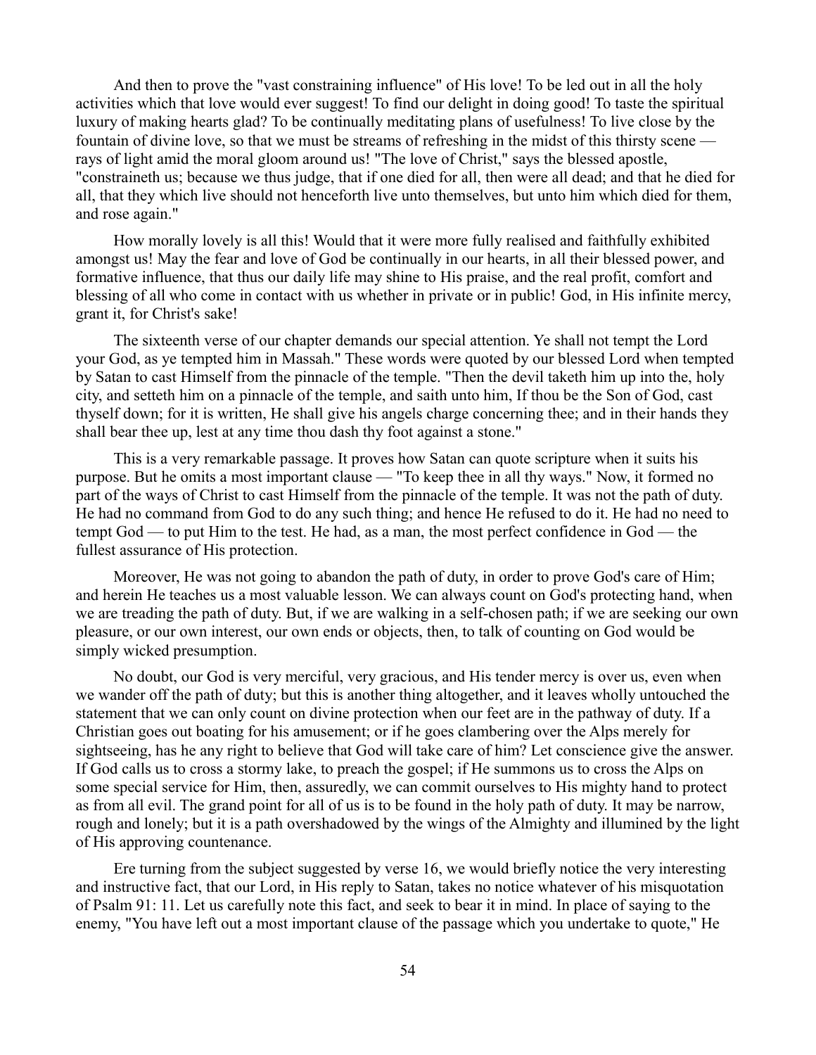And then to prove the "vast constraining influence" of His love! To be led out in all the holy activities which that love would ever suggest! To find our delight in doing good! To taste the spiritual luxury of making hearts glad? To be continually meditating plans of usefulness! To live close by the fountain of divine love, so that we must be streams of refreshing in the midst of this thirsty scene — rays of light amid the moral gloom around us! "The love of Christ," says the blessed apostle, "constraineth us; because we thus judge, that if one died for all, then were all dead; and that he died for all, that they which live should not henceforth live unto themselves, but unto him which died for them, and rose again."

How morally lovely is all this! Would that it were more fully realised and faithfully exhibited amongst us! May the fear and love of God be continually in our hearts, in all their blessed power, and formative influence, that thus our daily life may shine to His praise, and the real profit, comfort and blessing of all who come in contact with us whether in private or in public! God, in His infinite mercy, grant it, for Christ's sake!

The sixteenth verse of our chapter demands our special attention. Ye shall not tempt the Lord your God, as ye tempted him in Massah." These words were quoted by our blessed Lord when tempted by Satan to cast Himself from the pinnacle of the temple. "Then the devil taketh him up into the, holy city, and setteth him on a pinnacle of the temple, and saith unto him, If thou be the Son of God, cast thyself down; for it is written, He shall give his angels charge concerning thee; and in their hands they shall bear thee up, lest at any time thou dash thy foot against a stone."

This is a very remarkable passage. It proves how Satan can quote scripture when it suits his purpose. But he omits a most important clause — "To keep thee in all thy ways." Now, it formed no part of the ways of Christ to cast Himself from the pinnacle of the temple. It was not the path of duty. He had no command from God to do any such thing; and hence He refused to do it. He had no need to tempt God — to put Him to the test. He had, as a man, the most perfect confidence in God — the fullest assurance of His protection.

Moreover, He was not going to abandon the path of duty, in order to prove God's care of Him; and herein He teaches us a most valuable lesson. We can always count on God's protecting hand, when we are treading the path of duty. But, if we are walking in a self-chosen path; if we are seeking our own pleasure, or our own interest, our own ends or objects, then, to talk of counting on God would be simply wicked presumption.

No doubt, our God is very merciful, very gracious, and His tender mercy is over us, even when we wander off the path of duty; but this is another thing altogether, and it leaves wholly untouched the statement that we can only count on divine protection when our feet are in the pathway of duty. If a Christian goes out boating for his amusement; or if he goes clambering over the Alps merely for sightseeing, has he any right to believe that God will take care of him? Let conscience give the answer. If God calls us to cross a stormy lake, to preach the gospel; if He summons us to cross the Alps on some special service for Him, then, assuredly, we can commit ourselves to His mighty hand to protect as from all evil. The grand point for all of us is to be found in the holy path of duty. It may be narrow, rough and lonely; but it is a path overshadowed by the wings of the Almighty and illumined by the light of His approving countenance.

Ere turning from the subject suggested by verse 16, we would briefly notice the very interesting and instructive fact, that our Lord, in His reply to Satan, takes no notice whatever of his misquotation of Psalm 91: 11. Let us carefully note this fact, and seek to bear it in mind. In place of saying to the enemy, "You have left out a most important clause of the passage which you undertake to quote," He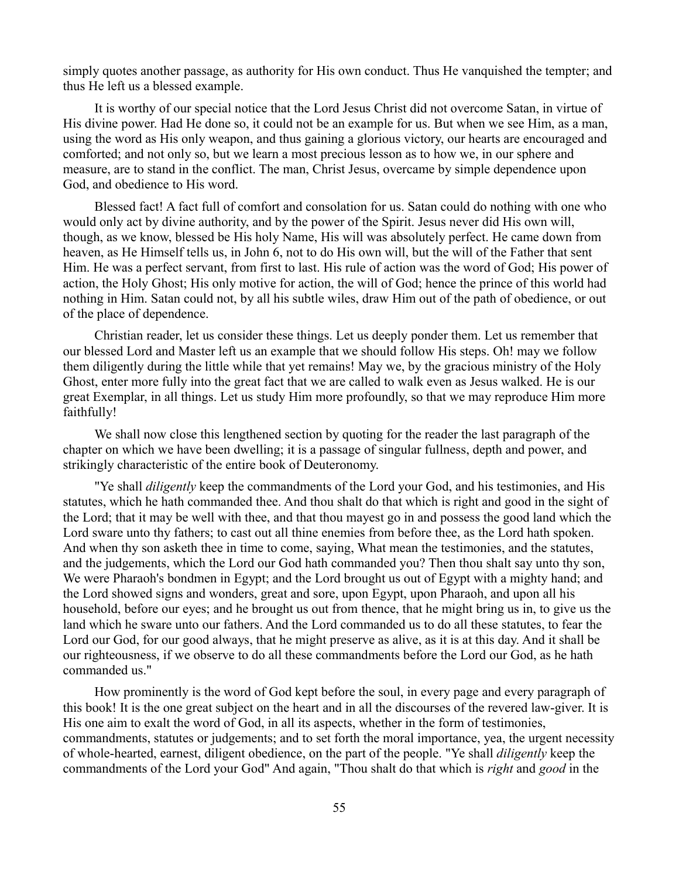simply quotes another passage, as authority for His own conduct. Thus He vanquished the tempter; and thus He left us a blessed example.

It is worthy of our special notice that the Lord Jesus Christ did not overcome Satan, in virtue of His divine power. Had He done so, it could not be an example for us. But when we see Him, as a man, using the word as His only weapon, and thus gaining a glorious victory, our hearts are encouraged and comforted; and not only so, but we learn a most precious lesson as to how we, in our sphere and measure, are to stand in the conflict. The man, Christ Jesus, overcame by simple dependence upon God, and obedience to His word.

Blessed fact! A fact full of comfort and consolation for us. Satan could do nothing with one who would only act by divine authority, and by the power of the Spirit. Jesus never did His own will, though, as we know, blessed be His holy Name, His will was absolutely perfect. He came down from heaven, as He Himself tells us, in John 6, not to do His own will, but the will of the Father that sent Him. He was a perfect servant, from first to last. His rule of action was the word of God; His power of action, the Holy Ghost; His only motive for action, the will of God; hence the prince of this world had nothing in Him. Satan could not, by all his subtle wiles, draw Him out of the path of obedience, or out of the place of dependence.

Christian reader, let us consider these things. Let us deeply ponder them. Let us remember that our blessed Lord and Master left us an example that we should follow His steps. Oh! may we follow them diligently during the little while that yet remains! May we, by the gracious ministry of the Holy Ghost, enter more fully into the great fact that we are called to walk even as Jesus walked. He is our great Exemplar, in all things. Let us study Him more profoundly, so that we may reproduce Him more faithfully!

We shall now close this lengthened section by quoting for the reader the last paragraph of the chapter on which we have been dwelling; it is a passage of singular fullness, depth and power, and strikingly characteristic of the entire book of Deuteronomy.

"Ye shall *diligently* keep the commandments of the Lord your God, and his testimonies, and His statutes, which he hath commanded thee. And thou shalt do that which is right and good in the sight of the Lord; that it may be well with thee, and that thou mayest go in and possess the good land which the Lord sware unto thy fathers; to cast out all thine enemies from before thee, as the Lord hath spoken. And when thy son asketh thee in time to come, saying, What mean the testimonies, and the statutes, and the judgements, which the Lord our God hath commanded you? Then thou shalt say unto thy son, We were Pharaoh's bondmen in Egypt; and the Lord brought us out of Egypt with a mighty hand; and the Lord showed signs and wonders, great and sore, upon Egypt, upon Pharaoh, and upon all his household, before our eyes; and he brought us out from thence, that he might bring us in, to give us the land which he sware unto our fathers. And the Lord commanded us to do all these statutes, to fear the Lord our God, for our good always, that he might preserve as alive, as it is at this day. And it shall be our righteousness, if we observe to do all these commandments before the Lord our God, as he hath commanded us."

How prominently is the word of God kept before the soul, in every page and every paragraph of this book! It is the one great subject on the heart and in all the discourses of the revered law-giver. It is His one aim to exalt the word of God, in all its aspects, whether in the form of testimonies, commandments, statutes or judgements; and to set forth the moral importance, yea, the urgent necessity of whole-hearted, earnest, diligent obedience, on the part of the people. "Ye shall *diligently* keep the commandments of the Lord your God" And again, "Thou shalt do that which is *right* and *good* in the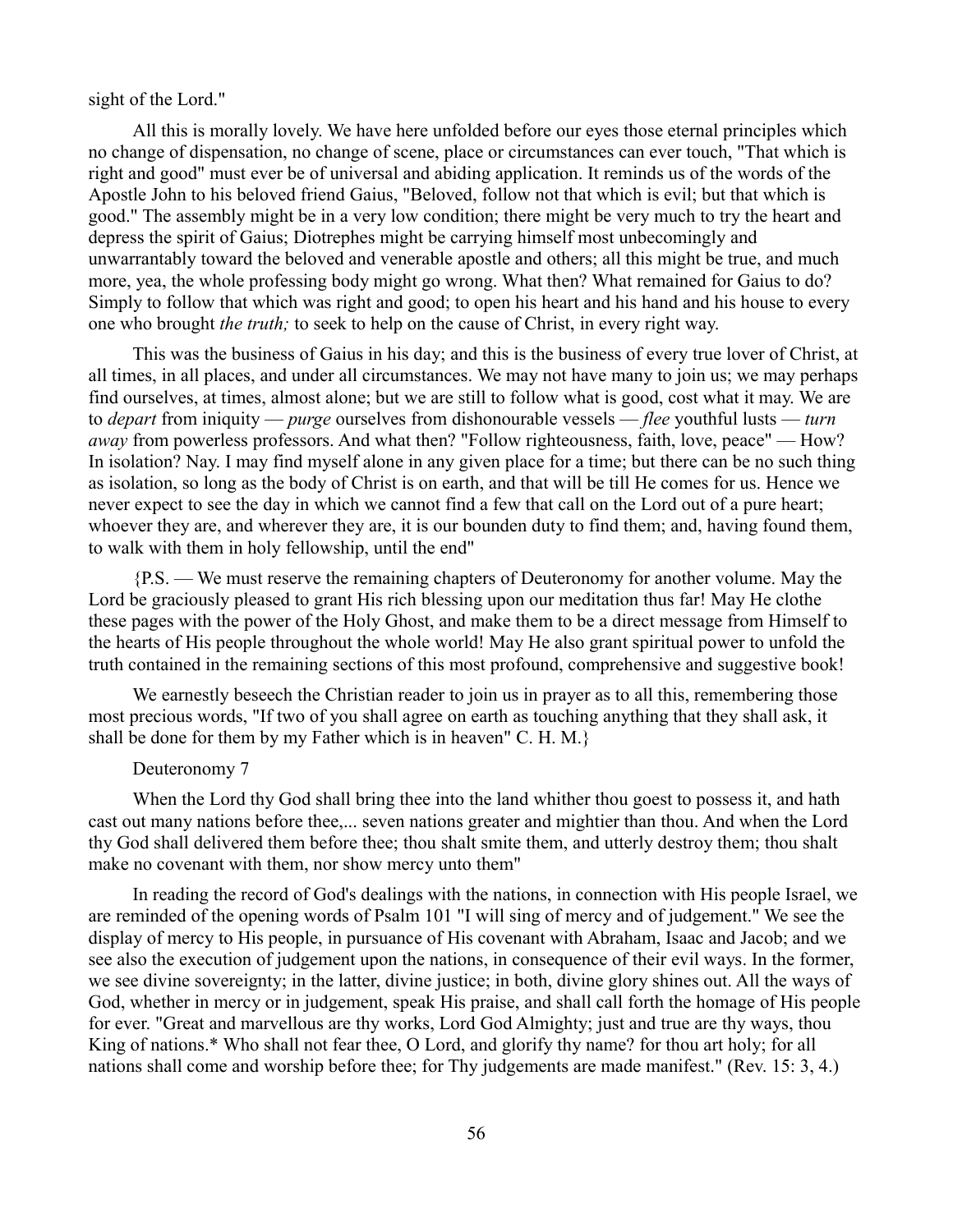sight of the Lord."

All this is morally lovely. We have here unfolded before our eyes those eternal principles which no change of dispensation, no change of scene, place or circumstances can ever touch, "That which is right and good" must ever be of universal and abiding application. It reminds us of the words of the Apostle John to his beloved friend Gaius, "Beloved, follow not that which is evil; but that which is good." The assembly might be in a very low condition; there might be very much to try the heart and depress the spirit of Gaius; Diotrephes might be carrying himself most unbecomingly and unwarrantably toward the beloved and venerable apostle and others; all this might be true, and much more, yea, the whole professing body might go wrong. What then? What remained for Gaius to do? Simply to follow that which was right and good; to open his heart and his hand and his house to every one who brought *the truth;* to seek to help on the cause of Christ, in every right way.

This was the business of Gaius in his day; and this is the business of every true lover of Christ, at all times, in all places, and under all circumstances. We may not have many to join us; we may perhaps find ourselves, at times, almost alone; but we are still to follow what is good, cost what it may. We are to *depart* from iniquity — *purge* ourselves from dishonourable vessels — *flee* youthful lusts — *turn away* from powerless professors. And what then? "Follow righteousness, faith, love, peace" — How? In isolation? Nay. I may find myself alone in any given place for a time; but there can be no such thing as isolation, so long as the body of Christ is on earth, and that will be till He comes for us. Hence we never expect to see the day in which we cannot find a few that call on the Lord out of a pure heart; whoever they are, and wherever they are, it is our bounden duty to find them; and, having found them, to walk with them in holy fellowship, until the end"

{P.S. — We must reserve the remaining chapters of Deuteronomy for another volume. May the Lord be graciously pleased to grant His rich blessing upon our meditation thus far! May He clothe these pages with the power of the Holy Ghost, and make them to be a direct message from Himself to the hearts of His people throughout the whole world! May He also grant spiritual power to unfold the truth contained in the remaining sections of this most profound, comprehensive and suggestive book!

We earnestly beseech the Christian reader to join us in prayer as to all this, remembering those most precious words, "If two of you shall agree on earth as touching anything that they shall ask, it shall be done for them by my Father which is in heaven" C. H. M.}

Deuteronomy 7

When the Lord thy God shall bring thee into the land whither thou goest to possess it, and hath cast out many nations before thee,... seven nations greater and mightier than thou. And when the Lord thy God shall delivered them before thee; thou shalt smite them, and utterly destroy them; thou shalt make no covenant with them, nor show mercy unto them"

In reading the record of God's dealings with the nations, in connection with His people Israel, we are reminded of the opening words of Psalm 101 "I will sing of mercy and of judgement." We see the display of mercy to His people, in pursuance of His covenant with Abraham, Isaac and Jacob; and we see also the execution of judgement upon the nations, in consequence of their evil ways. In the former, we see divine sovereignty; in the latter, divine justice; in both, divine glory shines out. All the ways of God, whether in mercy or in judgement, speak His praise, and shall call forth the homage of His people for ever. "Great and marvellous are thy works, Lord God Almighty; just and true are thy ways, thou King of nations.* Who shall not fear thee, O Lord, and glorify thy name? for thou art holy; for all nations shall come and worship before thee; for Thy judgements are made manifest." (Rev. 15: 3, 4.)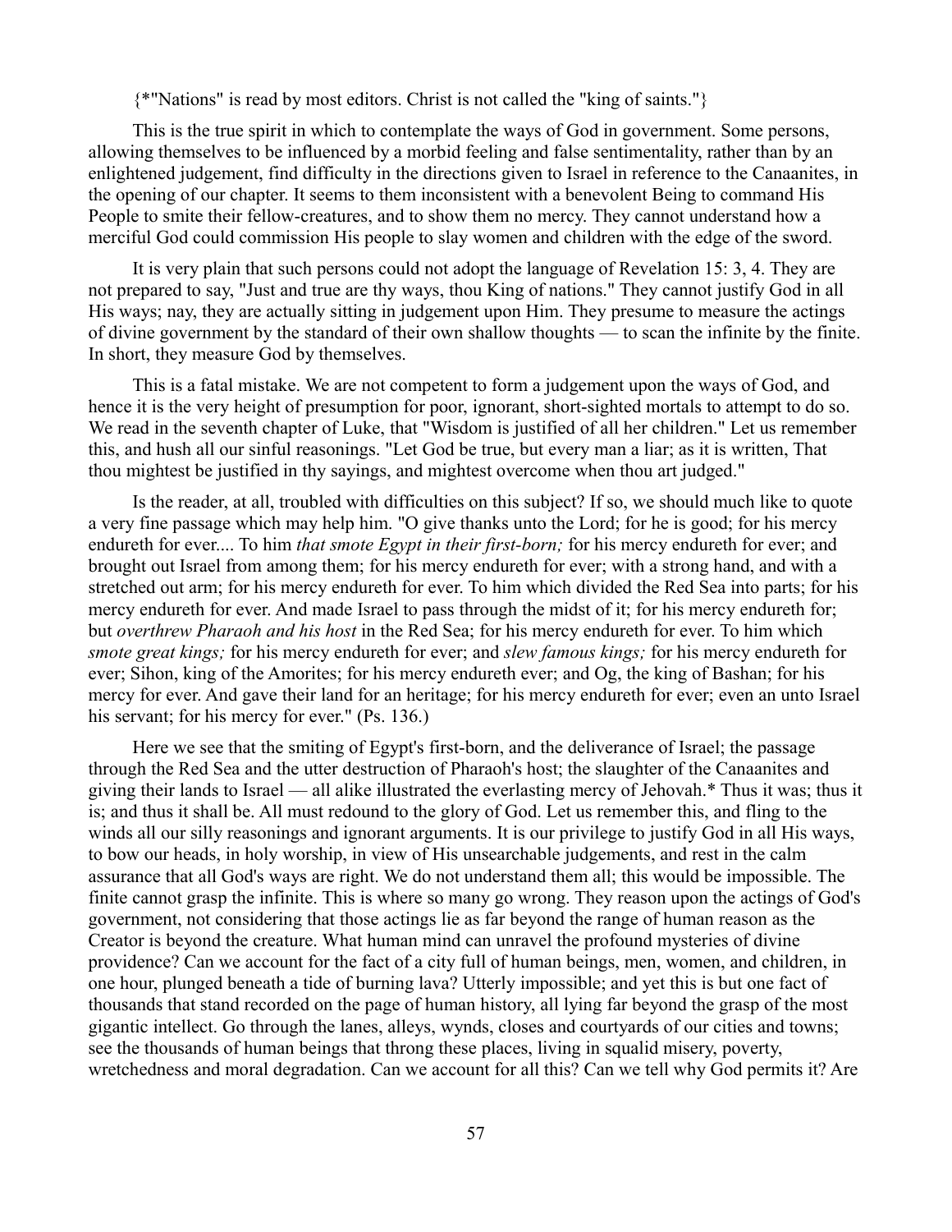{*"Nations" is read by most editors. Christ is not called the "king of saints."}

This is the true spirit in which to contemplate the ways of God in government. Some persons, allowing themselves to be influenced by a morbid feeling and false sentimentality, rather than by an enlightened judgement, find difficulty in the directions given to Israel in reference to the Canaanites, in the opening of our chapter. It seems to them inconsistent with a benevolent Being to command His People to smite their fellow-creatures, and to show them no mercy. They cannot understand how a merciful God could commission His people to slay women and children with the edge of the sword.

It is very plain that such persons could not adopt the language of Revelation 15: 3, 4. They are not prepared to say, "Just and true are thy ways, thou King of nations." They cannot justify God in all His ways; nay, they are actually sitting in judgement upon Him. They presume to measure the actings of divine government by the standard of their own shallow thoughts — to scan the infinite by the finite. In short, they measure God by themselves.

This is a fatal mistake. We are not competent to form a judgement upon the ways of God, and hence it is the very height of presumption for poor, ignorant, short-sighted mortals to attempt to do so. We read in the seventh chapter of Luke, that "Wisdom is justified of all her children." Let us remember this, and hush all our sinful reasonings. "Let God be true, but every man a liar; as it is written, That thou mightest be justified in thy sayings, and mightest overcome when thou art judged."

Is the reader, at all, troubled with difficulties on this subject? If so, we should much like to quote a very fine passage which may help him. "O give thanks unto the Lord; for he is good; for his mercy endureth for ever.... To him *that smote Egypt in their first-born;* for his mercy endureth for ever; and brought out Israel from among them; for his mercy endureth for ever; with a strong hand, and with a stretched out arm; for his mercy endureth for ever. To him which divided the Red Sea into parts; for his mercy endureth for ever. And made Israel to pass through the midst of it; for his mercy endureth for; but *overthrew Pharaoh and his host* in the Red Sea; for his mercy endureth for ever. To him which *smote great kings;* for his mercy endureth for ever; and *slew famous kings;* for his mercy endureth for ever; Sihon, king of the Amorites; for his mercy endureth ever; and Og, the king of Bashan; for his mercy for ever. And gave their land for an heritage; for his mercy endureth for ever; even an unto Israel his servant; for his mercy for ever." (Ps. 136.)

Here we see that the smiting of Egypt's first-born, and the deliverance of Israel; the passage through the Red Sea and the utter destruction of Pharaoh's host; the slaughter of the Canaanites and giving their lands to Israel — all alike illustrated the everlasting mercy of Jehovah.* Thus it was; thus it is; and thus it shall be. All must redound to the glory of God. Let us remember this, and fling to the winds all our silly reasonings and ignorant arguments. It is our privilege to justify God in all His ways, to bow our heads, in holy worship, in view of His unsearchable judgements, and rest in the calm assurance that all God's ways are right. We do not understand them all; this would be impossible. The finite cannot grasp the infinite. This is where so many go wrong. They reason upon the actings of God's government, not considering that those actings lie as far beyond the range of human reason as the Creator is beyond the creature. What human mind can unravel the profound mysteries of divine providence? Can we account for the fact of a city full of human beings, men, women, and children, in one hour, plunged beneath a tide of burning lava? Utterly impossible; and yet this is but one fact of thousands that stand recorded on the page of human history, all lying far beyond the grasp of the most gigantic intellect. Go through the lanes, alleys, wynds, closes and courtyards of our cities and towns; see the thousands of human beings that throng these places, living in squalid misery, poverty, wretchedness and moral degradation. Can we account for all this? Can we tell why God permits it? Are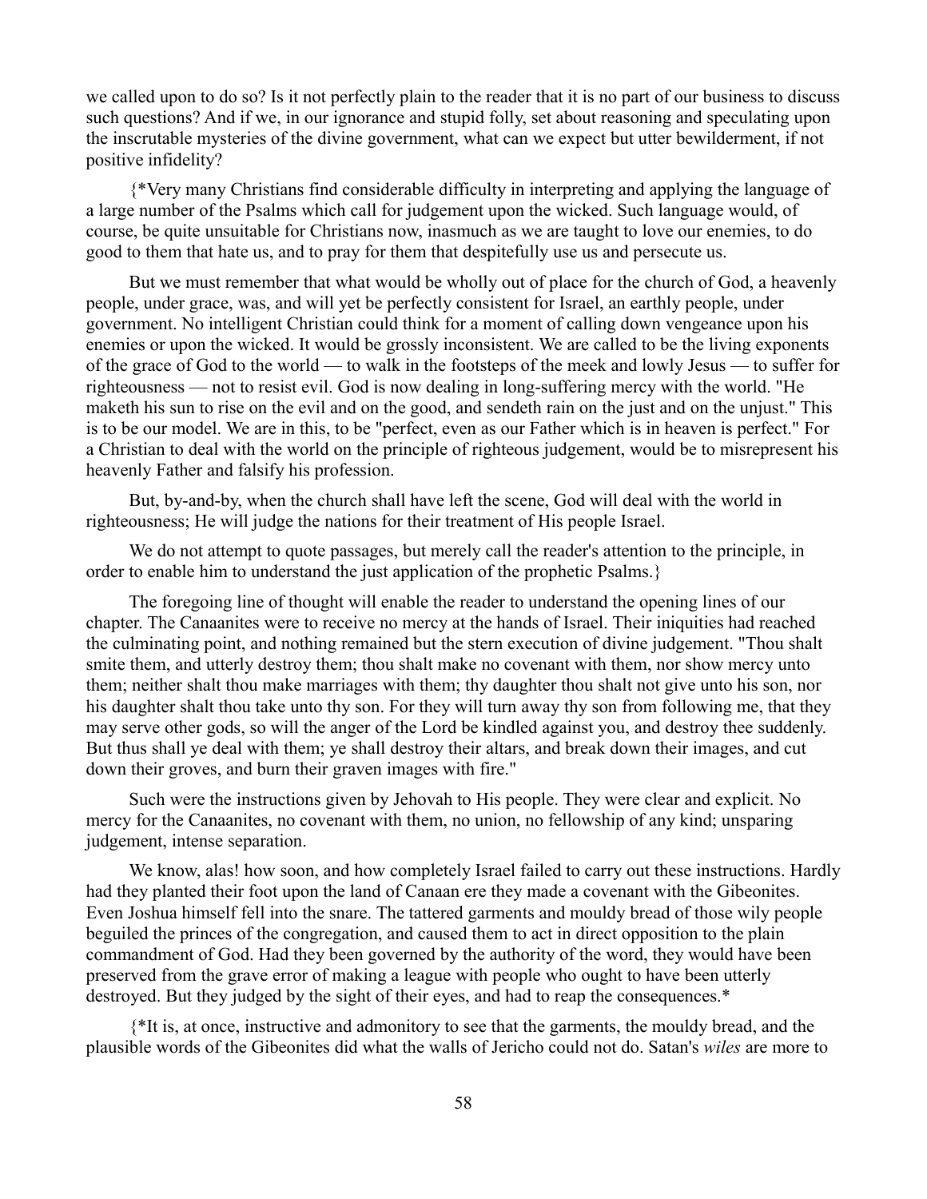we called upon to do so? Is it not perfectly plain to the reader that it is no part of our business to discuss such questions? And if we, in our ignorance and stupid folly, set about reasoning and speculating upon the inscrutable mysteries of the divine government, what can we expect but utter bewilderment, if not positive infidelity?

{*Very many Christians find considerable difficulty in interpreting and applying the language of a large number of the Psalms which call for judgement upon the wicked. Such language would, of course, be quite unsuitable for Christians now, inasmuch as we are taught to love our enemies, to do good to them that hate us, and to pray for them that despitefully use us and persecute us.

But we must remember that what would be wholly out of place for the church of God, a heavenly people, under grace, was, and will yet be perfectly consistent for Israel, an earthly people, under government. No intelligent Christian could think for a moment of calling down vengeance upon his enemies or upon the wicked. It would be grossly inconsistent. We are called to be the living exponents of the grace of God to the world — to walk in the footsteps of the meek and lowly Jesus — to suffer for righteousness — not to resist evil. God is now dealing in long-suffering mercy with the world. "He maketh his sun to rise on the evil and on the good, and sendeth rain on the just and on the unjust." This is to be our model. We are in this, to be "perfect, even as our Father which is in heaven is perfect." For a Christian to deal with the world on the principle of righteous judgement, would be to misrepresent his heavenly Father and falsify his profession.

But, by-and-by, when the church shall have left the scene, God will deal with the world in righteousness; He will judge the nations for their treatment of His people Israel.

We do not attempt to quote passages, but merely call the reader's attention to the principle, in order to enable him to understand the just application of the prophetic Psalms.}

The foregoing line of thought will enable the reader to understand the opening lines of our chapter. The Canaanites were to receive no mercy at the hands of Israel. Their iniquities had reached the culminating point, and nothing remained but the stern execution of divine judgement. "Thou shalt smite them, and utterly destroy them; thou shalt make no covenant with them, nor show mercy unto them; neither shalt thou make marriages with them; thy daughter thou shalt not give unto his son, nor his daughter shalt thou take unto thy son. For they will turn away thy son from following me, that they may serve other gods, so will the anger of the Lord be kindled against you, and destroy thee suddenly. But thus shall ye deal with them; ye shall destroy their altars, and break down their images, and cut down their groves, and burn their graven images with fire."

Such were the instructions given by Jehovah to His people. They were clear and explicit. No mercy for the Canaanites, no covenant with them, no union, no fellowship of any kind; unsparing judgement, intense separation.

We know, alas! how soon, and how completely Israel failed to carry out these instructions. Hardly had they planted their foot upon the land of Canaan ere they made a covenant with the Gibeonites. Even Joshua himself fell into the snare. The tattered garments and mouldy bread of those wily people beguiled the princes of the congregation, and caused them to act in direct opposition to the plain commandment of God. Had they been governed by the authority of the word, they would have been preserved from the grave error of making a league with people who ought to have been utterly destroyed. But they judged by the sight of their eyes, and had to reap the consequences.*

{*It is, at once, instructive and admonitory to see that the garments, the mouldy bread, and the plausible words of the Gibeonites did what the walls of Jericho could not do. Satan's *wiles* are more to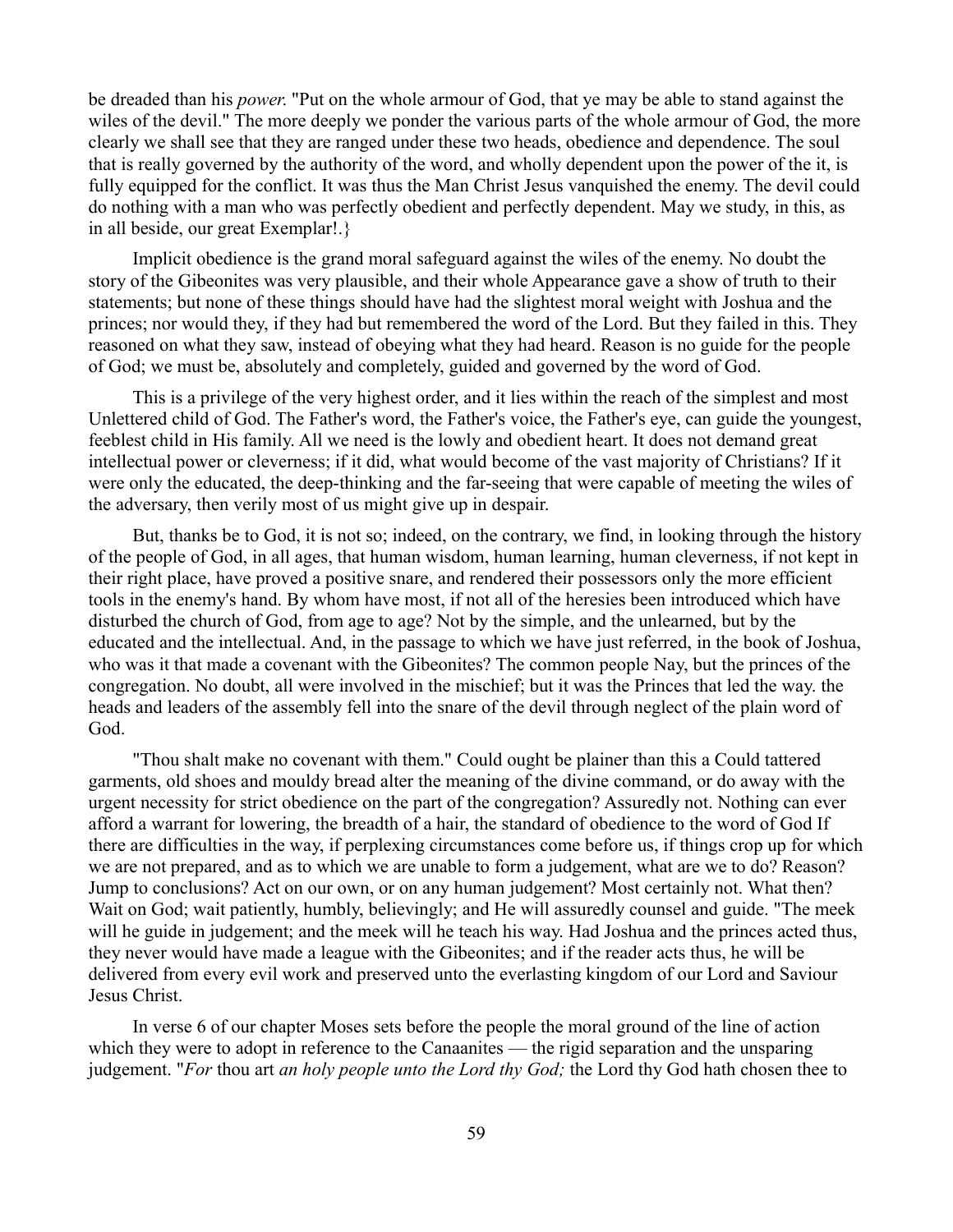be dreaded than his *power.* "Put on the whole armour of God, that ye may be able to stand against the wiles of the devil." The more deeply we ponder the various parts of the whole armour of God, the more clearly we shall see that they are ranged under these two heads, obedience and dependence. The soul that is really governed by the authority of the word, and wholly dependent upon the power of the it, is fully equipped for the conflict. It was thus the Man Christ Jesus vanquished the enemy. The devil could do nothing with a man who was perfectly obedient and perfectly dependent. May we study, in this, as in all beside, our great Exemplar!.}

Implicit obedience is the grand moral safeguard against the wiles of the enemy. No doubt the story of the Gibeonites was very plausible, and their whole Appearance gave a show of truth to their statements; but none of these things should have had the slightest moral weight with Joshua and the princes; nor would they, if they had but remembered the word of the Lord. But they failed in this. They reasoned on what they saw, instead of obeying what they had heard. Reason is no guide for the people of God; we must be, absolutely and completely, guided and governed by the word of God.

This is a privilege of the very highest order, and it lies within the reach of the simplest and most Unlettered child of God. The Father's word, the Father's voice, the Father's eye, can guide the youngest, feeblest child in His family. All we need is the lowly and obedient heart. It does not demand great intellectual power or cleverness; if it did, what would become of the vast majority of Christians? If it were only the educated, the deep-thinking and the far-seeing that were capable of meeting the wiles of the adversary, then verily most of us might give up in despair.

But, thanks be to God, it is not so; indeed, on the contrary, we find, in looking through the history of the people of God, in all ages, that human wisdom, human learning, human cleverness, if not kept in their right place, have proved a positive snare, and rendered their possessors only the more efficient tools in the enemy's hand. By whom have most, if not all of the heresies been introduced which have disturbed the church of God, from age to age? Not by the simple, and the unlearned, but by the educated and the intellectual. And, in the passage to which we have just referred, in the book of Joshua, who was it that made a covenant with the Gibeonites? The common people Nay, but the princes of the congregation. No doubt, all were involved in the mischief; but it was the Princes that led the way. the heads and leaders of the assembly fell into the snare of the devil through neglect of the plain word of God.

"Thou shalt make no covenant with them." Could ought be plainer than this a Could tattered garments, old shoes and mouldy bread alter the meaning of the divine command, or do away with the urgent necessity for strict obedience on the part of the congregation? Assuredly not. Nothing can ever afford a warrant for lowering, the breadth of a hair, the standard of obedience to the word of God If there are difficulties in the way, if perplexing circumstances come before us, if things crop up for which we are not prepared, and as to which we are unable to form a judgement, what are we to do? Reason? Jump to conclusions? Act on our own, or on any human judgement? Most certainly not. What then? Wait on God; wait patiently, humbly, believingly; and He will assuredly counsel and guide. "The meek will he guide in judgement; and the meek will he teach his way. Had Joshua and the princes acted thus, they never would have made a league with the Gibeonites; and if the reader acts thus, he will be delivered from every evil work and preserved unto the everlasting kingdom of our Lord and Saviour Jesus Christ.

In verse 6 of our chapter Moses sets before the people the moral ground of the line of action which they were to adopt in reference to the Canaanites — the rigid separation and the unsparing judgement. "*For* thou art *an holy people unto the Lord thy God;* the Lord thy God hath chosen thee to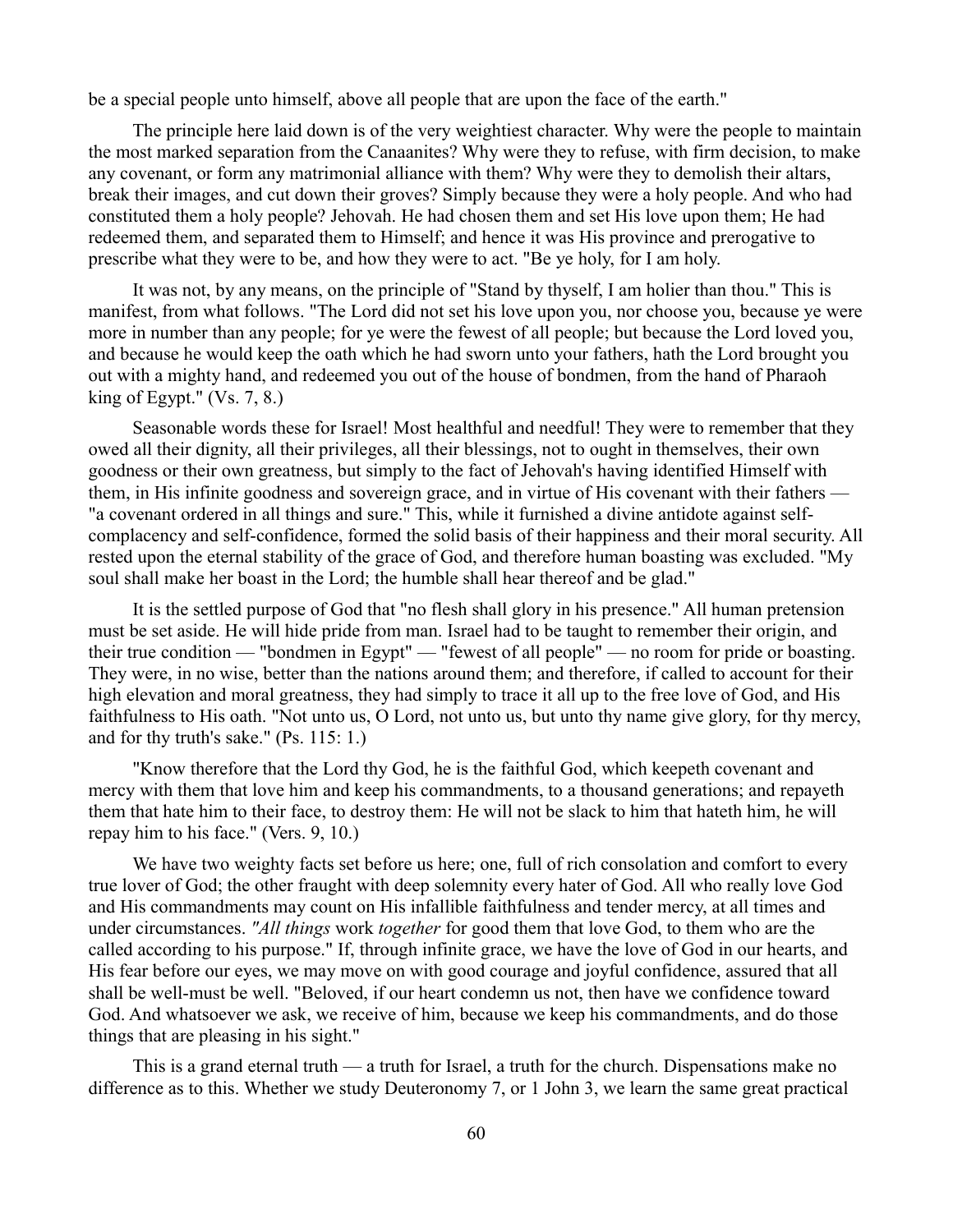be a special people unto himself, above all people that are upon the face of the earth."

The principle here laid down is of the very weightiest character. Why were the people to maintain the most marked separation from the Canaanites? Why were they to refuse, with firm decision, to make any covenant, or form any matrimonial alliance with them? Why were they to demolish their altars, break their images, and cut down their groves? Simply because they were a holy people. And who had constituted them a holy people? Jehovah. He had chosen them and set His love upon them; He had redeemed them, and separated them to Himself; and hence it was His province and prerogative to prescribe what they were to be, and how they were to act. "Be ye holy, for I am holy.

It was not, by any means, on the principle of "Stand by thyself, I am holier than thou." This is manifest, from what follows. "The Lord did not set his love upon you, nor choose you, because ye were more in number than any people; for ye were the fewest of all people; but because the Lord loved you, and because he would keep the oath which he had sworn unto your fathers, hath the Lord brought you out with a mighty hand, and redeemed you out of the house of bondmen, from the hand of Pharaoh king of Egypt." (Vs. 7, 8.)

Seasonable words these for Israel! Most healthful and needful! They were to remember that they owed all their dignity, all their privileges, all their blessings, not to ought in themselves, their own goodness or their own greatness, but simply to the fact of Jehovah's having identified Himself with them, in His infinite goodness and sovereign grace, and in virtue of His covenant with their fathers — "a covenant ordered in all things and sure." This, while it furnished a divine antidote against self-complacency and self-confidence, formed the solid basis of their happiness and their moral security. All rested upon the eternal stability of the grace of God, and therefore human boasting was excluded. "My soul shall make her boast in the Lord; the humble shall hear thereof and be glad."

It is the settled purpose of God that "no flesh shall glory in his presence." All human pretension must be set aside. He will hide pride from man. Israel had to be taught to remember their origin, and their true condition — "bondmen in Egypt" — "fewest of all people" — no room for pride or boasting. They were, in no wise, better than the nations around them; and therefore, if called to account for their high elevation and moral greatness, they had simply to trace it all up to the free love of God, and His faithfulness to His oath. "Not unto us, O Lord, not unto us, but unto thy name give glory, for thy mercy, and for thy truth's sake." (Ps. 115: 1.)

"Know therefore that the Lord thy God, he is the faithful God, which keepeth covenant and mercy with them that love him and keep his commandments, to a thousand generations; and repayeth them that hate him to their face, to destroy them: He will not be slack to him that hateth him, he will repay him to his face." (Vers. 9, 10.)

We have two weighty facts set before us here; one, full of rich consolation and comfort to every true lover of God; the other fraught with deep solemnity every hater of God. All who really love God and His commandments may count on His infallible faithfulness and tender mercy, at all times and under circumstances. *"All things* work *together* for good them that love God, to them who are the called according to his purpose." If, through infinite grace, we have the love of God in our hearts, and His fear before our eyes, we may move on with good courage and joyful confidence, assured that all shall be well-must be well. "Beloved, if our heart condemn us not, then have we confidence toward God. And whatsoever we ask, we receive of him, because we keep his commandments, and do those things that are pleasing in his sight."

This is a grand eternal truth — a truth for Israel, a truth for the church. Dispensations make no difference as to this. Whether we study Deuteronomy 7, or 1 John 3, we learn the same great practical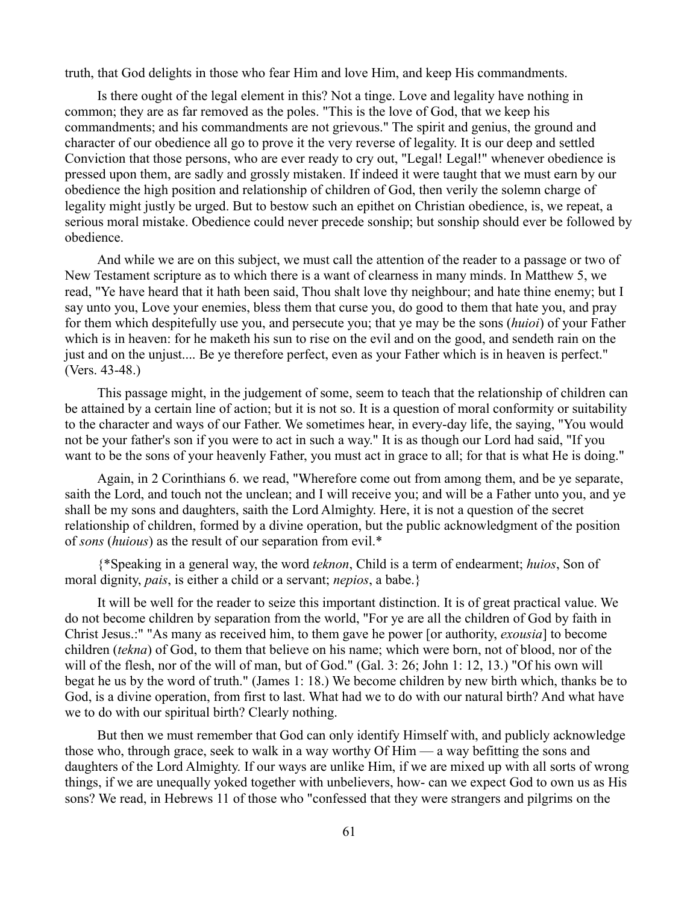truth, that God delights in those who fear Him and love Him, and keep His commandments.

Is there ought of the legal element in this? Not a tinge. Love and legality have nothing in common; they are as far removed as the poles. "This is the love of God, that we keep his commandments; and his commandments are not grievous." The spirit and genius, the ground and character of our obedience all go to prove it the very reverse of legality. It is our deep and settled Conviction that those persons, who are ever ready to cry out, "Legal! Legal!" whenever obedience is pressed upon them, are sadly and grossly mistaken. If indeed it were taught that we must earn by our obedience the high position and relationship of children of God, then verily the solemn charge of legality might justly be urged. But to bestow such an epithet on Christian obedience, is, we repeat, a serious moral mistake. Obedience could never precede sonship; but sonship should ever be followed by obedience.

And while we are on this subject, we must call the attention of the reader to a passage or two of New Testament scripture as to which there is a want of clearness in many minds. In Matthew 5, we read, "Ye have heard that it hath been said, Thou shalt love thy neighbour; and hate thine enemy; but I say unto you, Love your enemies, bless them that curse you, do good to them that hate you, and pray for them which despitefully use you, and persecute you; that ye may be the sons (*huioi*) of your Father which is in heaven: for he maketh his sun to rise on the evil and on the good, and sendeth rain on the just and on the unjust.... Be ye therefore perfect, even as your Father which is in heaven is perfect." (Vers. 43-48.)

This passage might, in the judgement of some, seem to teach that the relationship of children can be attained by a certain line of action; but it is not so. It is a question of moral conformity or suitability to the character and ways of our Father. We sometimes hear, in every-day life, the saying, "You would not be your father's son if you were to act in such a way." It is as though our Lord had said, "If you want to be the sons of your heavenly Father, you must act in grace to all; for that is what He is doing."

Again, in 2 Corinthians 6. we read, "Wherefore come out from among them, and be ye separate, saith the Lord, and touch not the unclean; and I will receive you; and will be a Father unto you, and ye shall be my sons and daughters, saith the Lord Almighty. Here, it is not a question of the secret relationship of children, formed by a divine operation, but the public acknowledgment of the position of *sons* (*huious*) as the result of our separation from evil.*

{*Speaking in a general way, the word *teknon*, Child is a term of endearment; *huios*, Son of moral dignity, *pais*, is either a child or a servant; *nepios*, a babe.}

It will be well for the reader to seize this important distinction. It is of great practical value. We do not become children by separation from the world, "For ye are all the children of God by faith in Christ Jesus.:" "As many as received him, to them gave he power [or authority, *exousia*] to become children (*tekna*) of God, to them that believe on his name; which were born, not of blood, nor of the will of the flesh, nor of the will of man, but of God." (Gal. 3: 26; John 1: 12, 13.) "Of his own will begat he us by the word of truth." (James 1: 18.) We become children by new birth which, thanks be to God, is a divine operation, from first to last. What had we to do with our natural birth? And what have we to do with our spiritual birth? Clearly nothing.

But then we must remember that God can only identify Himself with, and publicly acknowledge those who, through grace, seek to walk in a way worthy Of Him — a way befitting the sons and daughters of the Lord Almighty. If our ways are unlike Him, if we are mixed up with all sorts of wrong things, if we are unequally yoked together with unbelievers, how- can we expect God to own us as His sons? We read, in Hebrews 11 of those who "confessed that they were strangers and pilgrims on the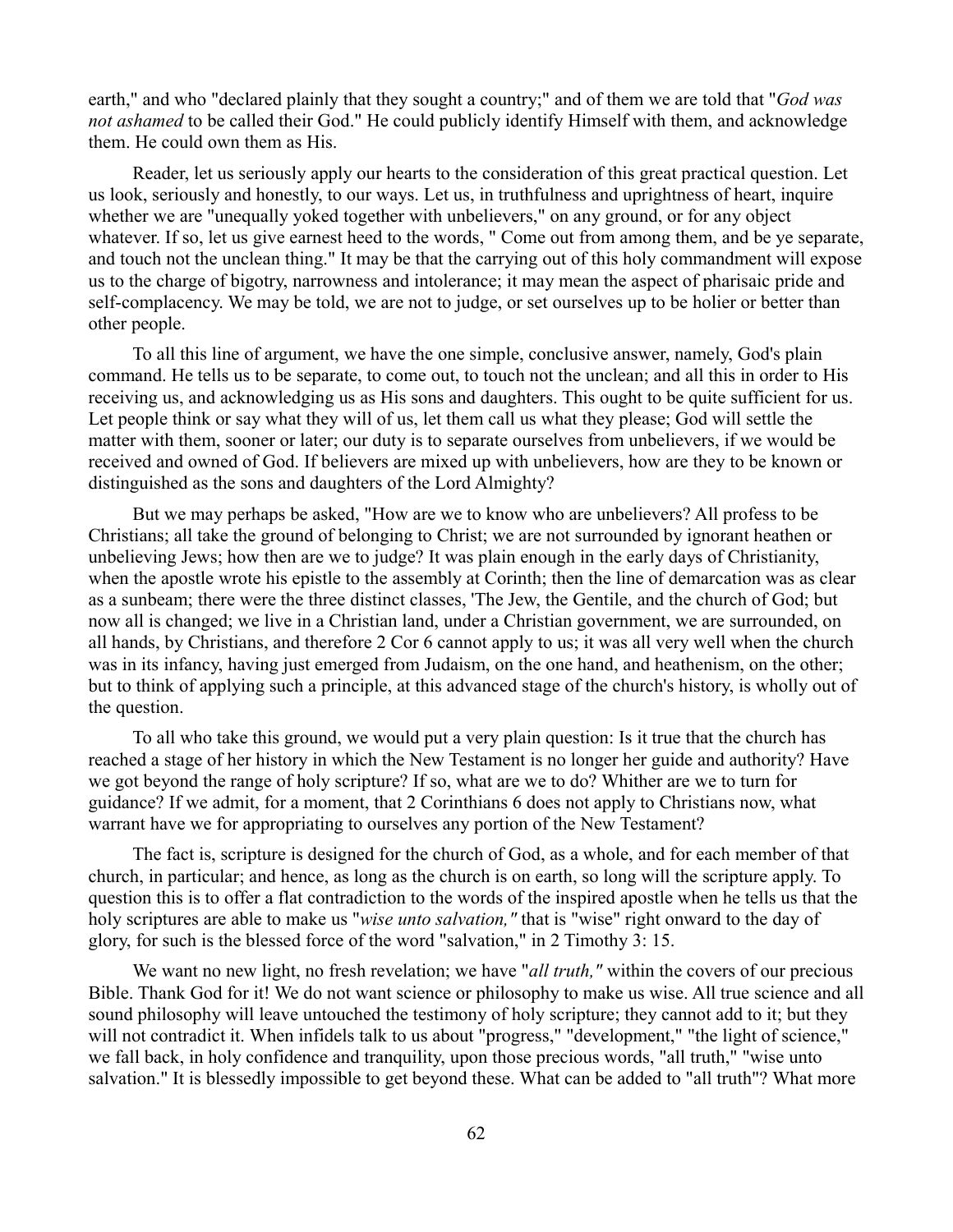earth," and who "declared plainly that they sought a country;" and of them we are told that "*God was not ashamed* to be called their God." He could publicly identify Himself with them, and acknowledge them. He could own them as His.

Reader, let us seriously apply our hearts to the consideration of this great practical question. Let us look, seriously and honestly, to our ways. Let us, in truthfulness and uprightness of heart, inquire whether we are "unequally yoked together with unbelievers," on any ground, or for any object whatever. If so, let us give earnest heed to the words, " Come out from among them, and be ye separate, and touch not the unclean thing." It may be that the carrying out of this holy commandment will expose us to the charge of bigotry, narrowness and intolerance; it may mean the aspect of pharisaic pride and self-complacency. We may be told, we are not to judge, or set ourselves up to be holier or better than other people.

To all this line of argument, we have the one simple, conclusive answer, namely, God's plain command. He tells us to be separate, to come out, to touch not the unclean; and all this in order to His receiving us, and acknowledging us as His sons and daughters. This ought to be quite sufficient for us. Let people think or say what they will of us, let them call us what they please; God will settle the matter with them, sooner or later; our duty is to separate ourselves from unbelievers, if we would be received and owned of God. If believers are mixed up with unbelievers, how are they to be known or distinguished as the sons and daughters of the Lord Almighty?

But we may perhaps be asked, "How are we to know who are unbelievers? All profess to be Christians; all take the ground of belonging to Christ; we are not surrounded by ignorant heathen or unbelieving Jews; how then are we to judge? It was plain enough in the early days of Christianity, when the apostle wrote his epistle to the assembly at Corinth; then the line of demarcation was as clear as a sunbeam; there were the three distinct classes, 'The Jew, the Gentile, and the church of God; but now all is changed; we live in a Christian land, under a Christian government, we are surrounded, on all hands, by Christians, and therefore 2 Cor 6 cannot apply to us; it was all very well when the church was in its infancy, having just emerged from Judaism, on the one hand, and heathenism, on the other; but to think of applying such a principle, at this advanced stage of the church's history, is wholly out of the question.

To all who take this ground, we would put a very plain question: Is it true that the church has reached a stage of her history in which the New Testament is no longer her guide and authority? Have we got beyond the range of holy scripture? If so, what are we to do? Whither are we to turn for guidance? If we admit, for a moment, that 2 Corinthians 6 does not apply to Christians now, what warrant have we for appropriating to ourselves any portion of the New Testament?

The fact is, scripture is designed for the church of God, as a whole, and for each member of that church, in particular; and hence, as long as the church is on earth, so long will the scripture apply. To question this is to offer a flat contradiction to the words of the inspired apostle when he tells us that the holy scriptures are able to make us "*wise unto salvation,"* that is "wise" right onward to the day of glory, for such is the blessed force of the word "salvation," in 2 Timothy 3: 15.

We want no new light, no fresh revelation; we have "*all truth,"* within the covers of our precious Bible. Thank God for it! We do not want science or philosophy to make us wise. All true science and all sound philosophy will leave untouched the testimony of holy scripture; they cannot add to it; but they will not contradict it. When infidels talk to us about "progress," "development," "the light of science," we fall back, in holy confidence and tranquility, upon those precious words, "all truth," "wise unto salvation." It is blessedly impossible to get beyond these. What can be added to "all truth"? What more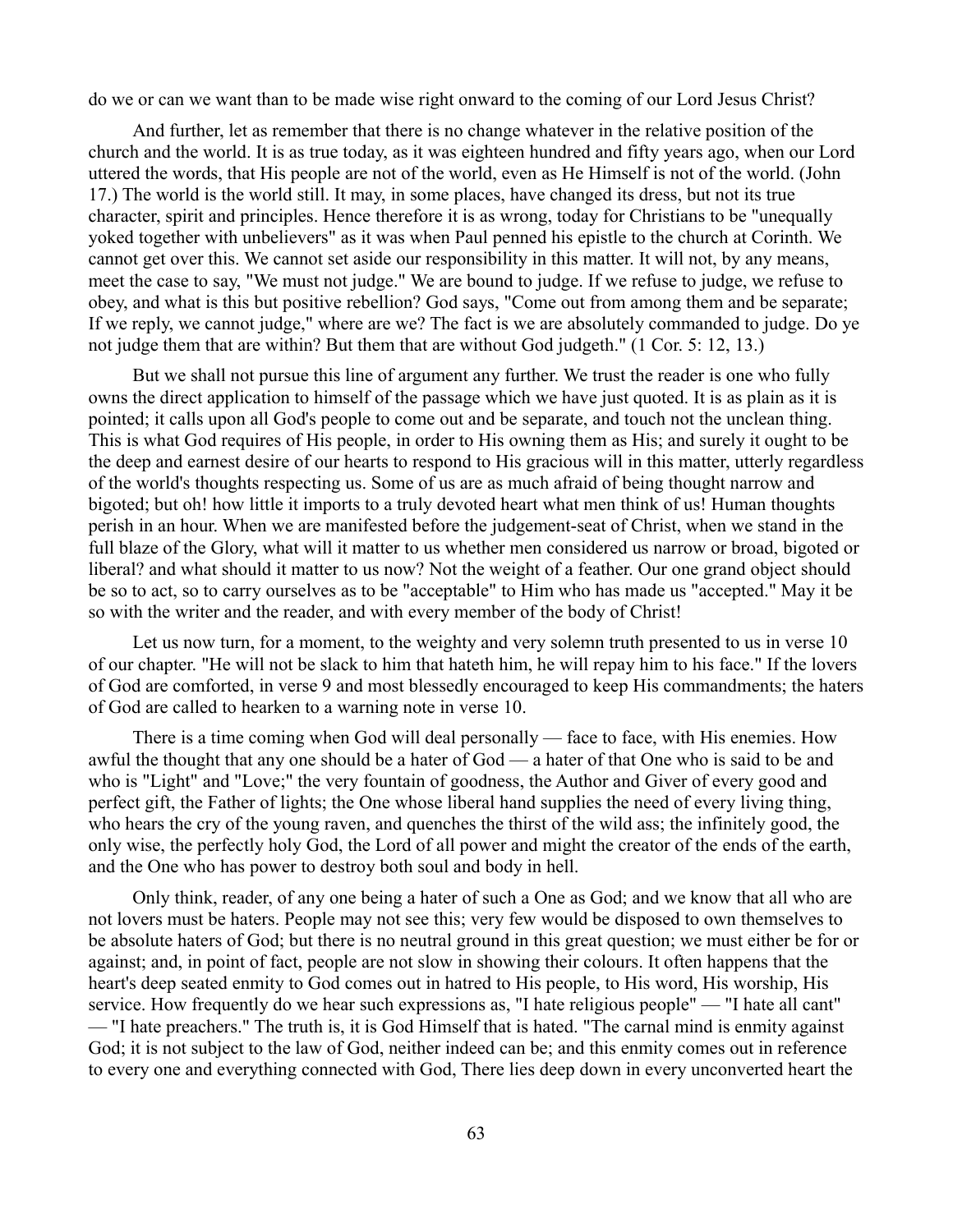do we or can we want than to be made wise right onward to the coming of our Lord Jesus Christ?

And further, let as remember that there is no change whatever in the relative position of the church and the world. It is as true today, as it was eighteen hundred and fifty years ago, when our Lord uttered the words, that His people are not of the world, even as He Himself is not of the world. (John 17.) The world is the world still. It may, in some places, have changed its dress, but not its true character, spirit and principles. Hence therefore it is as wrong, today for Christians to be "unequally yoked together with unbelievers" as it was when Paul penned his epistle to the church at Corinth. We cannot get over this. We cannot set aside our responsibility in this matter. It will not, by any means, meet the case to say, "We must not judge." We are bound to judge. If we refuse to judge, we refuse to obey, and what is this but positive rebellion? God says, "Come out from among them and be separate; If we reply, we cannot judge," where are we? The fact is we are absolutely commanded to judge. Do ye not judge them that are within? But them that are without God judgeth." (1 Cor. 5: 12, 13.)

But we shall not pursue this line of argument any further. We trust the reader is one who fully owns the direct application to himself of the passage which we have just quoted. It is as plain as it is pointed; it calls upon all God's people to come out and be separate, and touch not the unclean thing. This is what God requires of His people, in order to His owning them as His; and surely it ought to be the deep and earnest desire of our hearts to respond to His gracious will in this matter, utterly regardless of the world's thoughts respecting us. Some of us are as much afraid of being thought narrow and bigoted; but oh! how little it imports to a truly devoted heart what men think of us! Human thoughts perish in an hour. When we are manifested before the judgement-seat of Christ, when we stand in the full blaze of the Glory, what will it matter to us whether men considered us narrow or broad, bigoted or liberal? and what should it matter to us now? Not the weight of a feather. Our one grand object should be so to act, so to carry ourselves as to be "acceptable" to Him who has made us "accepted." May it be so with the writer and the reader, and with every member of the body of Christ!

Let us now turn, for a moment, to the weighty and very solemn truth presented to us in verse 10 of our chapter. "He will not be slack to him that hateth him, he will repay him to his face." If the lovers of God are comforted, in verse 9 and most blessedly encouraged to keep His commandments; the haters of God are called to hearken to a warning note in verse 10.

There is a time coming when God will deal personally — face to face, with His enemies. How awful the thought that any one should be a hater of God — a hater of that One who is said to be and who is "Light" and "Love;" the very fountain of goodness, the Author and Giver of every good and perfect gift, the Father of lights; the One whose liberal hand supplies the need of every living thing, who hears the cry of the young raven, and quenches the thirst of the wild ass; the infinitely good, the only wise, the perfectly holy God, the Lord of all power and might the creator of the ends of the earth, and the One who has power to destroy both soul and body in hell.

Only think, reader, of any one being a hater of such a One as God; and we know that all who are not lovers must be haters. People may not see this; very few would be disposed to own themselves to be absolute haters of God; but there is no neutral ground in this great question; we must either be for or against; and, in point of fact, people are not slow in showing their colours. It often happens that the heart's deep seated enmity to God comes out in hatred to His people, to His word, His worship, His service. How frequently do we hear such expressions as, "I hate religious people" — "I hate all cant" — "I hate preachers." The truth is, it is God Himself that is hated. "The carnal mind is enmity against God; it is not subject to the law of God, neither indeed can be; and this enmity comes out in reference to every one and everything connected with God, There lies deep down in every unconverted heart the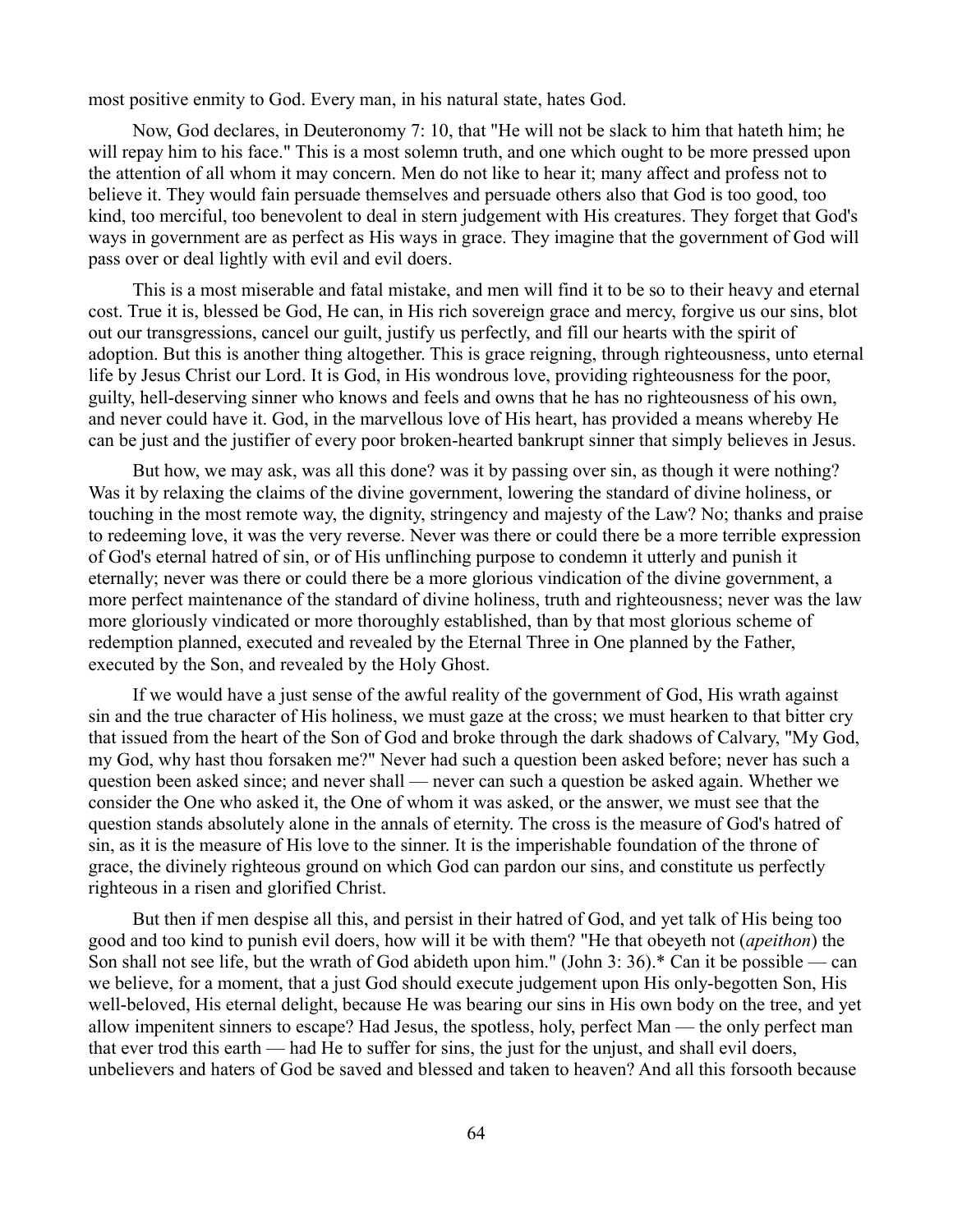most positive enmity to God. Every man, in his natural state, hates God.

Now, God declares, in Deuteronomy 7: 10, that "He will not be slack to him that hateth him; he will repay him to his face." This is a most solemn truth, and one which ought to be more pressed upon the attention of all whom it may concern. Men do not like to hear it; many affect and profess not to believe it. They would fain persuade themselves and persuade others also that God is too good, too kind, too merciful, too benevolent to deal in stern judgement with His creatures. They forget that God's ways in government are as perfect as His ways in grace. They imagine that the government of God will pass over or deal lightly with evil and evil doers.

This is a most miserable and fatal mistake, and men will find it to be so to their heavy and eternal cost. True it is, blessed be God, He can, in His rich sovereign grace and mercy, forgive us our sins, blot out our transgressions, cancel our guilt, justify us perfectly, and fill our hearts with the spirit of adoption. But this is another thing altogether. This is grace reigning, through righteousness, unto eternal life by Jesus Christ our Lord. It is God, in His wondrous love, providing righteousness for the poor, guilty, hell-deserving sinner who knows and feels and owns that he has no righteousness of his own, and never could have it. God, in the marvellous love of His heart, has provided a means whereby He can be just and the justifier of every poor broken-hearted bankrupt sinner that simply believes in Jesus.

But how, we may ask, was all this done? was it by passing over sin, as though it were nothing? Was it by relaxing the claims of the divine government, lowering the standard of divine holiness, or touching in the most remote way, the dignity, stringency and majesty of the Law? No; thanks and praise to redeeming love, it was the very reverse. Never was there or could there be a more terrible expression of God's eternal hatred of sin, or of His unflinching purpose to condemn it utterly and punish it eternally; never was there or could there be a more glorious vindication of the divine government, a more perfect maintenance of the standard of divine holiness, truth and righteousness; never was the law more gloriously vindicated or more thoroughly established, than by that most glorious scheme of redemption planned, executed and revealed by the Eternal Three in One planned by the Father, executed by the Son, and revealed by the Holy Ghost.

If we would have a just sense of the awful reality of the government of God, His wrath against sin and the true character of His holiness, we must gaze at the cross; we must hearken to that bitter cry that issued from the heart of the Son of God and broke through the dark shadows of Calvary, "My God, my God, why hast thou forsaken me?" Never had such a question been asked before; never has such a question been asked since; and never shall — never can such a question be asked again. Whether we consider the One who asked it, the One of whom it was asked, or the answer, we must see that the question stands absolutely alone in the annals of eternity. The cross is the measure of God's hatred of sin, as it is the measure of His love to the sinner. It is the imperishable foundation of the throne of grace, the divinely righteous ground on which God can pardon our sins, and constitute us perfectly righteous in a risen and glorified Christ.

But then if men despise all this, and persist in their hatred of God, and yet talk of His being too good and too kind to punish evil doers, how will it be with them? "He that obeyeth not (*apeithon*) the Son shall not see life, but the wrath of God abideth upon him." (John 3: 36).* Can it be possible — can we believe, for a moment, that a just God should execute judgement upon His only-begotten Son, His well-beloved, His eternal delight, because He was bearing our sins in His own body on the tree, and yet allow impenitent sinners to escape? Had Jesus, the spotless, holy, perfect Man — the only perfect man that ever trod this earth — had He to suffer for sins, the just for the unjust, and shall evil doers, unbelievers and haters of God be saved and blessed and taken to heaven? And all this forsooth because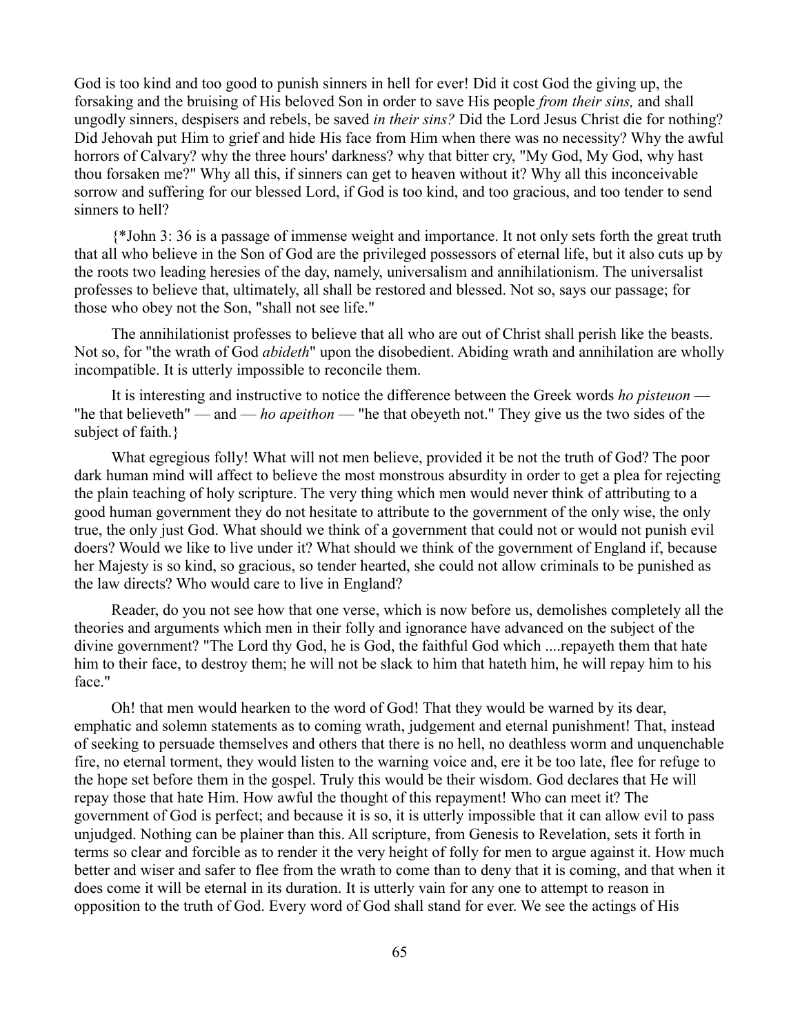God is too kind and too good to punish sinners in hell for ever! Did it cost God the giving up, the forsaking and the bruising of His beloved Son in order to save His people *from their sins,* and shall ungodly sinners, despisers and rebels, be saved *in their sins?* Did the Lord Jesus Christ die for nothing? Did Jehovah put Him to grief and hide His face from Him when there was no necessity? Why the awful horrors of Calvary? why the three hours' darkness? why that bitter cry, "My God, My God, why hast thou forsaken me?" Why all this, if sinners can get to heaven without it? Why all this inconceivable sorrow and suffering for our blessed Lord, if God is too kind, and too gracious, and too tender to send sinners to hell?

{*John 3: 36 is a passage of immense weight and importance. It not only sets forth the great truth that all who believe in the Son of God are the privileged possessors of eternal life, but it also cuts up by the roots two leading heresies of the day, namely, universalism and annihilationism. The universalist professes to believe that, ultimately, all shall be restored and blessed. Not so, says our passage; for those who obey not the Son, "shall not see life."

The annihilationist professes to believe that all who are out of Christ shall perish like the beasts. Not so, for "the wrath of God *abideth*" upon the disobedient. Abiding wrath and annihilation are wholly incompatible. It is utterly impossible to reconcile them.

It is interesting and instructive to notice the difference between the Greek words *ho pisteuon* — "he that believeth" — and — *ho apeithon* — "he that obeyeth not." They give us the two sides of the subject of faith.}

What egregious folly! What will not men believe, provided it be not the truth of God? The poor dark human mind will affect to believe the most monstrous absurdity in order to get a plea for rejecting the plain teaching of holy scripture. The very thing which men would never think of attributing to a good human government they do not hesitate to attribute to the government of the only wise, the only true, the only just God. What should we think of a government that could not or would not punish evil doers? Would we like to live under it? What should we think of the government of England if, because her Majesty is so kind, so gracious, so tender hearted, she could not allow criminals to be punished as the law directs? Who would care to live in England?

Reader, do you not see how that one verse, which is now before us, demolishes completely all the theories and arguments which men in their folly and ignorance have advanced on the subject of the divine government? "The Lord thy God, he is God, the faithful God which ....repayeth them that hate him to their face, to destroy them; he will not be slack to him that hateth him, he will repay him to his face."

Oh! that men would hearken to the word of God! That they would be warned by its dear, emphatic and solemn statements as to coming wrath, judgement and eternal punishment! That, instead of seeking to persuade themselves and others that there is no hell, no deathless worm and unquenchable fire, no eternal torment, they would listen to the warning voice and, ere it be too late, flee for refuge to the hope set before them in the gospel. Truly this would be their wisdom. God declares that He will repay those that hate Him. How awful the thought of this repayment! Who can meet it? The government of God is perfect; and because it is so, it is utterly impossible that it can allow evil to pass unjudged. Nothing can be plainer than this. All scripture, from Genesis to Revelation, sets it forth in terms so clear and forcible as to render it the very height of folly for men to argue against it. How much better and wiser and safer to flee from the wrath to come than to deny that it is coming, and that when it does come it will be eternal in its duration. It is utterly vain for any one to attempt to reason in opposition to the truth of God. Every word of God shall stand for ever. We see the actings of His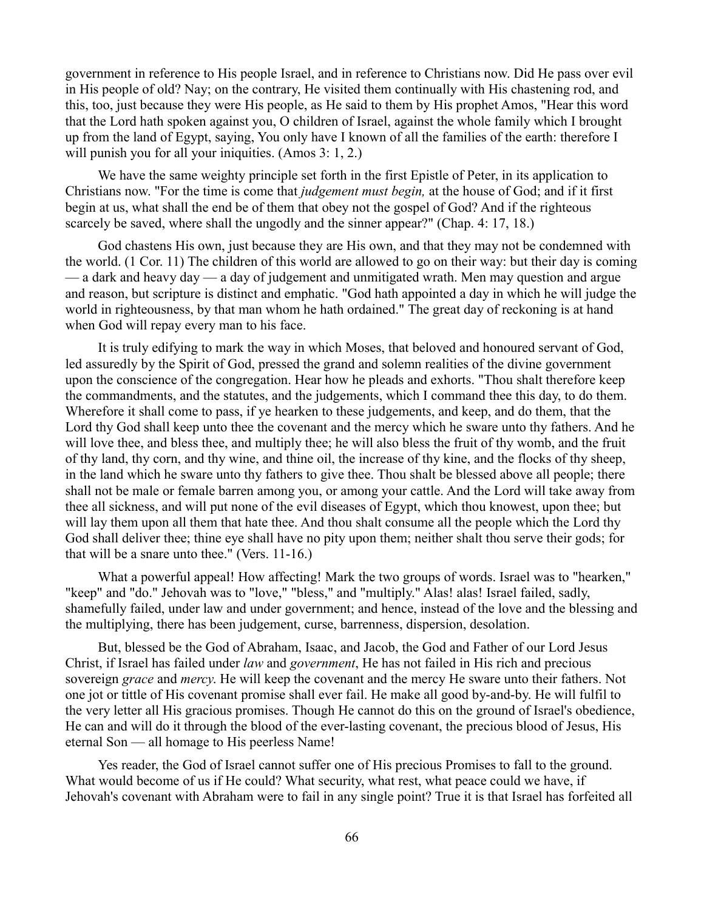government in reference to His people Israel, and in reference to Christians now. Did He pass over evil in His people of old? Nay; on the contrary, He visited them continually with His chastening rod, and this, too, just because they were His people, as He said to them by His prophet Amos, "Hear this word that the Lord hath spoken against you, O children of Israel, against the whole family which I brought up from the land of Egypt, saying, You only have I known of all the families of the earth: therefore I will punish you for all your iniquities. (Amos 3: 1, 2.)

We have the same weighty principle set forth in the first Epistle of Peter, in its application to Christians now. "For the time is come that *judgement must begin,* at the house of God; and if it first begin at us, what shall the end be of them that obey not the gospel of God? And if the righteous scarcely be saved, where shall the ungodly and the sinner appear?" (Chap. 4: 17, 18.)

God chastens His own, just because they are His own, and that they may not be condemned with the world. (1 Cor. 11) The children of this world are allowed to go on their way: but their day is coming — a dark and heavy day — a day of judgement and unmitigated wrath. Men may question and argue and reason, but scripture is distinct and emphatic. "God hath appointed a day in which he will judge the world in righteousness, by that man whom he hath ordained." The great day of reckoning is at hand when God will repay every man to his face.

It is truly edifying to mark the way in which Moses, that beloved and honoured servant of God, led assuredly by the Spirit of God, pressed the grand and solemn realities of the divine government upon the conscience of the congregation. Hear how he pleads and exhorts. "Thou shalt therefore keep the commandments, and the statutes, and the judgements, which I command thee this day, to do them. Wherefore it shall come to pass, if ye hearken to these judgements, and keep, and do them, that the Lord thy God shall keep unto thee the covenant and the mercy which he sware unto thy fathers. And he will love thee, and bless thee, and multiply thee; he will also bless the fruit of thy womb, and the fruit of thy land, thy corn, and thy wine, and thine oil, the increase of thy kine, and the flocks of thy sheep, in the land which he sware unto thy fathers to give thee. Thou shalt be blessed above all people; there shall not be male or female barren among you, or among your cattle. And the Lord will take away from thee all sickness, and will put none of the evil diseases of Egypt, which thou knowest, upon thee; but will lay them upon all them that hate thee. And thou shalt consume all the people which the Lord thy God shall deliver thee; thine eye shall have no pity upon them; neither shalt thou serve their gods; for that will be a snare unto thee." (Vers. 11-16.)

What a powerful appeal! How affecting! Mark the two groups of words. Israel was to "hearken," "keep" and "do." Jehovah was to "love," "bless," and "multiply." Alas! alas! Israel failed, sadly, shamefully failed, under law and under government; and hence, instead of the love and the blessing and the multiplying, there has been judgement, curse, barrenness, dispersion, desolation.

But, blessed be the God of Abraham, Isaac, and Jacob, the God and Father of our Lord Jesus Christ, if Israel has failed under *law* and *government*, He has not failed in His rich and precious sovereign *grace* and *mercy*. He will keep the covenant and the mercy He sware unto their fathers. Not one jot or tittle of His covenant promise shall ever fail. He make all good by-and-by. He will fulfil to the very letter all His gracious promises. Though He cannot do this on the ground of Israel's obedience, He can and will do it through the blood of the ever-lasting covenant, the precious blood of Jesus, His eternal Son — all homage to His peerless Name!

Yes reader, the God of Israel cannot suffer one of His precious Promises to fall to the ground. What would become of us if He could? What security, what rest, what peace could we have, if Jehovah's covenant with Abraham were to fail in any single point? True it is that Israel has forfeited all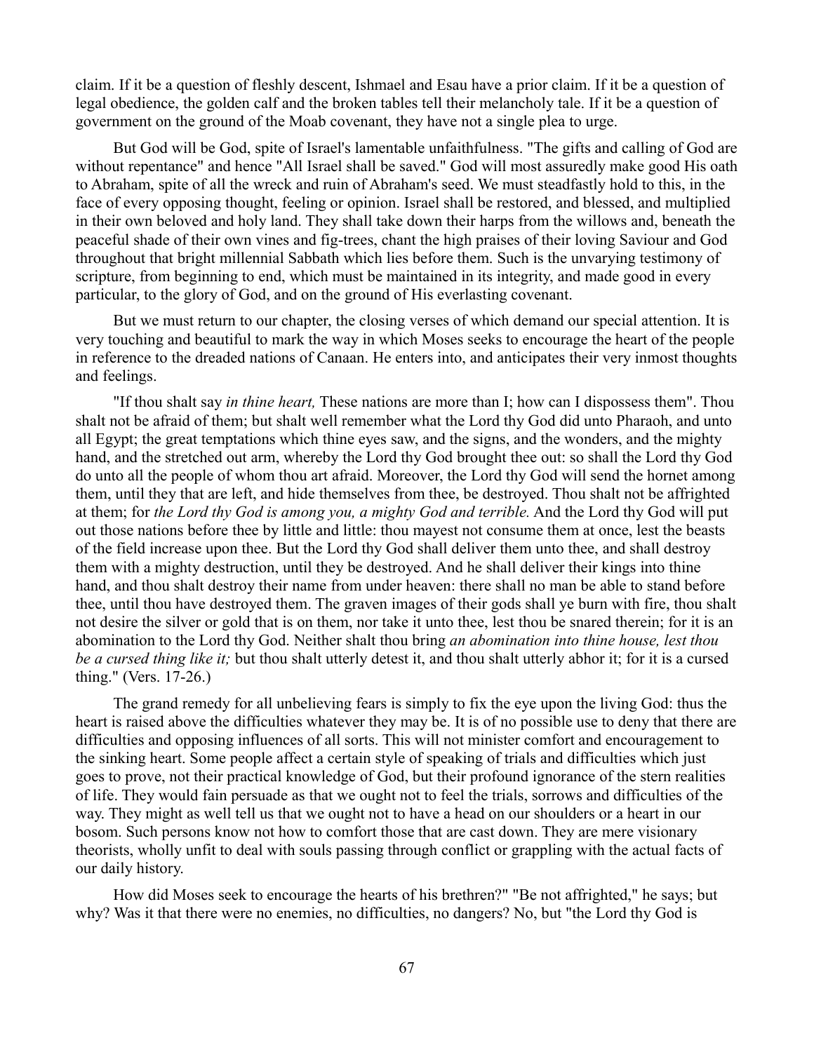claim. If it be a question of fleshly descent, Ishmael and Esau have a prior claim. If it be a question of legal obedience, the golden calf and the broken tables tell their melancholy tale. If it be a question of government on the ground of the Moab covenant, they have not a single plea to urge.

But God will be God, spite of Israel's lamentable unfaithfulness. "The gifts and calling of God are without repentance" and hence "All Israel shall be saved." God will most assuredly make good His oath to Abraham, spite of all the wreck and ruin of Abraham's seed. We must steadfastly hold to this, in the face of every opposing thought, feeling or opinion. Israel shall be restored, and blessed, and multiplied in their own beloved and holy land. They shall take down their harps from the willows and, beneath the peaceful shade of their own vines and fig-trees, chant the high praises of their loving Saviour and God throughout that bright millennial Sabbath which lies before them. Such is the unvarying testimony of scripture, from beginning to end, which must be maintained in its integrity, and made good in every particular, to the glory of God, and on the ground of His everlasting covenant.

But we must return to our chapter, the closing verses of which demand our special attention. It is very touching and beautiful to mark the way in which Moses seeks to encourage the heart of the people in reference to the dreaded nations of Canaan. He enters into, and anticipates their very inmost thoughts and feelings.

"If thou shalt say *in thine heart,* These nations are more than I; how can I dispossess them". Thou shalt not be afraid of them; but shalt well remember what the Lord thy God did unto Pharaoh, and unto all Egypt; the great temptations which thine eyes saw, and the signs, and the wonders, and the mighty hand, and the stretched out arm, whereby the Lord thy God brought thee out: so shall the Lord thy God do unto all the people of whom thou art afraid. Moreover, the Lord thy God will send the hornet among them, until they that are left, and hide themselves from thee, be destroyed. Thou shalt not be affrighted at them; for *the Lord thy God is among you, a mighty God and terrible.* And the Lord thy God will put out those nations before thee by little and little: thou mayest not consume them at once, lest the beasts of the field increase upon thee. But the Lord thy God shall deliver them unto thee, and shall destroy them with a mighty destruction, until they be destroyed. And he shall deliver their kings into thine hand, and thou shalt destroy their name from under heaven: there shall no man be able to stand before thee, until thou have destroyed them. The graven images of their gods shall ye burn with fire, thou shalt not desire the silver or gold that is on them, nor take it unto thee, lest thou be snared therein; for it is an abomination to the Lord thy God. Neither shalt thou bring *an abomination into thine house, lest thou be a cursed thing like it;* but thou shalt utterly detest it, and thou shalt utterly abhor it; for it is a cursed thing." (Vers. 17-26.)

The grand remedy for all unbelieving fears is simply to fix the eye upon the living God: thus the heart is raised above the difficulties whatever they may be. It is of no possible use to deny that there are difficulties and opposing influences of all sorts. This will not minister comfort and encouragement to the sinking heart. Some people affect a certain style of speaking of trials and difficulties which just goes to prove, not their practical knowledge of God, but their profound ignorance of the stern realities of life. They would fain persuade as that we ought not to feel the trials, sorrows and difficulties of the way. They might as well tell us that we ought not to have a head on our shoulders or a heart in our bosom. Such persons know not how to comfort those that are cast down. They are mere visionary theorists, wholly unfit to deal with souls passing through conflict or grappling with the actual facts of our daily history.

How did Moses seek to encourage the hearts of his brethren?" "Be not affrighted," he says; but why? Was it that there were no enemies, no difficulties, no dangers? No, but "the Lord thy God is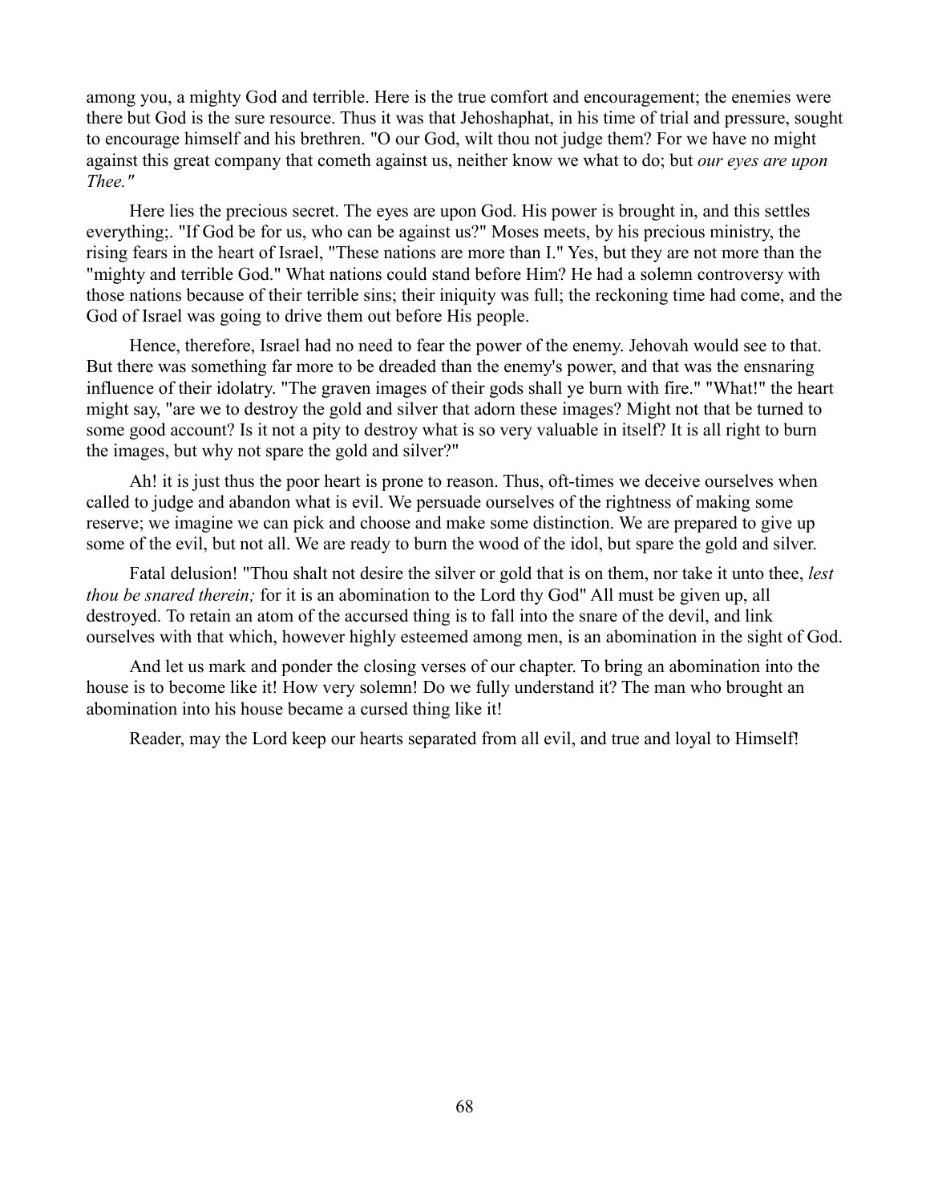among you, a mighty God and terrible. Here is the true comfort and encouragement; the enemies were there but God is the sure resource. Thus it was that Jehoshaphat, in his time of trial and pressure, sought to encourage himself and his brethren. "O our God, wilt thou not judge them? For we have no might against this great company that cometh against us, neither know we what to do; but *our eyes are upon Thee."*

Here lies the precious secret. The eyes are upon God. His power is brought in, and this settles everything;. "If God be for us, who can be against us?" Moses meets, by his precious ministry, the rising fears in the heart of Israel, "These nations are more than I." Yes, but they are not more than the "mighty and terrible God." What nations could stand before Him? He had a solemn controversy with those nations because of their terrible sins; their iniquity was full; the reckoning time had come, and the God of Israel was going to drive them out before His people.

Hence, therefore, Israel had no need to fear the power of the enemy. Jehovah would see to that. But there was something far more to be dreaded than the enemy's power, and that was the ensnaring influence of their idolatry. "The graven images of their gods shall ye burn with fire." "What!" the heart might say, "are we to destroy the gold and silver that adorn these images? Might not that be turned to some good account? Is it not a pity to destroy what is so very valuable in itself? It is all right to burn the images, but why not spare the gold and silver?"

Ah! it is just thus the poor heart is prone to reason. Thus, oft-times we deceive ourselves when called to judge and abandon what is evil. We persuade ourselves of the rightness of making some reserve; we imagine we can pick and choose and make some distinction. We are prepared to give up some of the evil, but not all. We are ready to burn the wood of the idol, but spare the gold and silver.

Fatal delusion! "Thou shalt not desire the silver or gold that is on them, nor take it unto thee, *lest thou be snared therein;* for it is an abomination to the Lord thy God" All must be given up, all destroyed. To retain an atom of the accursed thing is to fall into the snare of the devil, and link ourselves with that which, however highly esteemed among men, is an abomination in the sight of God.

And let us mark and ponder the closing verses of our chapter. To bring an abomination into the house is to become like it! How very solemn! Do we fully understand it? The man who brought an abomination into his house became a cursed thing like it!

Reader, may the Lord keep our hearts separated from all evil, and true and loyal to Himself!